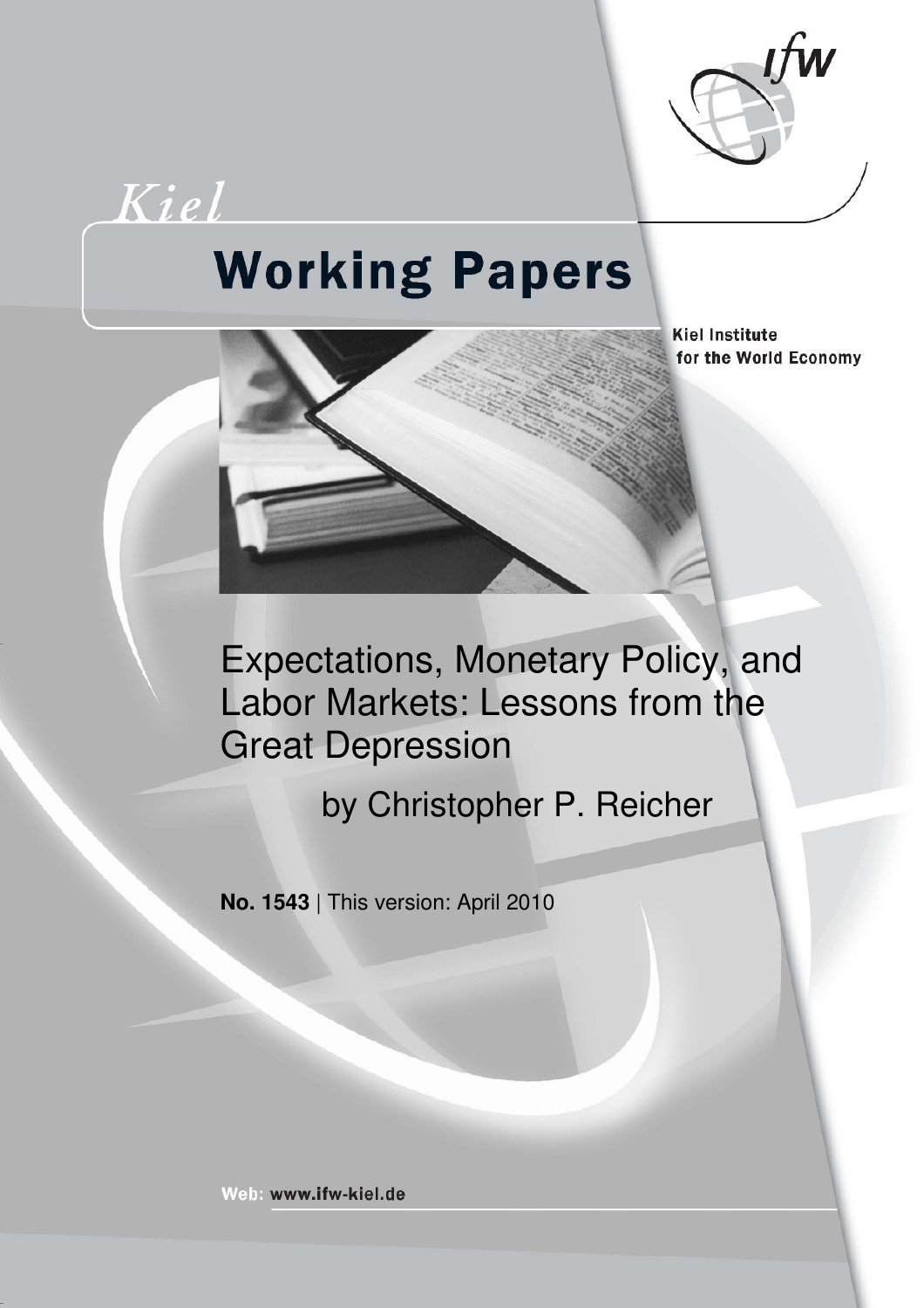Kiel

# Working Papers

Kiel Institute for the World Economy

# Expectations, Monetary Policy, and Labor Markets: Lessons from the Great Depression

by Christopher P. Reicher

**No. 1543** | This version: April 2010

Web: www.ifw-kiel.de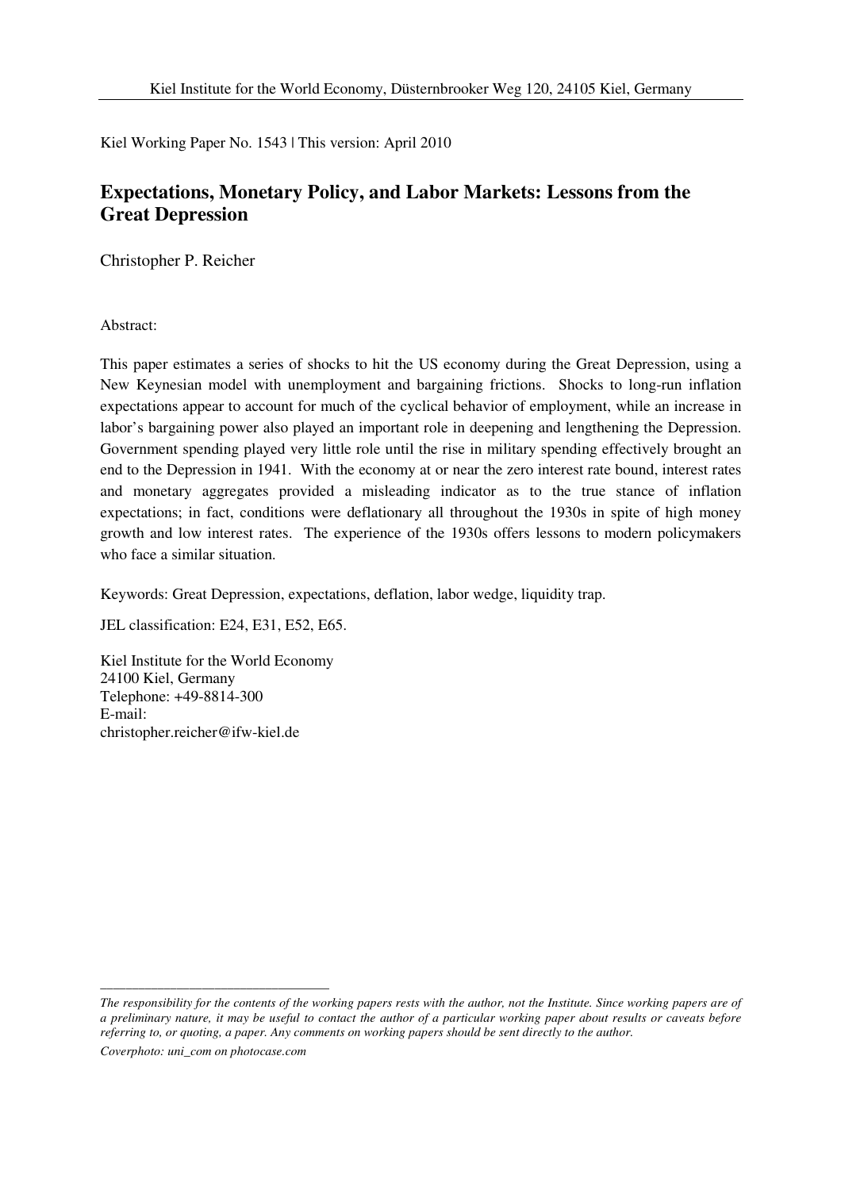Kiel Institute for the World Economy, Düsternbrooker Weg 120, 24105 Kiel, Germany

Kiel Working Paper No. 1543 | This version: April 2010

# Expectations, Monetary Policy, and Labor Markets: Lessons from the Great Depression

Christopher P. Reicher

Abstract:

This paper estimates a series of shocks to hit the US economy during the Great Depression, using a New Keynesian model with unemployment and bargaining frictions. Shocks to long-run inflation expectations appear to account for much of the cyclical behavior of employment, while an increase in labor's bargaining power also played an important role in deepening and lengthening the Depression. Government spending played very little role until the rise in military spending effectively brought an end to the Depression in 1941. With the economy at or near the zero interest rate bound, interest rates and monetary aggregates provided a misleading indicator as to the true stance of inflation expectations; in fact, conditions were deflationary all throughout the 1930s in spite of high money growth and low interest rates. The experience of the 1930s offers lessons to modern policymakers who face a similar situation.

Keywords: Great Depression, expectations, deflation, labor wedge, liquidity trap.

JEL classification: E24, E31, E52, E65.

Kiel Institute for the World Economy
24100 Kiel, Germany
Telephone: +49-8814-300
E-mail:
christopher.reicher@ifw-kiel.de

---

*The responsibility for the contents of the working papers rests with the author, not the Institute. Since working papers are of a preliminary nature, it may be useful to contact the author of a particular working paper about results or caveats before referring to, or quoting, a paper. Any comments on working papers should be sent directly to the author.*

*Coverphoto: uni_com on photocase.com*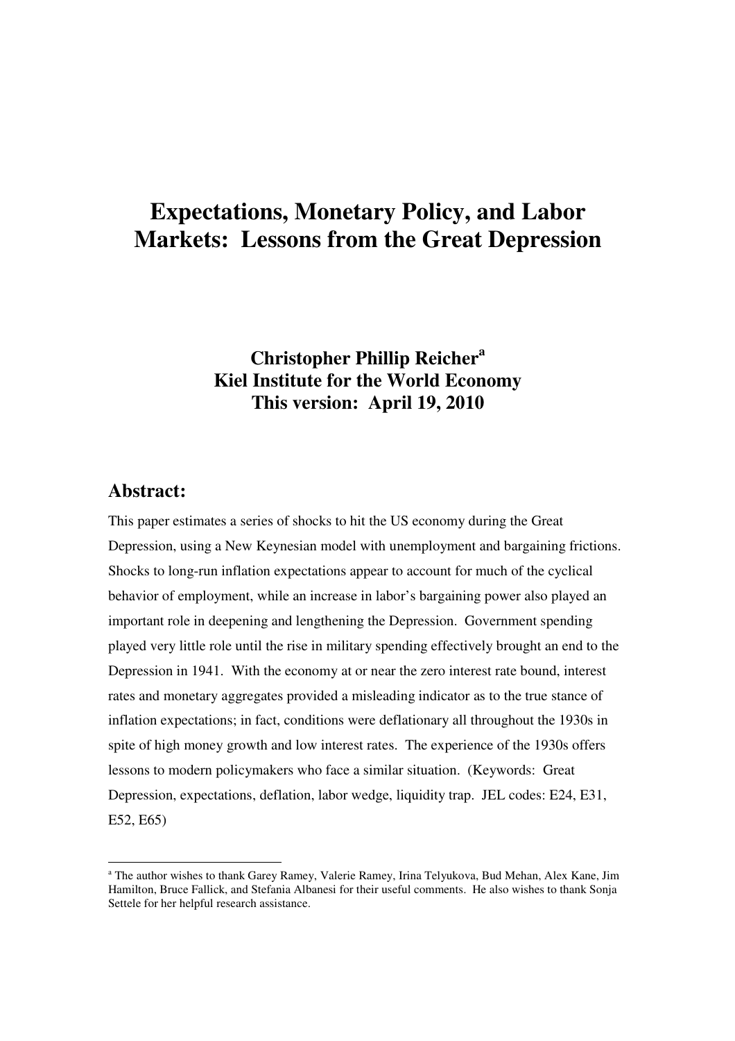# Expectations, Monetary Policy, and Labor Markets: Lessons from the Great Depression

**Christopher Phillip Reicher[a]**
**Kiel Institute for the World Economy**
**This version: April 19, 2010**

## Abstract:

This paper estimates a series of shocks to hit the US economy during the Great Depression, using a New Keynesian model with unemployment and bargaining frictions. Shocks to long-run inflation expectations appear to account for much of the cyclical behavior of employment, while an increase in labor's bargaining power also played an important role in deepening and lengthening the Depression. Government spending played very little role until the rise in military spending effectively brought an end to the Depression in 1941. With the economy at or near the zero interest rate bound, interest rates and monetary aggregates provided a misleading indicator as to the true stance of inflation expectations; in fact, conditions were deflationary all throughout the 1930s in spite of high money growth and low interest rates. The experience of the 1930s offers lessons to modern policymakers who face a similar situation. (Keywords: Great Depression, expectations, deflation, labor wedge, liquidity trap. JEL codes: E24, E31, E52, E65)

---

[a] The author wishes to thank Garey Ramey, Valerie Ramey, Irina Telyukova, Bud Mehan, Alex Kane, Jim Hamilton, Bruce Fallick, and Stefania Albanesi for their useful comments. He also wishes to thank Sonja Settele for her helpful research assistance.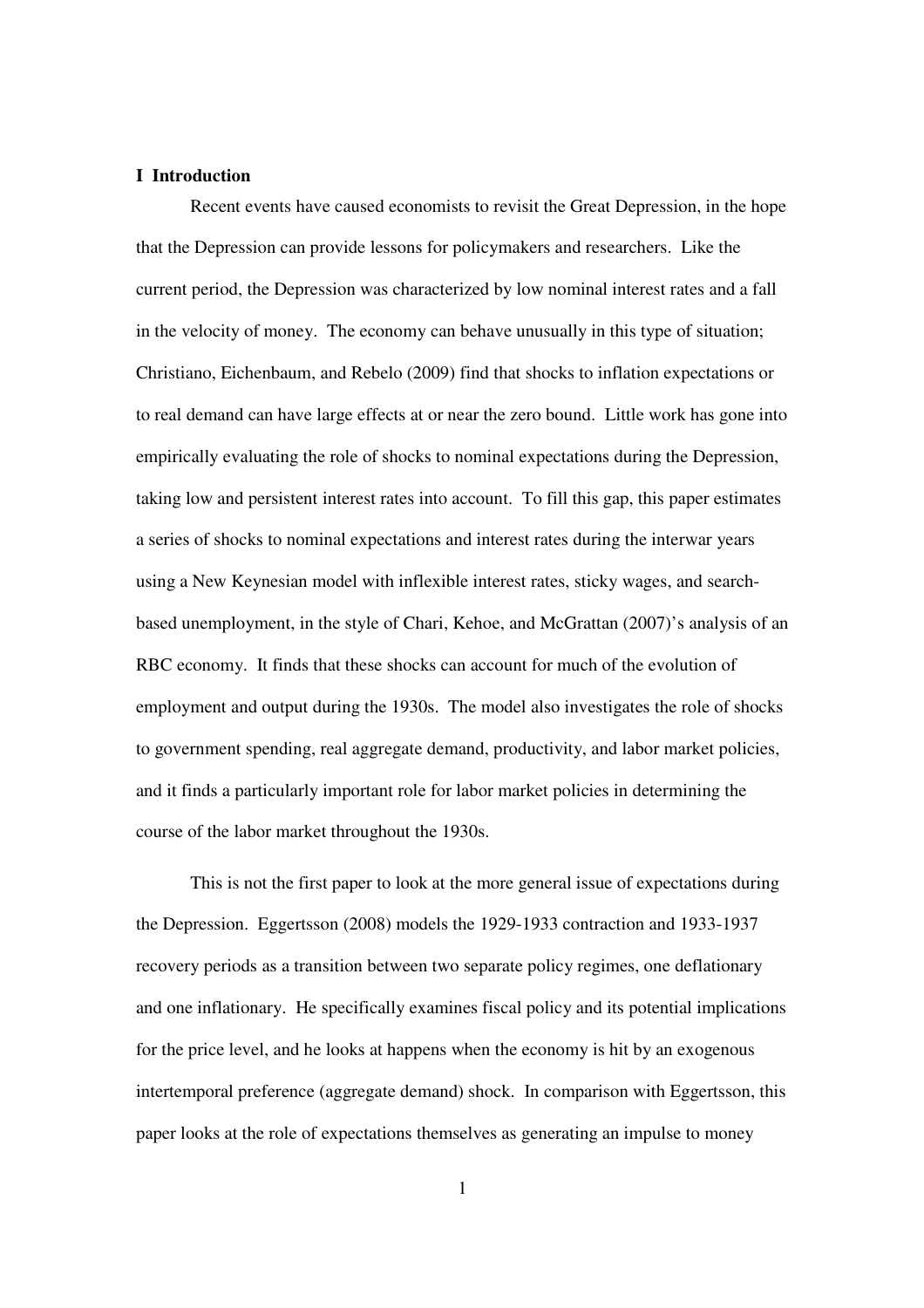## I Introduction

Recent events have caused economists to revisit the Great Depression, in the hope that the Depression can provide lessons for policymakers and researchers. Like the current period, the Depression was characterized by low nominal interest rates and a fall in the velocity of money. The economy can behave unusually in this type of situation; Christiano, Eichenbaum, and Rebelo (2009) find that shocks to inflation expectations or to real demand can have large effects at or near the zero bound. Little work has gone into empirically evaluating the role of shocks to nominal expectations during the Depression, taking low and persistent interest rates into account. To fill this gap, this paper estimates a series of shocks to nominal expectations and interest rates during the interwar years using a New Keynesian model with inflexible interest rates, sticky wages, and search-based unemployment, in the style of Chari, Kehoe, and McGrattan (2007)'s analysis of an RBC economy. It finds that these shocks can account for much of the evolution of employment and output during the 1930s. The model also investigates the role of shocks to government spending, real aggregate demand, productivity, and labor market policies, and it finds a particularly important role for labor market policies in determining the course of the labor market throughout the 1930s.

This is not the first paper to look at the more general issue of expectations during the Depression. Eggertsson (2008) models the 1929-1933 contraction and 1933-1937 recovery periods as a transition between two separate policy regimes, one deflationary and one inflationary. He specifically examines fiscal policy and its potential implications for the price level, and he looks at happens when the economy is hit by an exogenous intertemporal preference (aggregate demand) shock. In comparison with Eggertsson, this paper looks at the role of expectations themselves as generating an impulse to money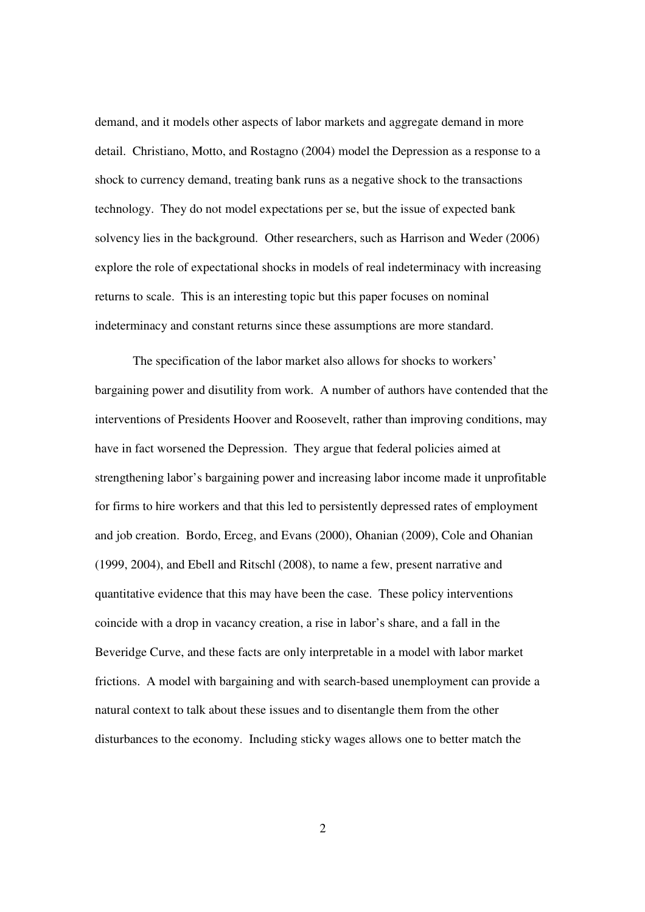demand, and it models other aspects of labor markets and aggregate demand in more detail. Christiano, Motto, and Rostagno (2004) model the Depression as a response to a shock to currency demand, treating bank runs as a negative shock to the transactions technology. They do not model expectations per se, but the issue of expected bank solvency lies in the background. Other researchers, such as Harrison and Weder (2006) explore the role of expectational shocks in models of real indeterminacy with increasing returns to scale. This is an interesting topic but this paper focuses on nominal indeterminacy and constant returns since these assumptions are more standard.

The specification of the labor market also allows for shocks to workers' bargaining power and disutility from work. A number of authors have contended that the interventions of Presidents Hoover and Roosevelt, rather than improving conditions, may have in fact worsened the Depression. They argue that federal policies aimed at strengthening labor's bargaining power and increasing labor income made it unprofitable for firms to hire workers and that this led to persistently depressed rates of employment and job creation. Bordo, Erceg, and Evans (2000), Ohanian (2009), Cole and Ohanian (1999, 2004), and Ebell and Ritschl (2008), to name a few, present narrative and quantitative evidence that this may have been the case. These policy interventions coincide with a drop in vacancy creation, a rise in labor's share, and a fall in the Beveridge Curve, and these facts are only interpretable in a model with labor market frictions. A model with bargaining and with search-based unemployment can provide a natural context to talk about these issues and to disentangle them from the other disturbances to the economy. Including sticky wages allows one to better match the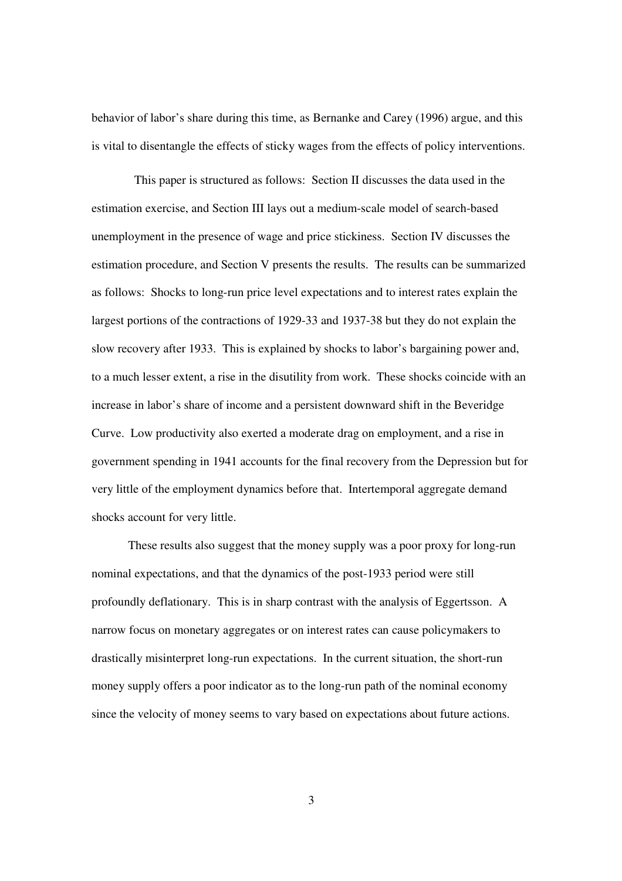behavior of labor's share during this time, as Bernanke and Carey (1996) argue, and this is vital to disentangle the effects of sticky wages from the effects of policy interventions.

This paper is structured as follows: Section II discusses the data used in the estimation exercise, and Section III lays out a medium-scale model of search-based unemployment in the presence of wage and price stickiness. Section IV discusses the estimation procedure, and Section V presents the results. The results can be summarized as follows: Shocks to long-run price level expectations and to interest rates explain the largest portions of the contractions of 1929-33 and 1937-38 but they do not explain the slow recovery after 1933. This is explained by shocks to labor's bargaining power and, to a much lesser extent, a rise in the disutility from work. These shocks coincide with an increase in labor's share of income and a persistent downward shift in the Beveridge Curve. Low productivity also exerted a moderate drag on employment, and a rise in government spending in 1941 accounts for the final recovery from the Depression but for very little of the employment dynamics before that. Intertemporal aggregate demand shocks account for very little.

These results also suggest that the money supply was a poor proxy for long-run nominal expectations, and that the dynamics of the post-1933 period were still profoundly deflationary. This is in sharp contrast with the analysis of Eggertsson. A narrow focus on monetary aggregates or on interest rates can cause policymakers to drastically misinterpret long-run expectations. In the current situation, the short-run money supply offers a poor indicator as to the long-run path of the nominal economy since the velocity of money seems to vary based on expectations about future actions.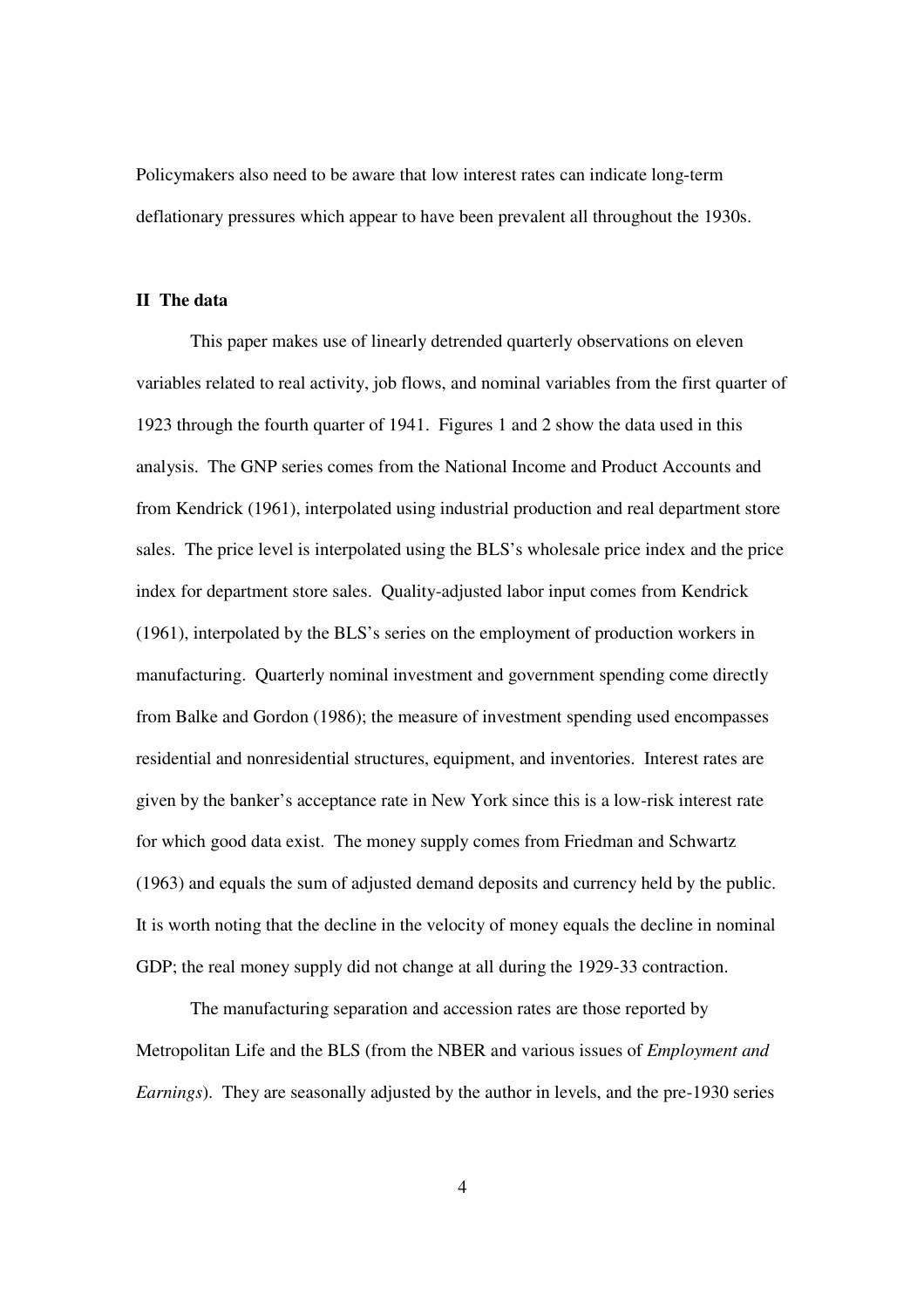Policymakers also need to be aware that low interest rates can indicate long-term deflationary pressures which appear to have been prevalent all throughout the 1930s.

## II The data

This paper makes use of linearly detrended quarterly observations on eleven variables related to real activity, job flows, and nominal variables from the first quarter of 1923 through the fourth quarter of 1941. Figures 1 and 2 show the data used in this analysis. The GNP series comes from the National Income and Product Accounts and from Kendrick (1961), interpolated using industrial production and real department store sales. The price level is interpolated using the BLS's wholesale price index and the price index for department store sales. Quality-adjusted labor input comes from Kendrick (1961), interpolated by the BLS's series on the employment of production workers in manufacturing. Quarterly nominal investment and government spending come directly from Balke and Gordon (1986); the measure of investment spending used encompasses residential and nonresidential structures, equipment, and inventories. Interest rates are given by the banker's acceptance rate in New York since this is a low-risk interest rate for which good data exist. The money supply comes from Friedman and Schwartz (1963) and equals the sum of adjusted demand deposits and currency held by the public. It is worth noting that the decline in the velocity of money equals the decline in nominal GDP; the real money supply did not change at all during the 1929-33 contraction.

The manufacturing separation and accession rates are those reported by Metropolitan Life and the BLS (from the NBER and various issues of *Employment and Earnings*). They are seasonally adjusted by the author in levels, and the pre-1930 series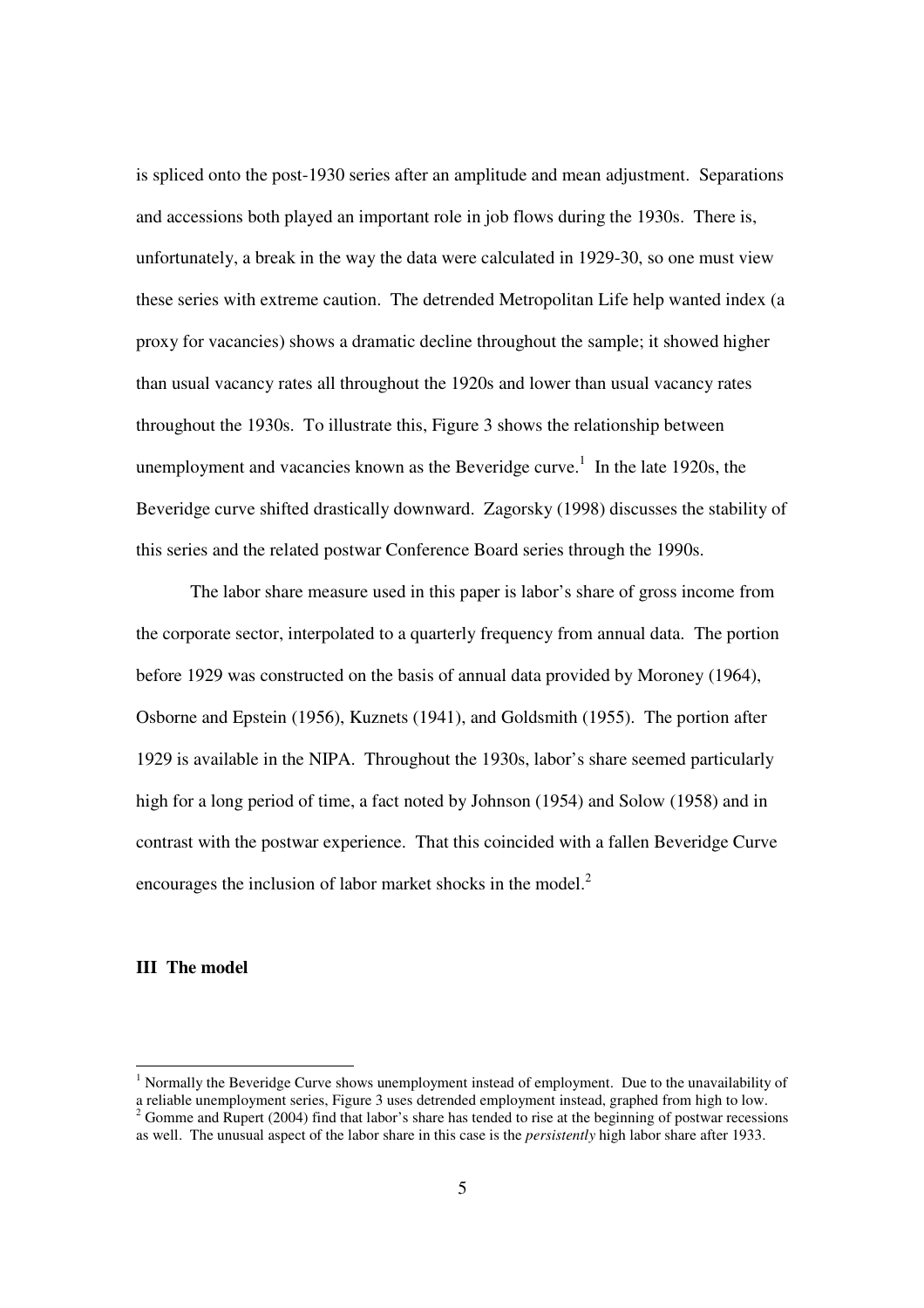is spliced onto the post-1930 series after an amplitude and mean adjustment. Separations and accessions both played an important role in job flows during the 1930s. There is, unfortunately, a break in the way the data were calculated in 1929-30, so one must view these series with extreme caution. The detrended Metropolitan Life help wanted index (a proxy for vacancies) shows a dramatic decline throughout the sample; it showed higher than usual vacancy rates all throughout the 1920s and lower than usual vacancy rates throughout the 1930s. To illustrate this, Figure 3 shows the relationship between unemployment and vacancies known as the Beveridge curve.[1] In the late 1920s, the Beveridge curve shifted drastically downward. Zagorsky (1998) discusses the stability of this series and the related postwar Conference Board series through the 1990s.

The labor share measure used in this paper is labor's share of gross income from the corporate sector, interpolated to a quarterly frequency from annual data. The portion before 1929 was constructed on the basis of annual data provided by Moroney (1964), Osborne and Epstein (1956), Kuznets (1941), and Goldsmith (1955). The portion after 1929 is available in the NIPA. Throughout the 1930s, labor's share seemed particularly high for a long period of time, a fact noted by Johnson (1954) and Solow (1958) and in contrast with the postwar experience. That this coincided with a fallen Beveridge Curve encourages the inclusion of labor market shocks in the model.[2]

## III The model

[1] Normally the Beveridge Curve shows unemployment instead of employment. Due to the unavailability of a reliable unemployment series, Figure 3 uses detrended employment instead, graphed from high to low.

[2] Gomme and Rupert (2004) find that labor's share has tended to rise at the beginning of postwar recessions as well. The unusual aspect of the labor share in this case is the *persistently* high labor share after 1933.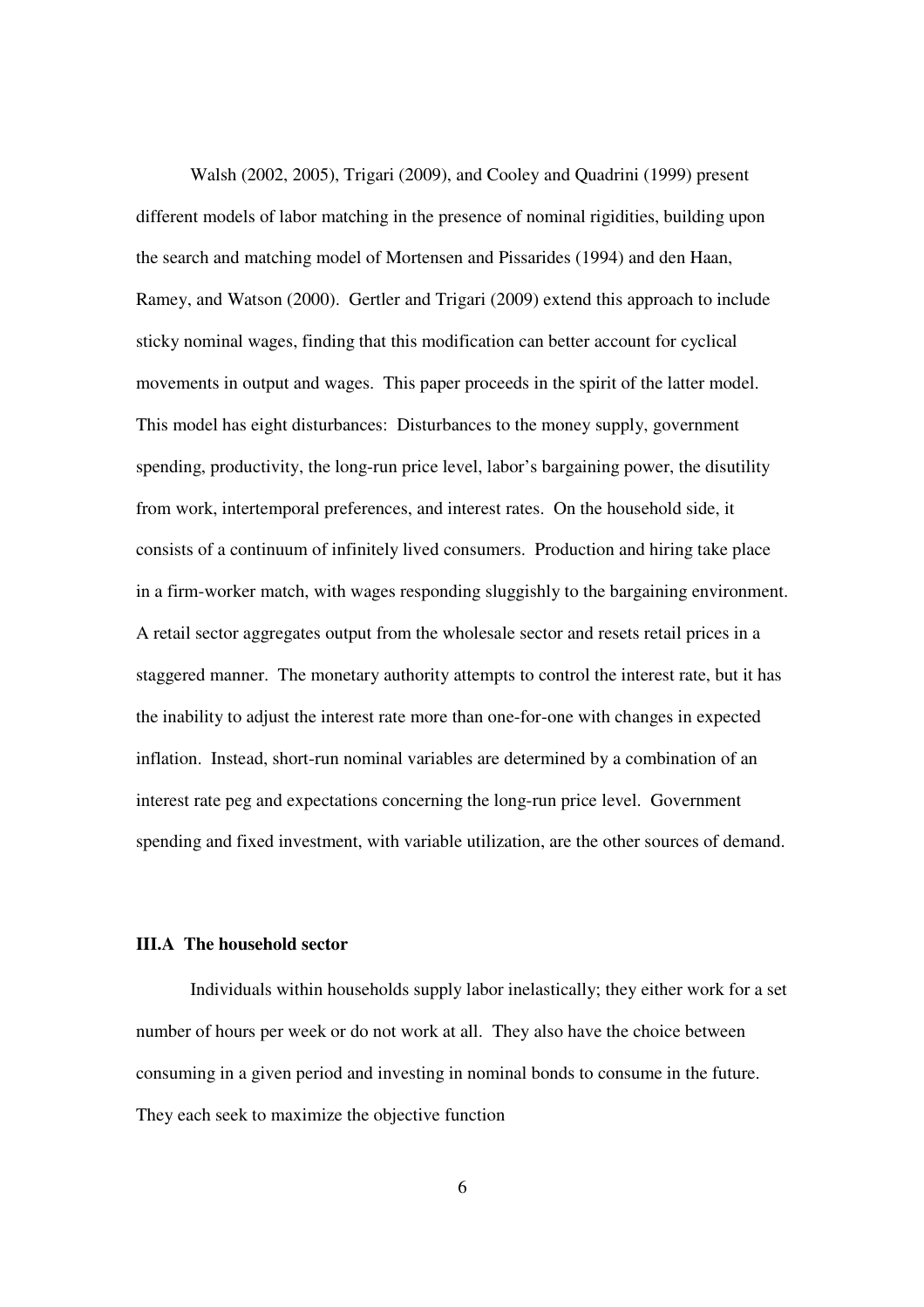Walsh (2002, 2005), Trigari (2009), and Cooley and Quadrini (1999) present different models of labor matching in the presence of nominal rigidities, building upon the search and matching model of Mortensen and Pissarides (1994) and den Haan, Ramey, and Watson (2000). Gertler and Trigari (2009) extend this approach to include sticky nominal wages, finding that this modification can better account for cyclical movements in output and wages. This paper proceeds in the spirit of the latter model. This model has eight disturbances: Disturbances to the money supply, government spending, productivity, the long-run price level, labor's bargaining power, the disutility from work, intertemporal preferences, and interest rates. On the household side, it consists of a continuum of infinitely lived consumers. Production and hiring take place in a firm-worker match, with wages responding sluggishly to the bargaining environment. A retail sector aggregates output from the wholesale sector and resets retail prices in a staggered manner. The monetary authority attempts to control the interest rate, but it has the inability to adjust the interest rate more than one-for-one with changes in expected inflation. Instead, short-run nominal variables are determined by a combination of an interest rate peg and expectations concerning the long-run price level. Government spending and fixed investment, with variable utilization, are the other sources of demand.

### III.A The household sector

Individuals within households supply labor inelastically; they either work for a set number of hours per week or do not work at all. They also have the choice between consuming in a given period and investing in nominal bonds to consume in the future. They each seek to maximize the objective function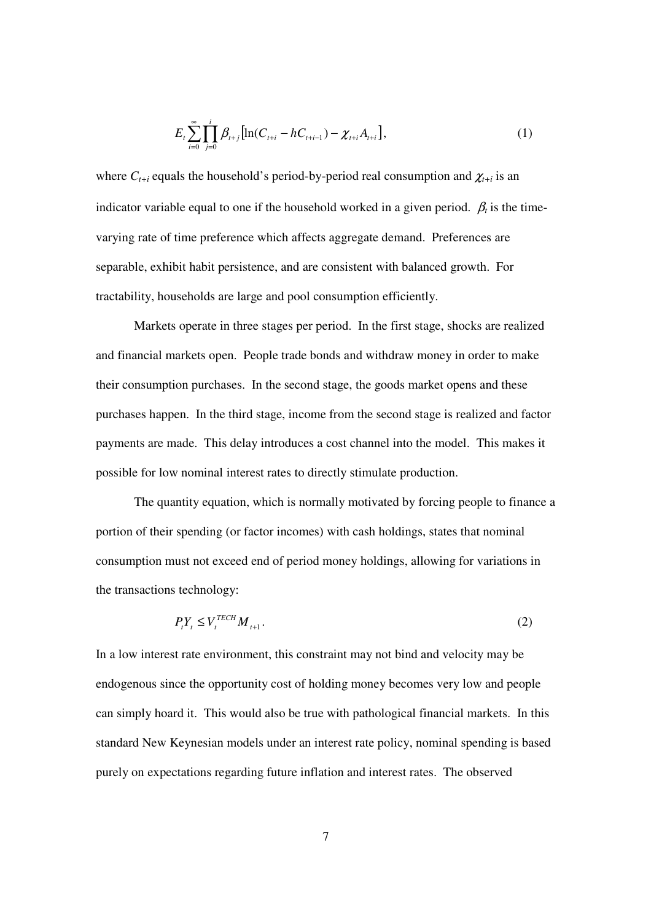$$E_t \sum_{i=0}^{\infty} \prod_{j=0}^{i} \beta_{t+j} \left[ \ln(C_{t+i} - hC_{t+i-1}) - \chi_{t+i} A_{t+i} \right], \tag{1}$$

where $C_{t+i}$ equals the household's period-by-period real consumption and $\chi_{t+i}$ is an indicator variable equal to one if the household worked in a given period. $\beta_t$ is the time-varying rate of time preference which affects aggregate demand. Preferences are separable, exhibit habit persistence, and are consistent with balanced growth. For tractability, households are large and pool consumption efficiently.

Markets operate in three stages per period. In the first stage, shocks are realized and financial markets open. People trade bonds and withdraw money in order to make their consumption purchases. In the second stage, the goods market opens and these purchases happen. In the third stage, income from the second stage is realized and factor payments are made. This delay introduces a cost channel into the model. This makes it possible for low nominal interest rates to directly stimulate production.

The quantity equation, which is normally motivated by forcing people to finance a portion of their spending (or factor incomes) with cash holdings, states that nominal consumption must not exceed end of period money holdings, allowing for variations in the transactions technology:

$$P_t Y_t \leq V_t^{TECH} M_{t+1}. \tag{2}$$

In a low interest rate environment, this constraint may not bind and velocity may be endogenous since the opportunity cost of holding money becomes very low and people can simply hoard it. This would also be true with pathological financial markets. In this standard New Keynesian models under an interest rate policy, nominal spending is based purely on expectations regarding future inflation and interest rates. The observed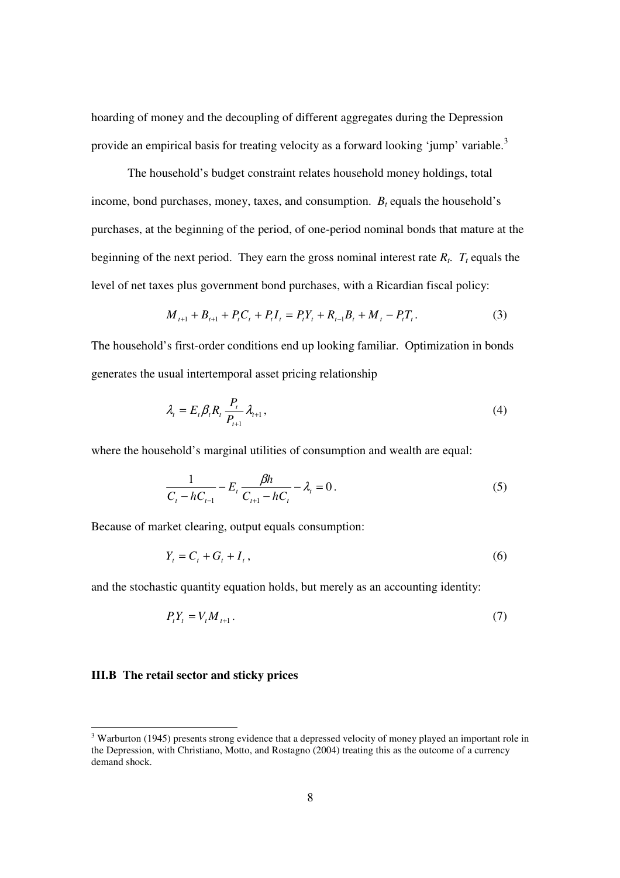hoarding of money and the decoupling of different aggregates during the Depression provide an empirical basis for treating velocity as a forward looking 'jump' variable.[3]

The household's budget constraint relates household money holdings, total income, bond purchases, money, taxes, and consumption. $B_t$ equals the household's purchases, at the beginning of the period, of one-period nominal bonds that mature at the beginning of the next period. They earn the gross nominal interest rate $R_t$. $T_t$ equals the level of net taxes plus government bond purchases, with a Ricardian fiscal policy:

$$M_{t+1} + B_{t+1} + P_t C_t + P_t I_t = P_t Y_t + R_{t-1} B_t + M_t - P_t T_t . \tag{3}$$

The household's first-order conditions end up looking familiar. Optimization in bonds generates the usual intertemporal asset pricing relationship

$$\lambda_t = E_t \beta_t R_t \frac{P_t}{P_{t+1}} \lambda_{t+1} , \tag{4}$$

where the household's marginal utilities of consumption and wealth are equal:

$$\frac{1}{C_t - hC_{t-1}} - E_t \frac{\beta h}{C_{t+1} - hC_t} - \lambda_t = 0 . \tag{5}$$

Because of market clearing, output equals consumption:

$$Y_t = C_t + G_t + I_t , \tag{6}$$

and the stochastic quantity equation holds, but merely as an accounting identity:

$$P_t Y_t = V_t M_{t+1} . \tag{7}$$

### III.B The retail sector and sticky prices

[3] Warburton (1945) presents strong evidence that a depressed velocity of money played an important role in the Depression, with Christiano, Motto, and Rostagno (2004) treating this as the outcome of a currency demand shock.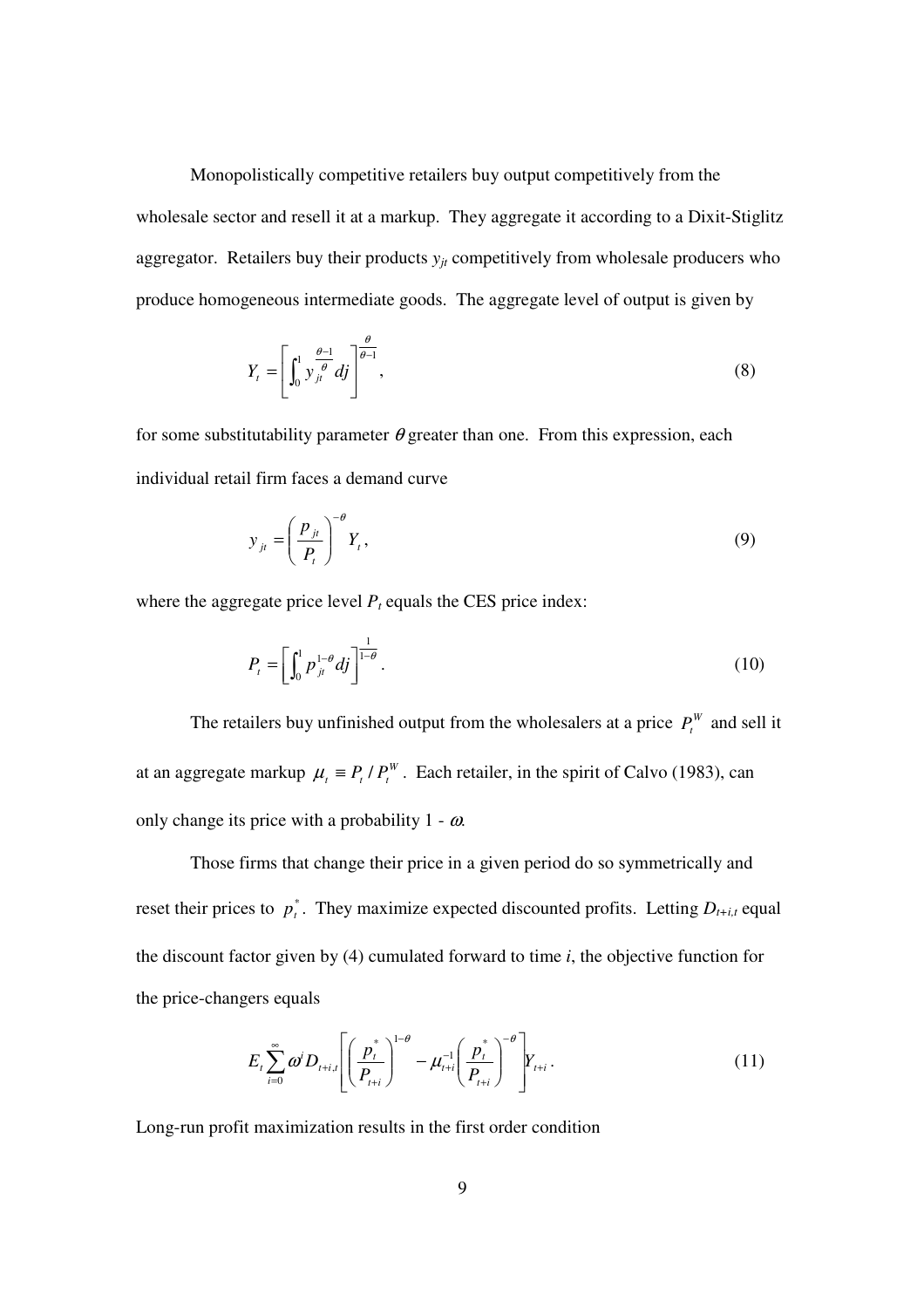Monopolistically competitive retailers buy output competitively from the wholesale sector and resell it at a markup. They aggregate it according to a Dixit-Stiglitz aggregator. Retailers buy their products $y_{jt}$ competitively from wholesale producers who produce homogeneous intermediate goods. The aggregate level of output is given by

$$Y_t = \left[ \int_0^1 y_{jt}^{\frac{\theta-1}{\theta}} dj \right]^{\frac{\theta}{\theta-1}}, \tag{8}$$

for some substitutability parameter $\theta$ greater than one. From this expression, each individual retail firm faces a demand curve

$$y_{jt} = \left( \frac{p_{jt}}{P_t} \right)^{-\theta} Y_t, \tag{9}$$

where the aggregate price level $P_t$ equals the CES price index:

$$P_t = \left[ \int_0^1 p_{jt}^{1-\theta} dj \right]^{\frac{1}{1-\theta}}. \tag{10}$$

The retailers buy unfinished output from the wholesalers at a price $P_t^W$ and sell it at an aggregate markup $\mu_t \equiv P_t / P_t^W$. Each retailer, in the spirit of Calvo (1983), can only change its price with a probability 1 - $\omega$.

Those firms that change their price in a given period do so symmetrically and reset their prices to $p_t^*$. They maximize expected discounted profits. Letting $D_{t+i,t}$ equal the discount factor given by (4) cumulated forward to time $i$, the objective function for the price-changers equals

$$E_t \sum_{i=0}^{\infty} \omega^i D_{t+i,t} \left[ \left( \frac{p_t^*}{P_{t+i}} \right)^{1-\theta} - \mu_{t+i}^{-1} \left( \frac{p_t^*}{P_{t+i}} \right)^{-\theta} \right] Y_{t+i}. \tag{11}$$

Long-run profit maximization results in the first order condition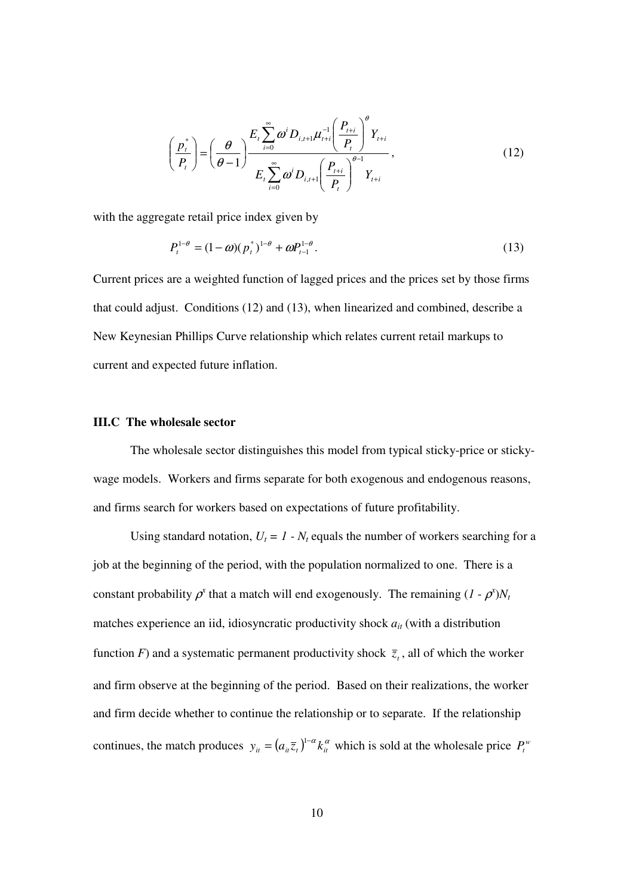$$\left(\frac{p_t^*}{P_t}\right) = \left(\frac{\theta}{\theta - 1}\right) \frac{E_t \sum_{i=0}^{\infty} \omega^i D_{i,t+1} \mu_{t+i}^{-1} \left(\frac{P_{t+i}}{P_t}\right)^{\theta} Y_{t+i}}{E_t \sum_{i=0}^{\infty} \omega^i D_{i,t+1} \left(\frac{P_{t+i}}{P_t}\right)^{\theta-1} Y_{t+i}}, \tag{12}$$

with the aggregate retail price index given by

$$P_t^{1-\theta} = (1-\omega)(p_t^*)^{1-\theta} + \omega P_{t-1}^{1-\theta}. \tag{13}$$

Current prices are a weighted function of lagged prices and the prices set by those firms that could adjust. Conditions (12) and (13), when linearized and combined, describe a New Keynesian Phillips Curve relationship which relates current retail markups to current and expected future inflation.

### III.C The wholesale sector

The wholesale sector distinguishes this model from typical sticky-price or sticky-wage models. Workers and firms separate for both exogenous and endogenous reasons, and firms search for workers based on expectations of future profitability.

Using standard notation, $U_t = 1 - N_t$ equals the number of workers searching for a job at the beginning of the period, with the population normalized to one. There is a constant probability $\rho^x$ that a match will end exogenously. The remaining $(1 - \rho^x)N_t$ matches experience an iid, idiosyncratic productivity shock $a_{it}$ (with a distribution function $F$) and a systematic permanent productivity shock $\bar{z}_t$, all of which the worker and firm observe at the beginning of the period. Based on their realizations, the worker and firm decide whether to continue the relationship or to separate. If the relationship continues, the match produces $y_{it} = (a_{it}\bar{z}_t)^{1-\alpha} k_{it}^{\alpha}$ which is sold at the wholesale price $P_t^w$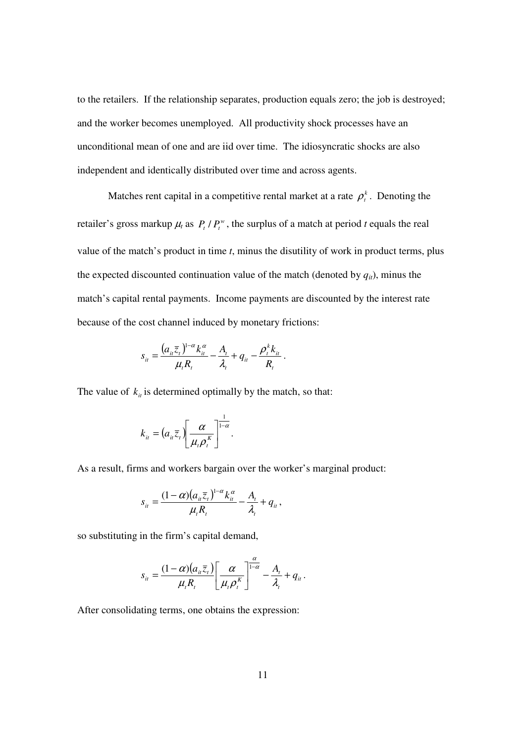to the retailers. If the relationship separates, production equals zero; the job is destroyed; and the worker becomes unemployed. All productivity shock processes have an unconditional mean of one and are iid over time. The idiosyncratic shocks are also independent and identically distributed over time and across agents.

Matches rent capital in a competitive rental market at a rate $\rho_t^k$. Denoting the retailer's gross markup $\mu_t$ as $P_t / P_t^w$, the surplus of a match at period *t* equals the real value of the match's product in time *t*, minus the disutility of work in product terms, plus the expected discounted continuation value of the match (denoted by $q_{it}$), minus the match's capital rental payments. Income payments are discounted by the interest rate because of the cost channel induced by monetary frictions:

$$s_{it} = \frac{\left(a_{it}\bar{z}_t\right)^{1-\alpha} k_{it}^{\alpha}}{\mu_t R_t} - \frac{A_t}{\lambda_t} + q_{it} - \frac{\rho_t^k k_{it}}{R_t}.$$

The value of $k_{it}$ is determined optimally by the match, so that:

$$k_{it} = \left(a_{it}\bar{z}_t\right)\left[\frac{\alpha}{\mu_t \rho_t^K}\right]^{\frac{1}{1-\alpha}}.$$

As a result, firms and workers bargain over the worker's marginal product:

$$s_{it} = \frac{(1-\alpha)\left(a_{it}\bar{z}_t\right)^{1-\alpha} k_{it}^{\alpha}}{\mu_t R_t} - \frac{A_t}{\lambda_t} + q_{it},$$

so substituting in the firm's capital demand,

$$s_{it} = \frac{(1-\alpha)\left(a_{it}\bar{z}_t\right)}{\mu_t R_t}\left[\frac{\alpha}{\mu_t \rho_t^K}\right]^{\frac{\alpha}{1-\alpha}} - \frac{A_t}{\lambda_t} + q_{it}.$$

After consolidating terms, one obtains the expression: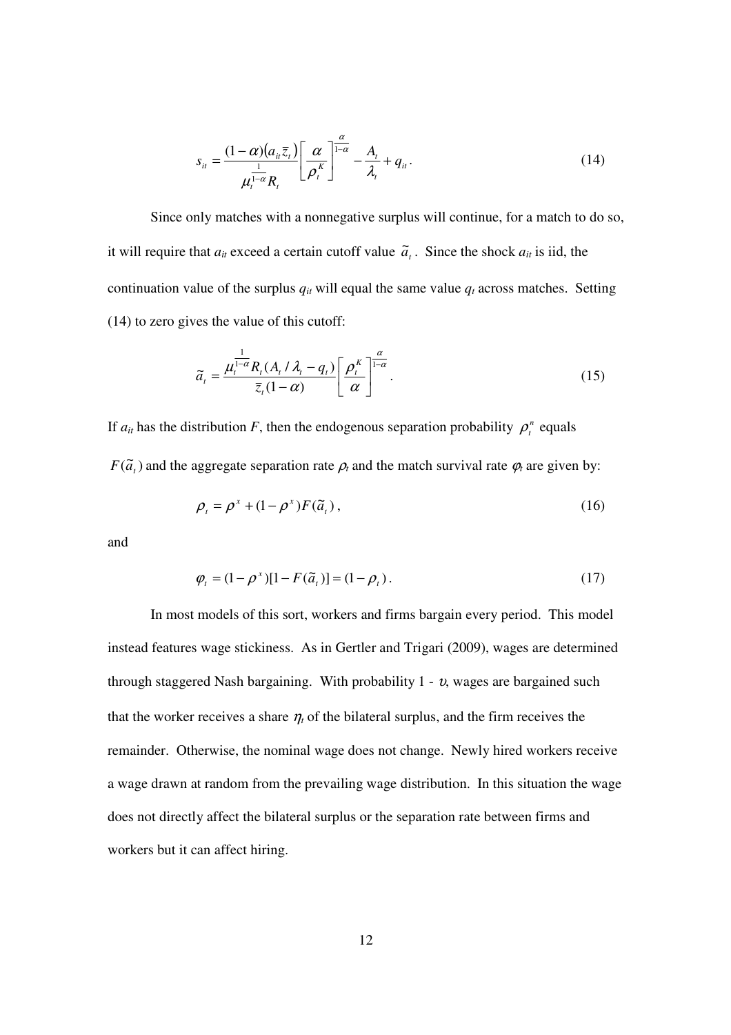$$s_{it} = \frac{(1-\alpha)(a_{it}\bar{z}_t)}{\mu_t^{\frac{1}{1-\alpha}} R_t} \left[ \frac{\alpha}{\rho_t^K} \right]^{\frac{\alpha}{1-\alpha}} - \frac{A_t}{\lambda_t} + q_{it} . \tag{14}$$

Since only matches with a nonnegative surplus will continue, for a match to do so, it will require that $a_{it}$ exceed a certain cutoff value $\tilde{a}_t$. Since the shock $a_{it}$ is iid, the continuation value of the surplus $q_{it}$ will equal the same value $q_t$ across matches. Setting (14) to zero gives the value of this cutoff:

$$\tilde{a}_t = \frac{\mu_t^{\frac{1}{1-\alpha}} R_t (A_t / \lambda_t - q_t)}{\bar{z}_t (1-\alpha)} \left[ \frac{\rho_t^K}{\alpha} \right]^{\frac{\alpha}{1-\alpha}} . \tag{15}$$

If $a_{it}$ has the distribution $F$, then the endogenous separation probability $\rho_t^n$ equals $F(\tilde{a}_t)$ and the aggregate separation rate $\rho_t$ and the match survival rate $\varphi_t$ are given by:

$$\rho_t = \rho^x + (1-\rho^x) F(\tilde{a}_t) , \tag{16}$$

and

$$\varphi_t = (1-\rho^x)[1 - F(\tilde{a}_t)] = (1-\rho_t) . \tag{17}$$

In most models of this sort, workers and firms bargain every period. This model instead features wage stickiness. As in Gertler and Trigari (2009), wages are determined through staggered Nash bargaining. With probability 1 - $\upsilon$, wages are bargained such that the worker receives a share $\eta_t$ of the bilateral surplus, and the firm receives the remainder. Otherwise, the nominal wage does not change. Newly hired workers receive a wage drawn at random from the prevailing wage distribution. In this situation the wage does not directly affect the bilateral surplus or the separation rate between firms and workers but it can affect hiring.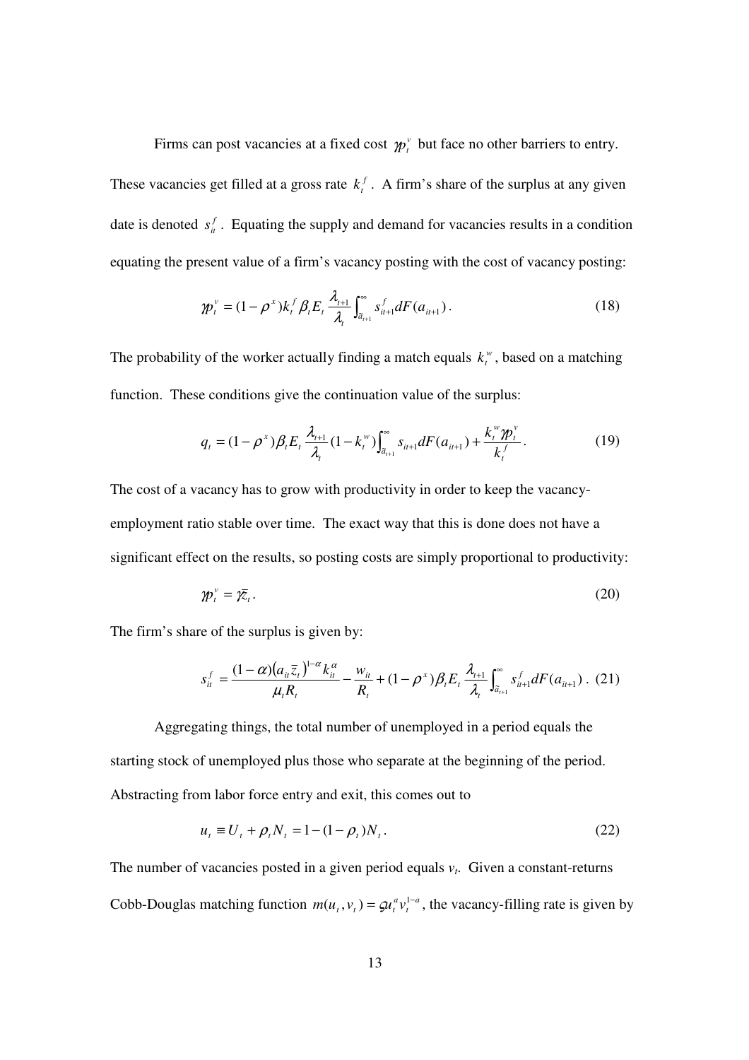Firms can post vacancies at a fixed cost $\gamma p_t^v$ but face no other barriers to entry. These vacancies get filled at a gross rate $k_t^f$. A firm's share of the surplus at any given date is denoted $s_{it}^f$. Equating the supply and demand for vacancies results in a condition equating the present value of a firm's vacancy posting with the cost of vacancy posting:

$$\gamma p_t^v = (1-\rho^x) k_t^f \beta_t E_t \frac{\lambda_{t+1}}{\lambda_t} \int_{\tilde{a}_{t+1}}^{\infty} s_{it+1}^f dF(a_{it+1}). \tag{18}$$

The probability of the worker actually finding a match equals $k_t^w$, based on a matching function. These conditions give the continuation value of the surplus:

$$q_t = (1-\rho^x) \beta_t E_t \frac{\lambda_{t+1}}{\lambda_t} (1-k_t^w) \int_{\tilde{a}_{t+1}}^{\infty} s_{it+1} dF(a_{it+1}) + \frac{k_t^w \gamma p_t^v}{k_t^f}. \tag{19}$$

The cost of a vacancy has to grow with productivity in order to keep the vacancy-employment ratio stable over time. The exact way that this is done does not have a significant effect on the results, so posting costs are simply proportional to productivity:

$$\gamma p_t^v = \gamma \bar{z}_t. \tag{20}$$

The firm's share of the surplus is given by:

$$s_{it}^f = \frac{(1-\alpha)\left(a_{it}\bar{z}_t\right)^{1-\alpha} k_{it}^{\alpha}}{\mu_t R_t} - \frac{w_{it}}{R_t} + (1-\rho^x)\beta_t E_t \frac{\lambda_{t+1}}{\lambda_t} \int_{\tilde{a}_{t+1}}^{\infty} s_{it+1}^f dF(a_{it+1}). \tag{21}$$

Aggregating things, the total number of unemployed in a period equals the starting stock of unemployed plus those who separate at the beginning of the period. Abstracting from labor force entry and exit, this comes out to

$$u_t \equiv U_t + \rho_t N_t = 1 - (1-\rho_t) N_t. \tag{22}$$

The number of vacancies posted in a given period equals $v_t$. Given a constant-returns Cobb-Douglas matching function $m(u_t, v_t) = \varsigma u_t^a v_t^{1-a}$, the vacancy-filling rate is given by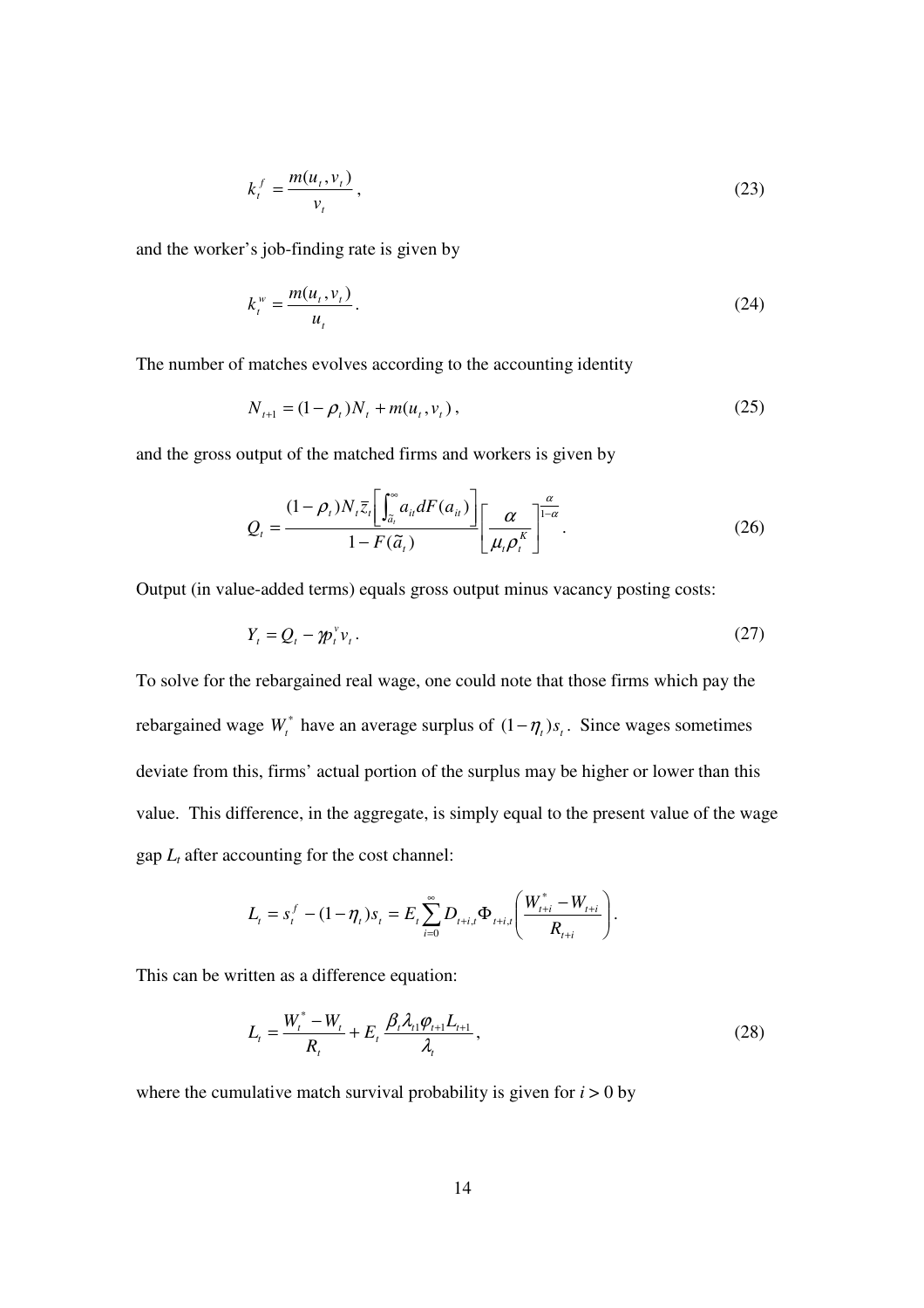$$k_t^f = \frac{m(u_t, v_t)}{v_t}, \tag{23}$$

and the worker's job-finding rate is given by

$$k_t^w = \frac{m(u_t, v_t)}{u_t}. \tag{24}$$

The number of matches evolves according to the accounting identity

$$N_{t+1} = (1-\rho_t)N_t + m(u_t, v_t), \tag{25}$$

and the gross output of the matched firms and workers is given by

$$Q_t = \frac{(1-\rho_t)N_t \bar{z}_t \left[\int_{\tilde{a}_t}^{\infty} a_{it} dF(a_{it})\right]}{1-F(\tilde{a}_t)} \left[\frac{\alpha}{\mu_t \rho_t^K}\right]^{\frac{\alpha}{1-\alpha}}. \tag{26}$$

Output (in value-added terms) equals gross output minus vacancy posting costs:

$$Y_t = Q_t - \gamma p_t^v v_t. \tag{27}$$

To solve for the rebargained real wage, one could note that those firms which pay the rebargained wage $W_t^*$ have an average surplus of $(1-\eta_t)s_t$. Since wages sometimes deviate from this, firms' actual portion of the surplus may be higher or lower than this value. This difference, in the aggregate, is simply equal to the present value of the wage gap $L_t$ after accounting for the cost channel:

$$L_t = s_t^f - (1-\eta_t)s_t = E_t \sum_{i=0}^{\infty} D_{t+i,t} \Phi_{t+i,t} \left(\frac{W_{t+i}^* - W_{t+i}}{R_{t+i}}\right).$$

This can be written as a difference equation:

$$L_t = \frac{W_t^* - W_t}{R_t} + E_t \frac{\beta_t \lambda_{t1} \varphi_{t+1} L_{t+1}}{\lambda_t}, \tag{28}$$

where the cumulative match survival probability is given for $i > 0$ by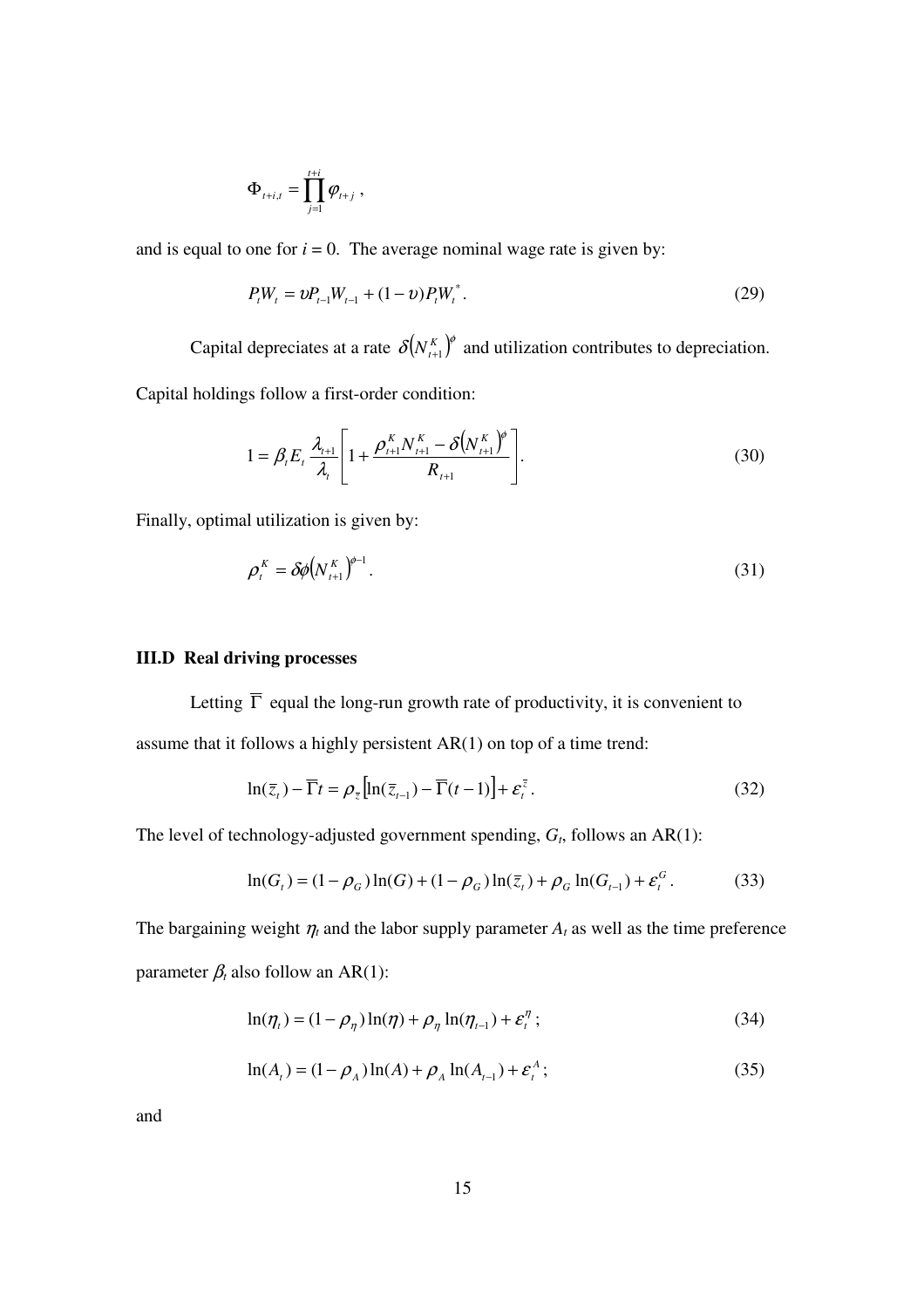$$\Phi_{t+i,t} = \prod_{j=1}^{t+i} \varphi_{t+j} \, ,$$

and is equal to one for $i = 0$. The average nominal wage rate is given by:

$$P_t W_t = \upsilon P_{t-1} W_{t-1} + (1-\upsilon) P_t W_t^* . \tag{29}$$

Capital depreciates at a rate $\delta\left(N_{t+1}^K\right)^\phi$ and utilization contributes to depreciation. Capital holdings follow a first-order condition:

$$1 = \beta_t E_t \frac{\lambda_{t+1}}{\lambda_t} \left[ 1 + \frac{\rho_{t+1}^K N_{t+1}^K - \delta\left(N_{t+1}^K\right)^\phi}{R_{t+1}} \right]. \tag{30}$$

Finally, optimal utilization is given by:

$$\rho_t^K = \delta\phi\left(N_{t+1}^K\right)^{\phi-1} . \tag{31}$$

### III.D Real driving processes

Letting $\overline{\Gamma}$ equal the long-run growth rate of productivity, it is convenient to assume that it follows a highly persistent AR(1) on top of a time trend:

$$\ln(\overline{z}_t) - \overline{\Gamma} t = \rho_{\overline{z}} \left[ \ln(\overline{z}_{t-1}) - \overline{\Gamma}(t-1) \right] + \varepsilon_t^{\overline{z}} . \tag{32}$$

The level of technology-adjusted government spending, $G_t$, follows an AR(1):

$$\ln(G_t) = (1-\rho_G)\ln(G) + (1-\rho_G)\ln(\overline{z}_t) + \rho_G \ln(G_{t-1}) + \varepsilon_t^G . \tag{33}$$

The bargaining weight $\eta_t$ and the labor supply parameter $A_t$ as well as the time preference parameter $\beta_t$ also follow an AR(1):

$$\ln(\eta_t) = (1-\rho_\eta)\ln(\eta) + \rho_\eta \ln(\eta_{t-1}) + \varepsilon_t^\eta ; \tag{34}$$

$$\ln(A_t) = (1-\rho_A)\ln(A) + \rho_A \ln(A_{t-1}) + \varepsilon_t^A ; \tag{35}$$

and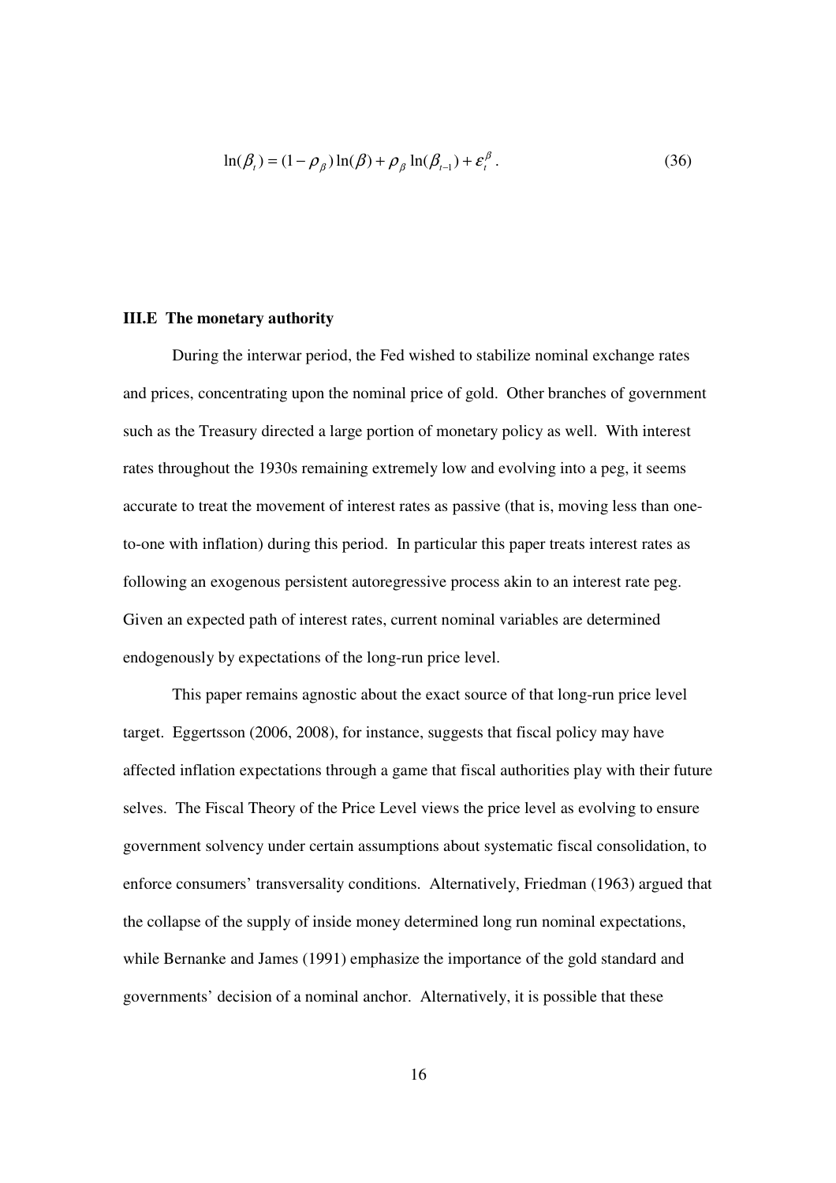$$\ln(\beta_t) = (1-\rho_\beta)\ln(\beta) + \rho_\beta \ln(\beta_{t-1}) + \varepsilon_t^\beta . \tag{36}$$

### III.E The monetary authority

During the interwar period, the Fed wished to stabilize nominal exchange rates and prices, concentrating upon the nominal price of gold. Other branches of government such as the Treasury directed a large portion of monetary policy as well. With interest rates throughout the 1930s remaining extremely low and evolving into a peg, it seems accurate to treat the movement of interest rates as passive (that is, moving less than one-to-one with inflation) during this period. In particular this paper treats interest rates as following an exogenous persistent autoregressive process akin to an interest rate peg. Given an expected path of interest rates, current nominal variables are determined endogenously by expectations of the long-run price level.

This paper remains agnostic about the exact source of that long-run price level target. Eggertsson (2006, 2008), for instance, suggests that fiscal policy may have affected inflation expectations through a game that fiscal authorities play with their future selves. The Fiscal Theory of the Price Level views the price level as evolving to ensure government solvency under certain assumptions about systematic fiscal consolidation, to enforce consumers' transversality conditions. Alternatively, Friedman (1963) argued that the collapse of the supply of inside money determined long run nominal expectations, while Bernanke and James (1991) emphasize the importance of the gold standard and governments' decision of a nominal anchor. Alternatively, it is possible that these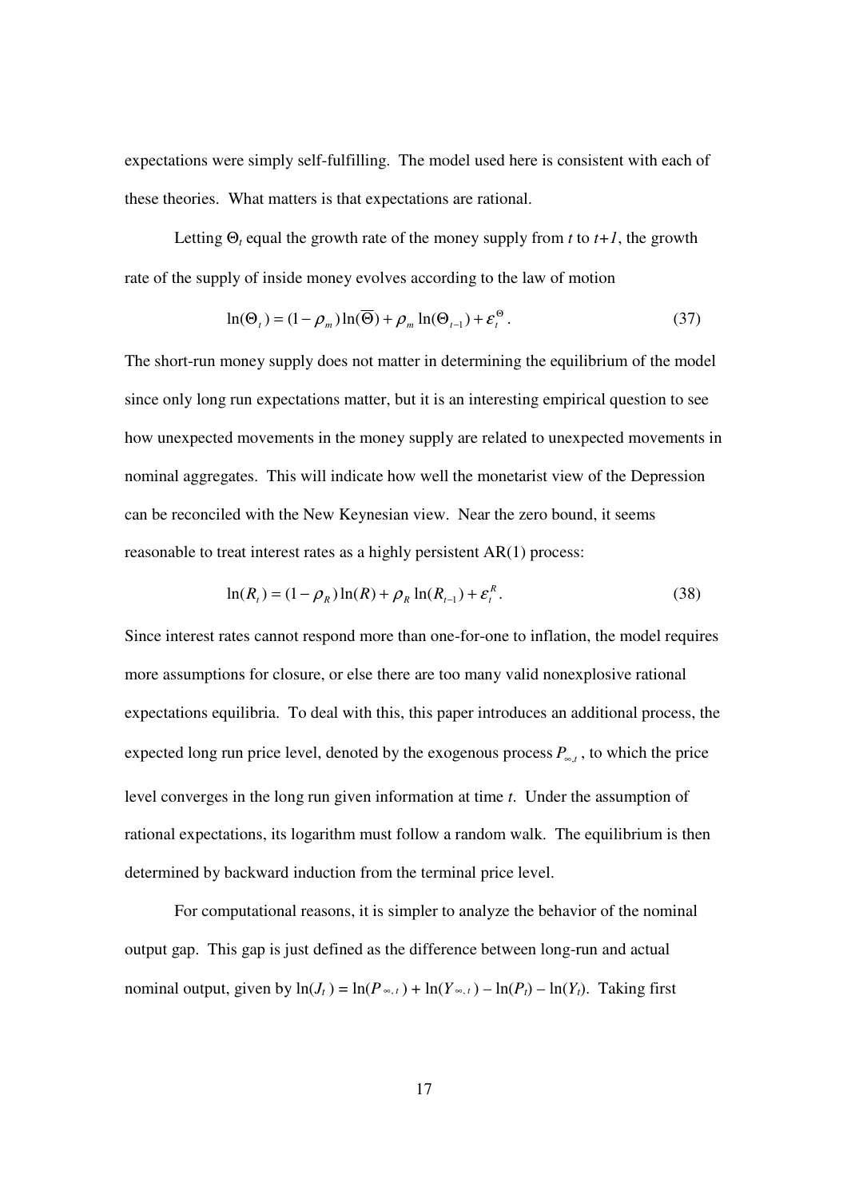expectations were simply self-fulfilling. The model used here is consistent with each of these theories. What matters is that expectations are rational.

Letting $\Theta_t$ equal the growth rate of the money supply from $t$ to $t+1$, the growth rate of the supply of inside money evolves according to the law of motion

$$\ln(\Theta_t) = (1-\rho_m)\ln(\overline{\Theta}) + \rho_m \ln(\Theta_{t-1}) + \varepsilon_t^{\Theta}. \tag{37}$$

The short-run money supply does not matter in determining the equilibrium of the model since only long run expectations matter, but it is an interesting empirical question to see how unexpected movements in the money supply are related to unexpected movements in nominal aggregates. This will indicate how well the monetarist view of the Depression can be reconciled with the New Keynesian view. Near the zero bound, it seems reasonable to treat interest rates as a highly persistent AR(1) process:

$$\ln(R_t) = (1-\rho_R)\ln(R) + \rho_R \ln(R_{t-1}) + \varepsilon_t^{R}. \tag{38}$$

Since interest rates cannot respond more than one-for-one to inflation, the model requires more assumptions for closure, or else there are too many valid nonexplosive rational expectations equilibria. To deal with this, this paper introduces an additional process, the expected long run price level, denoted by the exogenous process $P_{\infty,t}$, to which the price level converges in the long run given information at time $t$. Under the assumption of rational expectations, its logarithm must follow a random walk. The equilibrium is then determined by backward induction from the terminal price level.

For computational reasons, it is simpler to analyze the behavior of the nominal output gap. This gap is just defined as the difference between long-run and actual nominal output, given by $\ln(J_t) = \ln(P_{\infty,t}) + \ln(Y_{\infty,t}) - \ln(P_t) - \ln(Y_t)$. Taking first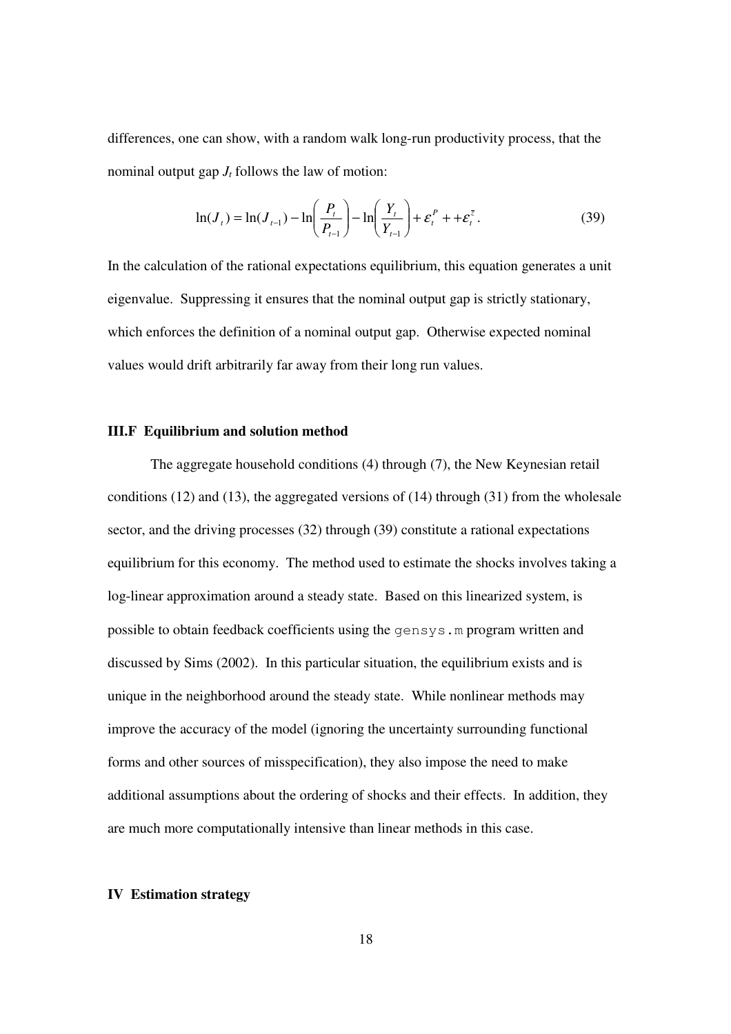differences, one can show, with a random walk long-run productivity process, that the nominal output gap $J_t$ follows the law of motion:

$$\ln(J_t) = \ln(J_{t-1}) - \ln\left(\frac{P_t}{P_{t-1}}\right) - \ln\left(\frac{Y_t}{Y_{t-1}}\right) + \varepsilon_t^P + +\varepsilon_t^{\bar{z}}. \tag{39}$$

In the calculation of the rational expectations equilibrium, this equation generates a unit eigenvalue. Suppressing it ensures that the nominal output gap is strictly stationary, which enforces the definition of a nominal output gap. Otherwise expected nominal values would drift arbitrarily far away from their long run values.

### III.F Equilibrium and solution method

The aggregate household conditions (4) through (7), the New Keynesian retail conditions (12) and (13), the aggregated versions of (14) through (31) from the wholesale sector, and the driving processes (32) through (39) constitute a rational expectations equilibrium for this economy. The method used to estimate the shocks involves taking a log-linear approximation around a steady state. Based on this linearized system, is possible to obtain feedback coefficients using the `gensys.m` program written and discussed by Sims (2002). In this particular situation, the equilibrium exists and is unique in the neighborhood around the steady state. While nonlinear methods may improve the accuracy of the model (ignoring the uncertainty surrounding functional forms and other sources of misspecification), they also impose the need to make additional assumptions about the ordering of shocks and their effects. In addition, they are much more computationally intensive than linear methods in this case.

## IV Estimation strategy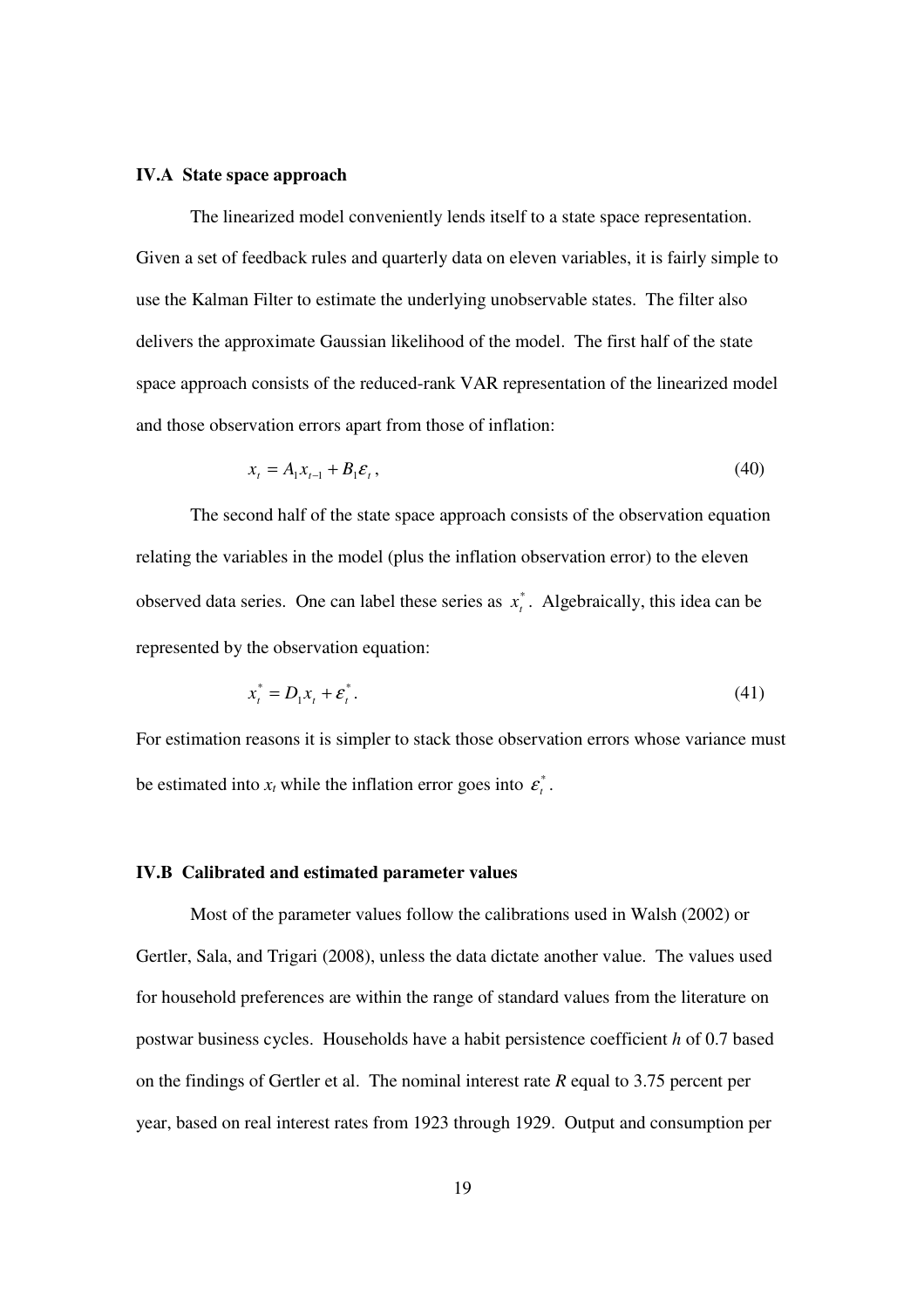### IV.A State space approach

The linearized model conveniently lends itself to a state space representation. Given a set of feedback rules and quarterly data on eleven variables, it is fairly simple to use the Kalman Filter to estimate the underlying unobservable states. The filter also delivers the approximate Gaussian likelihood of the model. The first half of the state space approach consists of the reduced-rank VAR representation of the linearized model and those observation errors apart from those of inflation:

$$x_t = A_1 x_{t-1} + B_1 \varepsilon_t , \tag{40}$$

The second half of the state space approach consists of the observation equation relating the variables in the model (plus the inflation observation error) to the eleven observed data series. One can label these series as $x_t^*$. Algebraically, this idea can be represented by the observation equation:

$$x_t^* = D_1 x_t + \varepsilon_t^* . \tag{41}$$

For estimation reasons it is simpler to stack those observation errors whose variance must be estimated into $x_t$ while the inflation error goes into $\varepsilon_t^*$.

### IV.B Calibrated and estimated parameter values

Most of the parameter values follow the calibrations used in Walsh (2002) or Gertler, Sala, and Trigari (2008), unless the data dictate another value. The values used for household preferences are within the range of standard values from the literature on postwar business cycles. Households have a habit persistence coefficient *h* of 0.7 based on the findings of Gertler et al. The nominal interest rate *R* equal to 3.75 percent per year, based on real interest rates from 1923 through 1929. Output and consumption per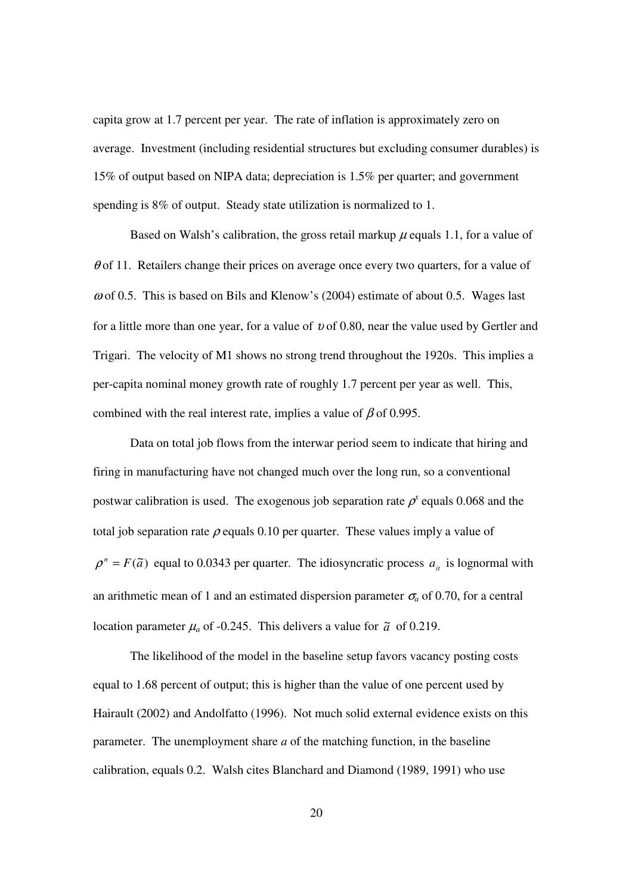capita grow at 1.7 percent per year. The rate of inflation is approximately zero on average. Investment (including residential structures but excluding consumer durables) is 15% of output based on NIPA data; depreciation is 1.5% per quarter; and government spending is 8% of output. Steady state utilization is normalized to 1.

Based on Walsh's calibration, the gross retail markup $\mu$ equals 1.1, for a value of $\theta$ of 11. Retailers change their prices on average once every two quarters, for a value of $\omega$ of 0.5. This is based on Bils and Klenow's (2004) estimate of about 0.5. Wages last for a little more than one year, for a value of $\upsilon$ of 0.80, near the value used by Gertler and Trigari. The velocity of M1 shows no strong trend throughout the 1920s. This implies a per-capita nominal money growth rate of roughly 1.7 percent per year as well. This, combined with the real interest rate, implies a value of $\beta$ of 0.995.

Data on total job flows from the interwar period seem to indicate that hiring and firing in manufacturing have not changed much over the long run, so a conventional postwar calibration is used. The exogenous job separation rate $\rho^x$ equals 0.068 and the total job separation rate $\rho$ equals 0.10 per quarter. These values imply a value of $\rho^n = F(\tilde{a})$ equal to 0.0343 per quarter. The idiosyncratic process $a_{it}$ is lognormal with an arithmetic mean of 1 and an estimated dispersion parameter $\sigma_a$ of 0.70, for a central location parameter $\mu_a$ of -0.245. This delivers a value for $\tilde{a}$ of 0.219.

The likelihood of the model in the baseline setup favors vacancy posting costs equal to 1.68 percent of output; this is higher than the value of one percent used by Hairault (2002) and Andolfatto (1996). Not much solid external evidence exists on this parameter. The unemployment share *a* of the matching function, in the baseline calibration, equals 0.2. Walsh cites Blanchard and Diamond (1989, 1991) who use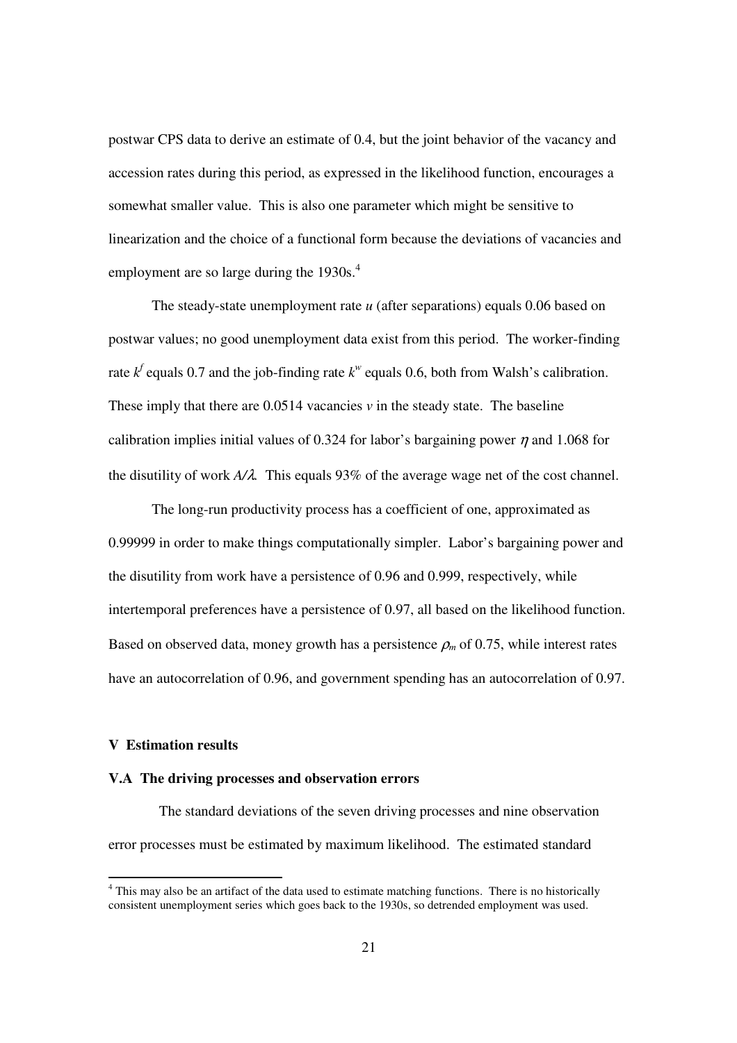postwar CPS data to derive an estimate of 0.4, but the joint behavior of the vacancy and accession rates during this period, as expressed in the likelihood function, encourages a somewhat smaller value. This is also one parameter which might be sensitive to linearization and the choice of a functional form because the deviations of vacancies and employment are so large during the 1930s.[4]

The steady-state unemployment rate $u$ (after separations) equals 0.06 based on postwar values; no good unemployment data exist from this period. The worker-finding rate $k^f$ equals 0.7 and the job-finding rate $k^w$ equals 0.6, both from Walsh's calibration. These imply that there are 0.0514 vacancies $v$ in the steady state. The baseline calibration implies initial values of 0.324 for labor's bargaining power $\eta$ and 1.068 for the disutility of work $A/\lambda$. This equals 93% of the average wage net of the cost channel.

The long-run productivity process has a coefficient of one, approximated as 0.99999 in order to make things computationally simpler. Labor's bargaining power and the disutility from work have a persistence of 0.96 and 0.999, respectively, while intertemporal preferences have a persistence of 0.97, all based on the likelihood function. Based on observed data, money growth has a persistence $\rho_m$ of 0.75, while interest rates have an autocorrelation of 0.96, and government spending has an autocorrelation of 0.97.

## V Estimation results

### V.A The driving processes and observation errors

The standard deviations of the seven driving processes and nine observation error processes must be estimated by maximum likelihood. The estimated standard

[4] This may also be an artifact of the data used to estimate matching functions. There is no historically consistent unemployment series which goes back to the 1930s, so detrended employment was used.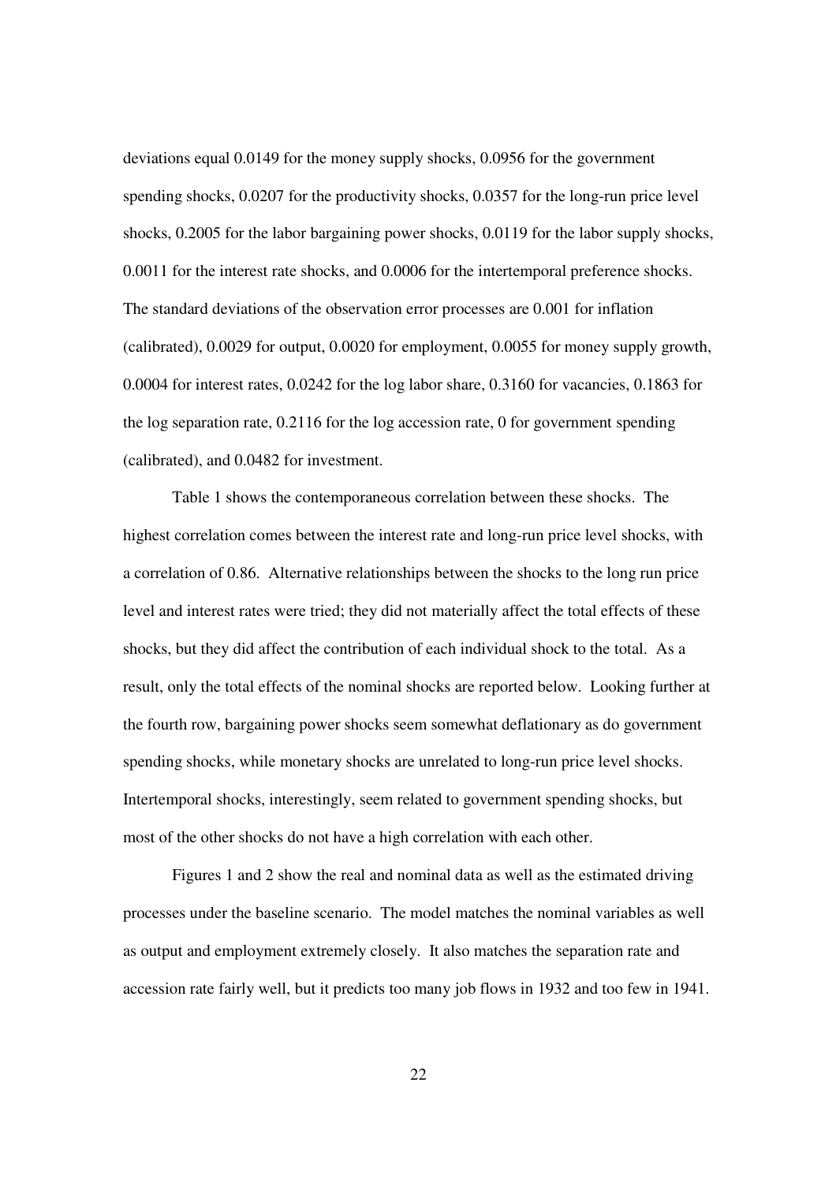deviations equal 0.0149 for the money supply shocks, 0.0956 for the government spending shocks, 0.0207 for the productivity shocks, 0.0357 for the long-run price level shocks, 0.2005 for the labor bargaining power shocks, 0.0119 for the labor supply shocks, 0.0011 for the interest rate shocks, and 0.0006 for the intertemporal preference shocks. The standard deviations of the observation error processes are 0.001 for inflation (calibrated), 0.0029 for output, 0.0020 for employment, 0.0055 for money supply growth, 0.0004 for interest rates, 0.0242 for the log labor share, 0.3160 for vacancies, 0.1863 for the log separation rate, 0.2116 for the log accession rate, 0 for government spending (calibrated), and 0.0482 for investment.

Table 1 shows the contemporaneous correlation between these shocks. The highest correlation comes between the interest rate and long-run price level shocks, with a correlation of 0.86. Alternative relationships between the shocks to the long run price level and interest rates were tried; they did not materially affect the total effects of these shocks, but they did affect the contribution of each individual shock to the total. As a result, only the total effects of the nominal shocks are reported below. Looking further at the fourth row, bargaining power shocks seem somewhat deflationary as do government spending shocks, while monetary shocks are unrelated to long-run price level shocks. Intertemporal shocks, interestingly, seem related to government spending shocks, but most of the other shocks do not have a high correlation with each other.

Figures 1 and 2 show the real and nominal data as well as the estimated driving processes under the baseline scenario. The model matches the nominal variables as well as output and employment extremely closely. It also matches the separation rate and accession rate fairly well, but it predicts too many job flows in 1932 and too few in 1941.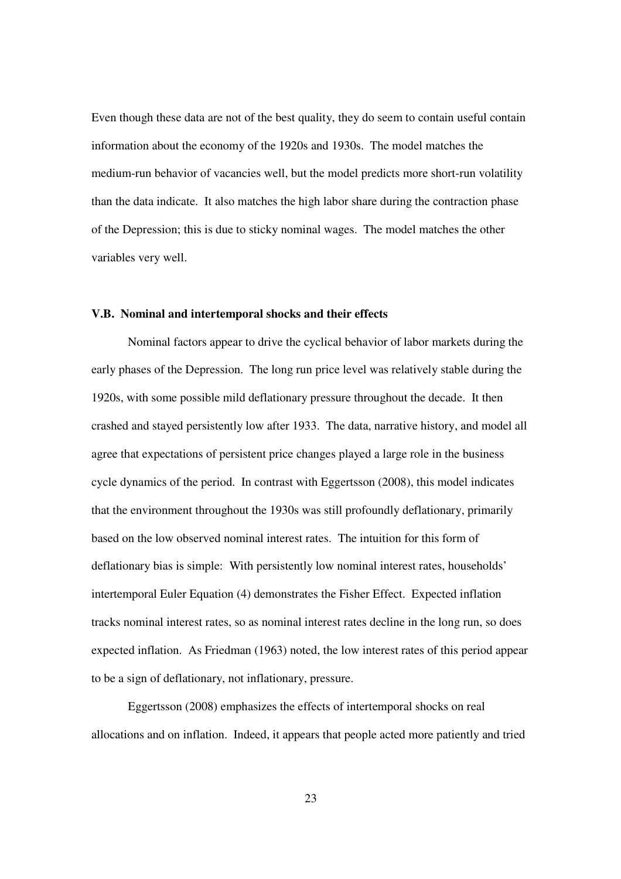Even though these data are not of the best quality, they do seem to contain useful contain information about the economy of the 1920s and 1930s. The model matches the medium-run behavior of vacancies well, but the model predicts more short-run volatility than the data indicate. It also matches the high labor share during the contraction phase of the Depression; this is due to sticky nominal wages. The model matches the other variables very well.

### V.B. Nominal and intertemporal shocks and their effects

Nominal factors appear to drive the cyclical behavior of labor markets during the early phases of the Depression. The long run price level was relatively stable during the 1920s, with some possible mild deflationary pressure throughout the decade. It then crashed and stayed persistently low after 1933. The data, narrative history, and model all agree that expectations of persistent price changes played a large role in the business cycle dynamics of the period. In contrast with Eggertsson (2008), this model indicates that the environment throughout the 1930s was still profoundly deflationary, primarily based on the low observed nominal interest rates. The intuition for this form of deflationary bias is simple: With persistently low nominal interest rates, households' intertemporal Euler Equation (4) demonstrates the Fisher Effect. Expected inflation tracks nominal interest rates, so as nominal interest rates decline in the long run, so does expected inflation. As Friedman (1963) noted, the low interest rates of this period appear to be a sign of deflationary, not inflationary, pressure.

Eggertsson (2008) emphasizes the effects of intertemporal shocks on real allocations and on inflation. Indeed, it appears that people acted more patiently and tried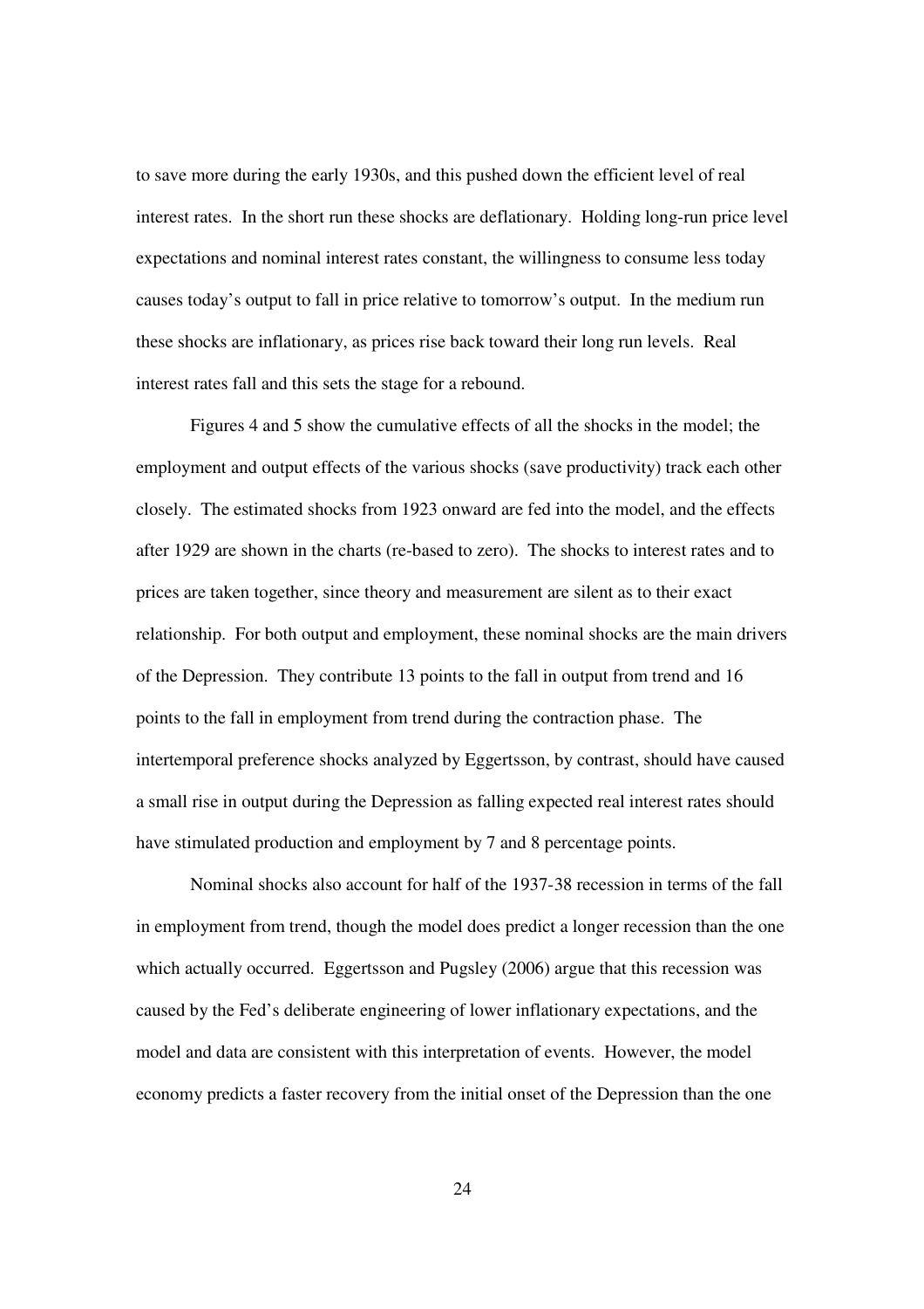to save more during the early 1930s, and this pushed down the efficient level of real interest rates. In the short run these shocks are deflationary. Holding long-run price level expectations and nominal interest rates constant, the willingness to consume less today causes today's output to fall in price relative to tomorrow's output. In the medium run these shocks are inflationary, as prices rise back toward their long run levels. Real interest rates fall and this sets the stage for a rebound.

Figures 4 and 5 show the cumulative effects of all the shocks in the model; the employment and output effects of the various shocks (save productivity) track each other closely. The estimated shocks from 1923 onward are fed into the model, and the effects after 1929 are shown in the charts (re-based to zero). The shocks to interest rates and to prices are taken together, since theory and measurement are silent as to their exact relationship. For both output and employment, these nominal shocks are the main drivers of the Depression. They contribute 13 points to the fall in output from trend and 16 points to the fall in employment from trend during the contraction phase. The intertemporal preference shocks analyzed by Eggertsson, by contrast, should have caused a small rise in output during the Depression as falling expected real interest rates should have stimulated production and employment by 7 and 8 percentage points.

Nominal shocks also account for half of the 1937-38 recession in terms of the fall in employment from trend, though the model does predict a longer recession than the one which actually occurred. Eggertsson and Pugsley (2006) argue that this recession was caused by the Fed's deliberate engineering of lower inflationary expectations, and the model and data are consistent with this interpretation of events. However, the model economy predicts a faster recovery from the initial onset of the Depression than the one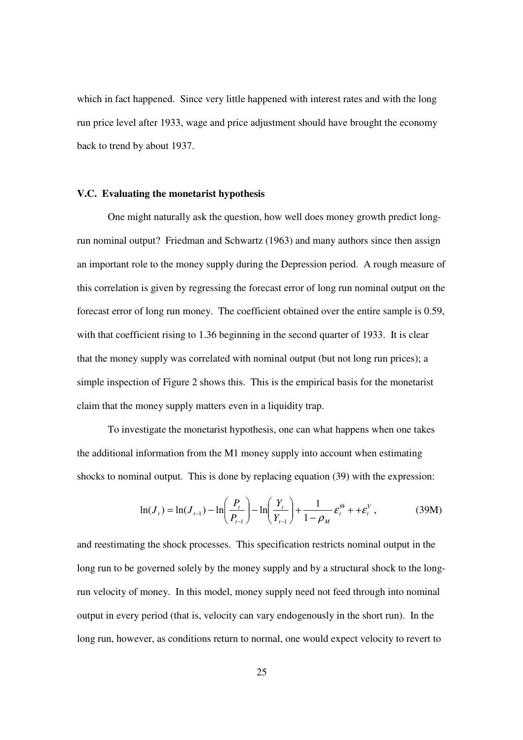which in fact happened. Since very little happened with interest rates and with the long run price level after 1933, wage and price adjustment should have brought the economy back to trend by about 1937.

### V.C. Evaluating the monetarist hypothesis

One might naturally ask the question, how well does money growth predict long-run nominal output? Friedman and Schwartz (1963) and many authors since then assign an important role to the money supply during the Depression period. A rough measure of this correlation is given by regressing the forecast error of long run nominal output on the forecast error of long run money. The coefficient obtained over the entire sample is 0.59, with that coefficient rising to 1.36 beginning in the second quarter of 1933. It is clear that the money supply was correlated with nominal output (but not long run prices); a simple inspection of Figure 2 shows this. This is the empirical basis for the monetarist claim that the money supply matters even in a liquidity trap.

To investigate the monetarist hypothesis, one can what happens when one takes the additional information from the M1 money supply into account when estimating shocks to nominal output. This is done by replacing equation (39) with the expression:

$$\ln(J_t) = \ln(J_{t-1}) - \ln\left(\frac{P_t}{P_{t-1}}\right) - \ln\left(\frac{Y_t}{Y_{t-1}}\right) + \frac{1}{1-\rho_M}\varepsilon_t^{\Theta} + +\varepsilon_t^{V}, \tag{39M}$$

and reestimating the shock processes. This specification restricts nominal output in the long run to be governed solely by the money supply and by a structural shock to the long-run velocity of money. In this model, money supply need not feed through into nominal output in every period (that is, velocity can vary endogenously in the short run). In the long run, however, as conditions return to normal, one would expect velocity to revert to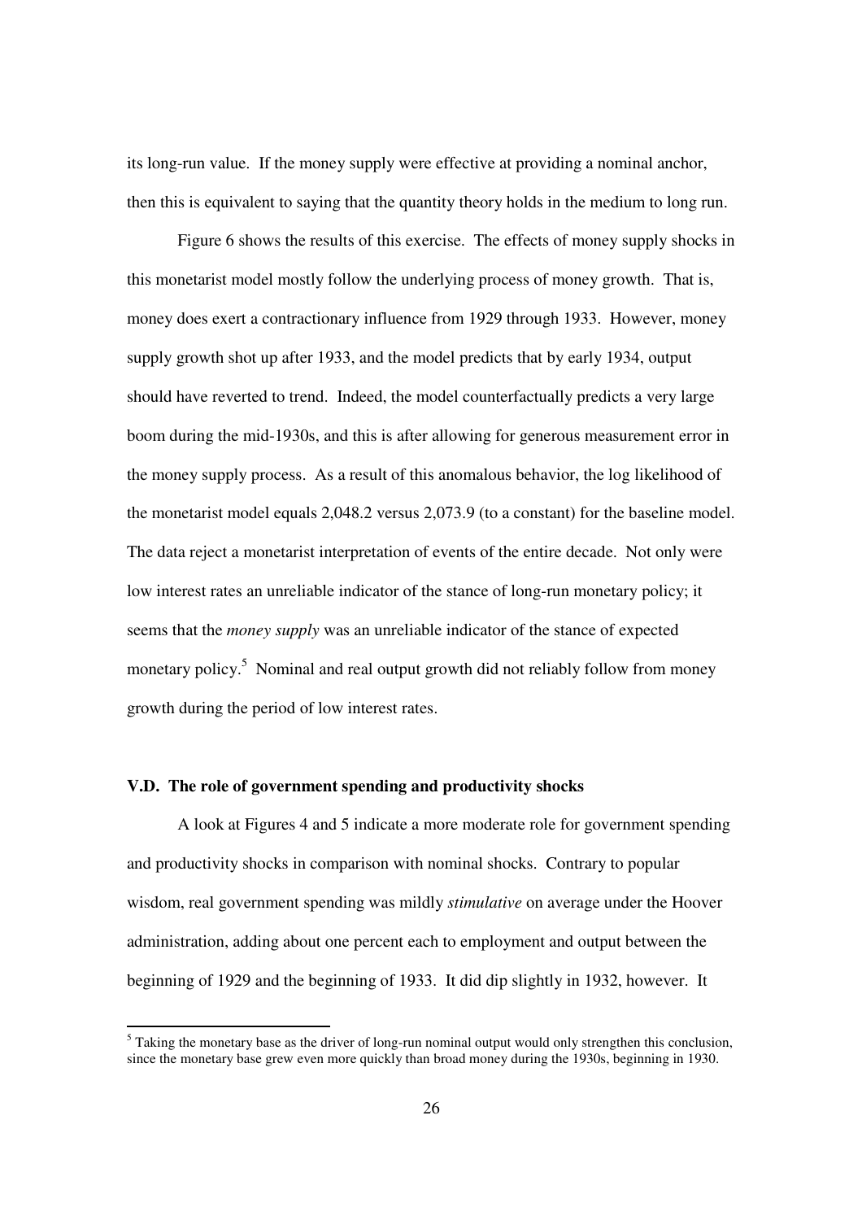its long-run value. If the money supply were effective at providing a nominal anchor, then this is equivalent to saying that the quantity theory holds in the medium to long run.

Figure 6 shows the results of this exercise. The effects of money supply shocks in this monetarist model mostly follow the underlying process of money growth. That is, money does exert a contractionary influence from 1929 through 1933. However, money supply growth shot up after 1933, and the model predicts that by early 1934, output should have reverted to trend. Indeed, the model counterfactually predicts a very large boom during the mid-1930s, and this is after allowing for generous measurement error in the money supply process. As a result of this anomalous behavior, the log likelihood of the monetarist model equals 2,048.2 versus 2,073.9 (to a constant) for the baseline model. The data reject a monetarist interpretation of events of the entire decade. Not only were low interest rates an unreliable indicator of the stance of long-run monetary policy; it seems that the *money supply* was an unreliable indicator of the stance of expected monetary policy.[5] Nominal and real output growth did not reliably follow from money growth during the period of low interest rates.

### V.D. The role of government spending and productivity shocks

A look at Figures 4 and 5 indicate a more moderate role for government spending and productivity shocks in comparison with nominal shocks. Contrary to popular wisdom, real government spending was mildly *stimulative* on average under the Hoover administration, adding about one percent each to employment and output between the beginning of 1929 and the beginning of 1933. It did dip slightly in 1932, however. It

[5] Taking the monetary base as the driver of long-run nominal output would only strengthen this conclusion, since the monetary base grew even more quickly than broad money during the 1930s, beginning in 1930.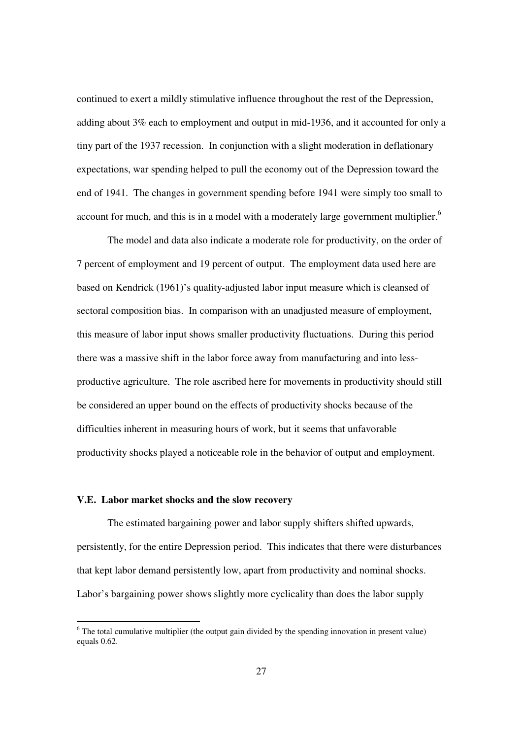continued to exert a mildly stimulative influence throughout the rest of the Depression, adding about 3% each to employment and output in mid-1936, and it accounted for only a tiny part of the 1937 recession. In conjunction with a slight moderation in deflationary expectations, war spending helped to pull the economy out of the Depression toward the end of 1941. The changes in government spending before 1941 were simply too small to account for much, and this is in a model with a moderately large government multiplier.[6]

The model and data also indicate a moderate role for productivity, on the order of 7 percent of employment and 19 percent of output. The employment data used here are based on Kendrick (1961)'s quality-adjusted labor input measure which is cleansed of sectoral composition bias. In comparison with an unadjusted measure of employment, this measure of labor input shows smaller productivity fluctuations. During this period there was a massive shift in the labor force away from manufacturing and into less-productive agriculture. The role ascribed here for movements in productivity should still be considered an upper bound on the effects of productivity shocks because of the difficulties inherent in measuring hours of work, but it seems that unfavorable productivity shocks played a noticeable role in the behavior of output and employment.

### V.E. Labor market shocks and the slow recovery

The estimated bargaining power and labor supply shifters shifted upwards, persistently, for the entire Depression period. This indicates that there were disturbances that kept labor demand persistently low, apart from productivity and nominal shocks. Labor's bargaining power shows slightly more cyclicality than does the labor supply

[6] The total cumulative multiplier (the output gain divided by the spending innovation in present value) equals 0.62.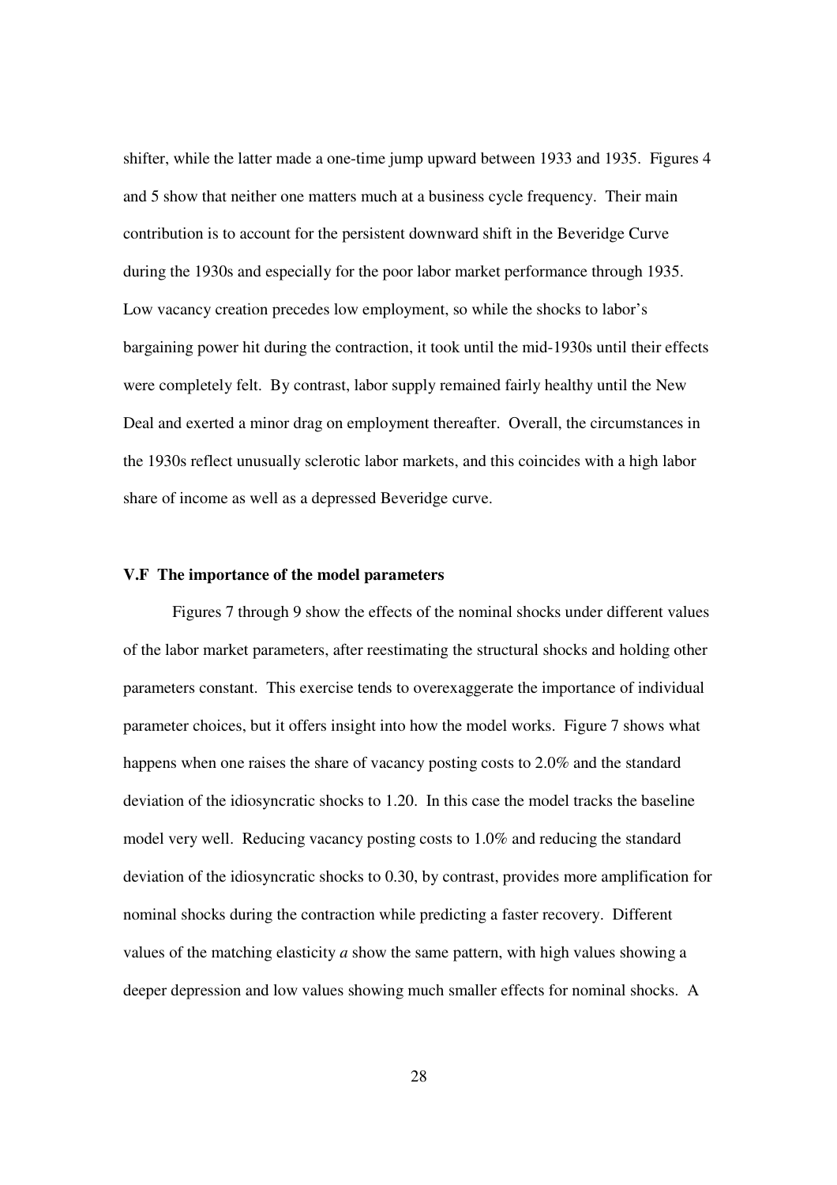shifter, while the latter made a one-time jump upward between 1933 and 1935. Figures 4 and 5 show that neither one matters much at a business cycle frequency. Their main contribution is to account for the persistent downward shift in the Beveridge Curve during the 1930s and especially for the poor labor market performance through 1935. Low vacancy creation precedes low employment, so while the shocks to labor's bargaining power hit during the contraction, it took until the mid-1930s until their effects were completely felt. By contrast, labor supply remained fairly healthy until the New Deal and exerted a minor drag on employment thereafter. Overall, the circumstances in the 1930s reflect unusually sclerotic labor markets, and this coincides with a high labor share of income as well as a depressed Beveridge curve.

### V.F The importance of the model parameters

Figures 7 through 9 show the effects of the nominal shocks under different values of the labor market parameters, after reestimating the structural shocks and holding other parameters constant. This exercise tends to overexaggerate the importance of individual parameter choices, but it offers insight into how the model works. Figure 7 shows what happens when one raises the share of vacancy posting costs to 2.0% and the standard deviation of the idiosyncratic shocks to 1.20. In this case the model tracks the baseline model very well. Reducing vacancy posting costs to 1.0% and reducing the standard deviation of the idiosyncratic shocks to 0.30, by contrast, provides more amplification for nominal shocks during the contraction while predicting a faster recovery. Different values of the matching elasticity $a$ show the same pattern, with high values showing a deeper depression and low values showing much smaller effects for nominal shocks. A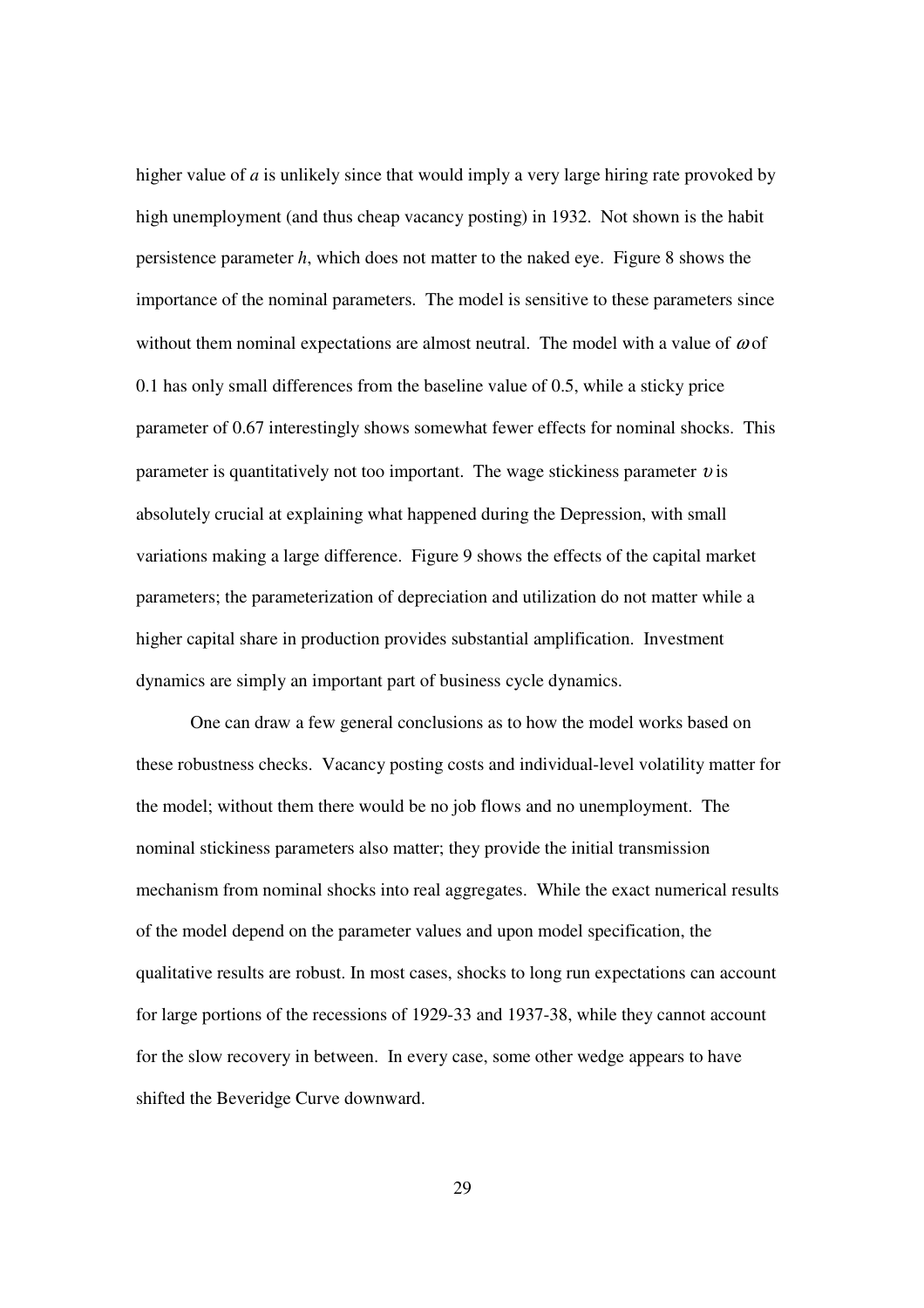higher value of $a$ is unlikely since that would imply a very large hiring rate provoked by high unemployment (and thus cheap vacancy posting) in 1932. Not shown is the habit persistence parameter $h$, which does not matter to the naked eye. Figure 8 shows the importance of the nominal parameters. The model is sensitive to these parameters since without them nominal expectations are almost neutral. The model with a value of $\omega$ of 0.1 has only small differences from the baseline value of 0.5, while a sticky price parameter of 0.67 interestingly shows somewhat fewer effects for nominal shocks. This parameter is quantitatively not too important. The wage stickiness parameter $\upsilon$ is absolutely crucial at explaining what happened during the Depression, with small variations making a large difference. Figure 9 shows the effects of the capital market parameters; the parameterization of depreciation and utilization do not matter while a higher capital share in production provides substantial amplification. Investment dynamics are simply an important part of business cycle dynamics.

One can draw a few general conclusions as to how the model works based on these robustness checks. Vacancy posting costs and individual-level volatility matter for the model; without them there would be no job flows and no unemployment. The nominal stickiness parameters also matter; they provide the initial transmission mechanism from nominal shocks into real aggregates. While the exact numerical results of the model depend on the parameter values and upon model specification, the qualitative results are robust. In most cases, shocks to long run expectations can account for large portions of the recessions of 1929-33 and 1937-38, while they cannot account for the slow recovery in between. In every case, some other wedge appears to have shifted the Beveridge Curve downward.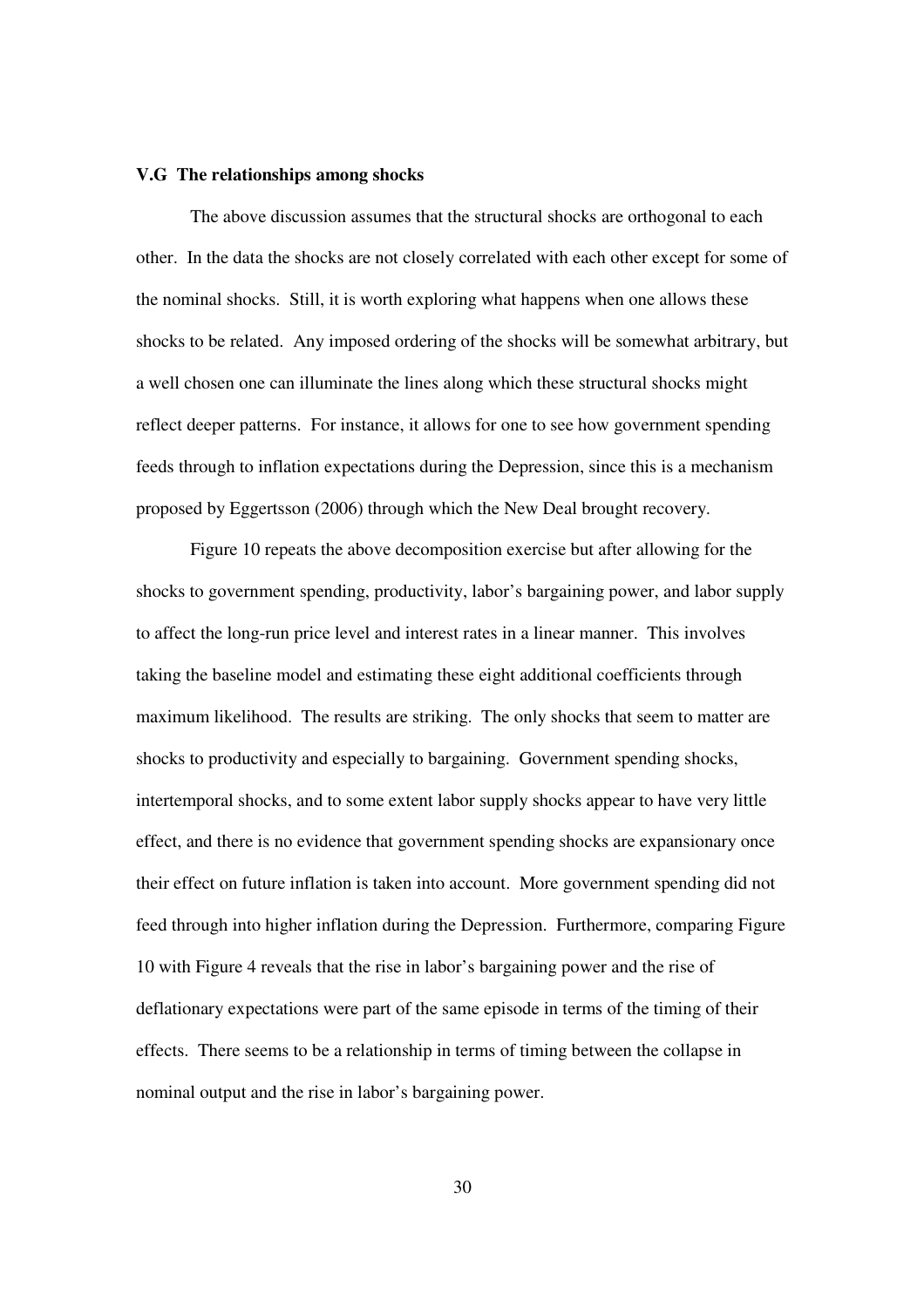### V.G The relationships among shocks

The above discussion assumes that the structural shocks are orthogonal to each other. In the data the shocks are not closely correlated with each other except for some of the nominal shocks. Still, it is worth exploring what happens when one allows these shocks to be related. Any imposed ordering of the shocks will be somewhat arbitrary, but a well chosen one can illuminate the lines along which these structural shocks might reflect deeper patterns. For instance, it allows for one to see how government spending feeds through to inflation expectations during the Depression, since this is a mechanism proposed by Eggertsson (2006) through which the New Deal brought recovery.

Figure 10 repeats the above decomposition exercise but after allowing for the shocks to government spending, productivity, labor's bargaining power, and labor supply to affect the long-run price level and interest rates in a linear manner. This involves taking the baseline model and estimating these eight additional coefficients through maximum likelihood. The results are striking. The only shocks that seem to matter are shocks to productivity and especially to bargaining. Government spending shocks, intertemporal shocks, and to some extent labor supply shocks appear to have very little effect, and there is no evidence that government spending shocks are expansionary once their effect on future inflation is taken into account. More government spending did not feed through into higher inflation during the Depression. Furthermore, comparing Figure 10 with Figure 4 reveals that the rise in labor's bargaining power and the rise of deflationary expectations were part of the same episode in terms of the timing of their effects. There seems to be a relationship in terms of timing between the collapse in nominal output and the rise in labor's bargaining power.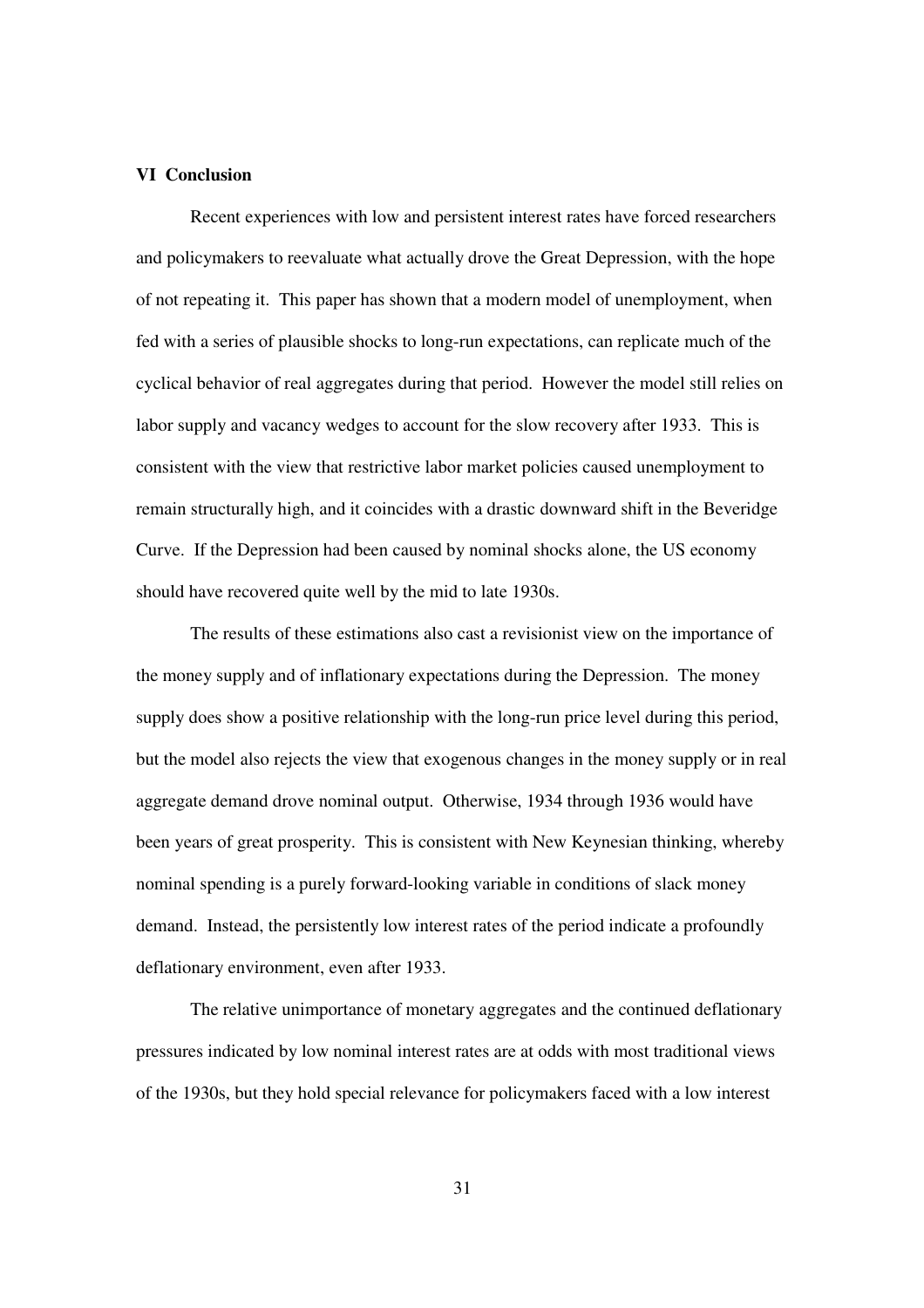## VI Conclusion

Recent experiences with low and persistent interest rates have forced researchers and policymakers to reevaluate what actually drove the Great Depression, with the hope of not repeating it. This paper has shown that a modern model of unemployment, when fed with a series of plausible shocks to long-run expectations, can replicate much of the cyclical behavior of real aggregates during that period. However the model still relies on labor supply and vacancy wedges to account for the slow recovery after 1933. This is consistent with the view that restrictive labor market policies caused unemployment to remain structurally high, and it coincides with a drastic downward shift in the Beveridge Curve. If the Depression had been caused by nominal shocks alone, the US economy should have recovered quite well by the mid to late 1930s.

The results of these estimations also cast a revisionist view on the importance of the money supply and of inflationary expectations during the Depression. The money supply does show a positive relationship with the long-run price level during this period, but the model also rejects the view that exogenous changes in the money supply or in real aggregate demand drove nominal output. Otherwise, 1934 through 1936 would have been years of great prosperity. This is consistent with New Keynesian thinking, whereby nominal spending is a purely forward-looking variable in conditions of slack money demand. Instead, the persistently low interest rates of the period indicate a profoundly deflationary environment, even after 1933.

The relative unimportance of monetary aggregates and the continued deflationary pressures indicated by low nominal interest rates are at odds with most traditional views of the 1930s, but they hold special relevance for policymakers faced with a low interest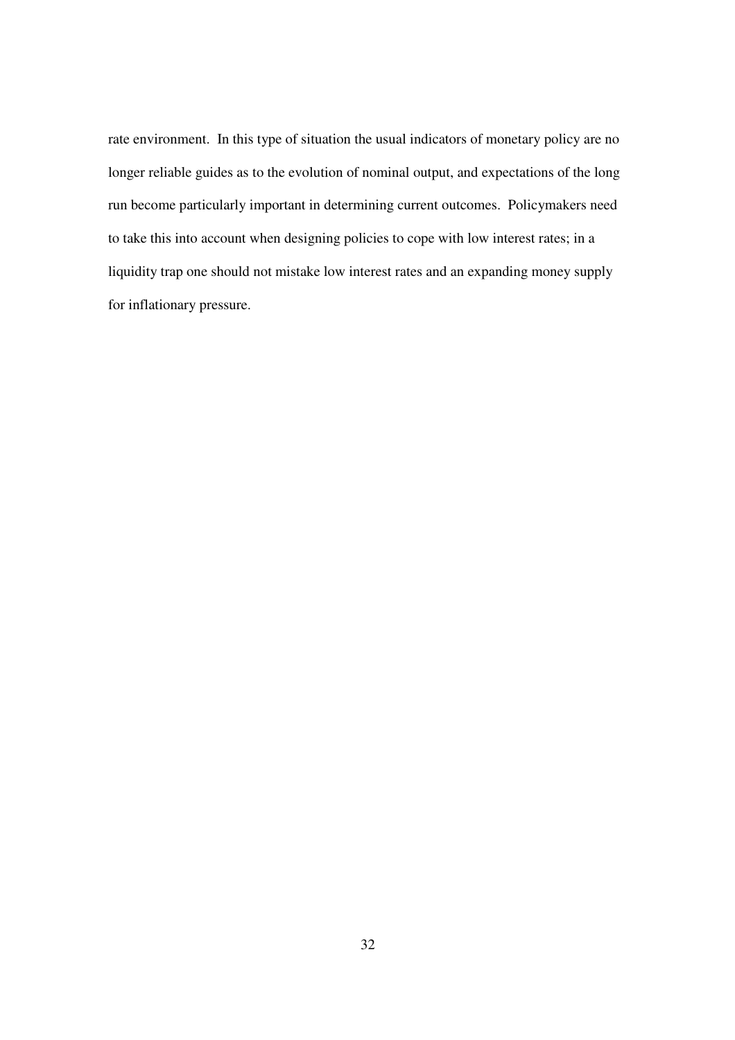rate environment. In this type of situation the usual indicators of monetary policy are no longer reliable guides as to the evolution of nominal output, and expectations of the long run become particularly important in determining current outcomes. Policymakers need to take this into account when designing policies to cope with low interest rates; in a liquidity trap one should not mistake low interest rates and an expanding money supply for inflationary pressure.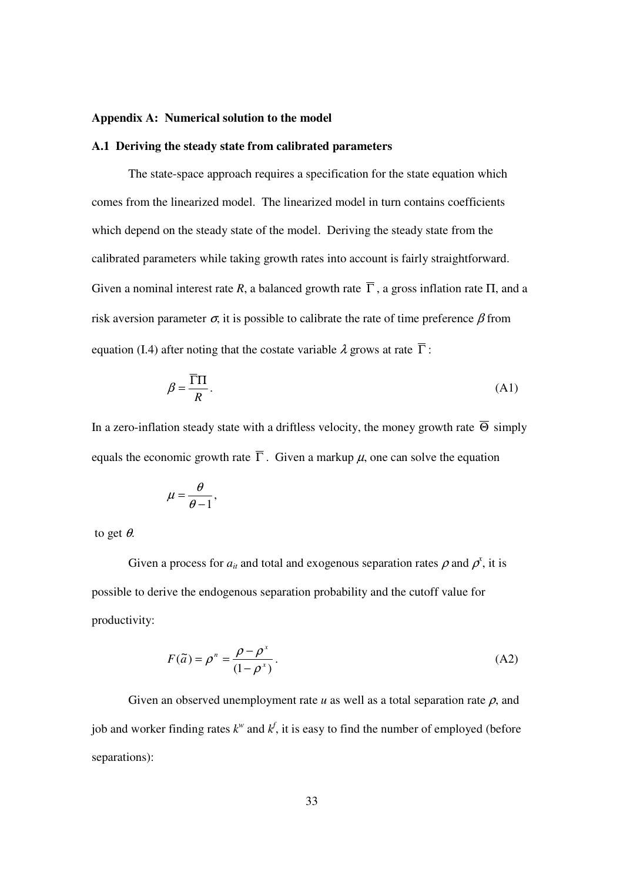## Appendix A: Numerical solution to the model

### A.1 Deriving the steady state from calibrated parameters

The state-space approach requires a specification for the state equation which comes from the linearized model. The linearized model in turn contains coefficients which depend on the steady state of the model. Deriving the steady state from the calibrated parameters while taking growth rates into account is fairly straightforward. Given a nominal interest rate $R$, a balanced growth rate $\overline{\Gamma}$, a gross inflation rate $\Pi$, and a risk aversion parameter $\sigma$, it is possible to calibrate the rate of time preference $\beta$ from equation (I.4) after noting that the costate variable $\lambda$ grows at rate $\overline{\Gamma}$:

$$\beta = \frac{\overline{\Gamma}\Pi}{R}. \tag{A1}$$

In a zero-inflation steady state with a driftless velocity, the money growth rate $\overline{\Theta}$ simply equals the economic growth rate $\overline{\Gamma}$. Given a markup $\mu$, one can solve the equation

$$\mu = \frac{\theta}{\theta - 1},$$

to get $\theta$.

Given a process for $a_{it}$ and total and exogenous separation rates $\rho$ and $\rho^x$, it is possible to derive the endogenous separation probability and the cutoff value for productivity:

$$F(\tilde{a}) = \rho^n = \frac{\rho - \rho^x}{(1 - \rho^x)}. \tag{A2}$$

Given an observed unemployment rate $u$ as well as a total separation rate $\rho$, and job and worker finding rates $k^w$ and $k^f$, it is easy to find the number of employed (before separations):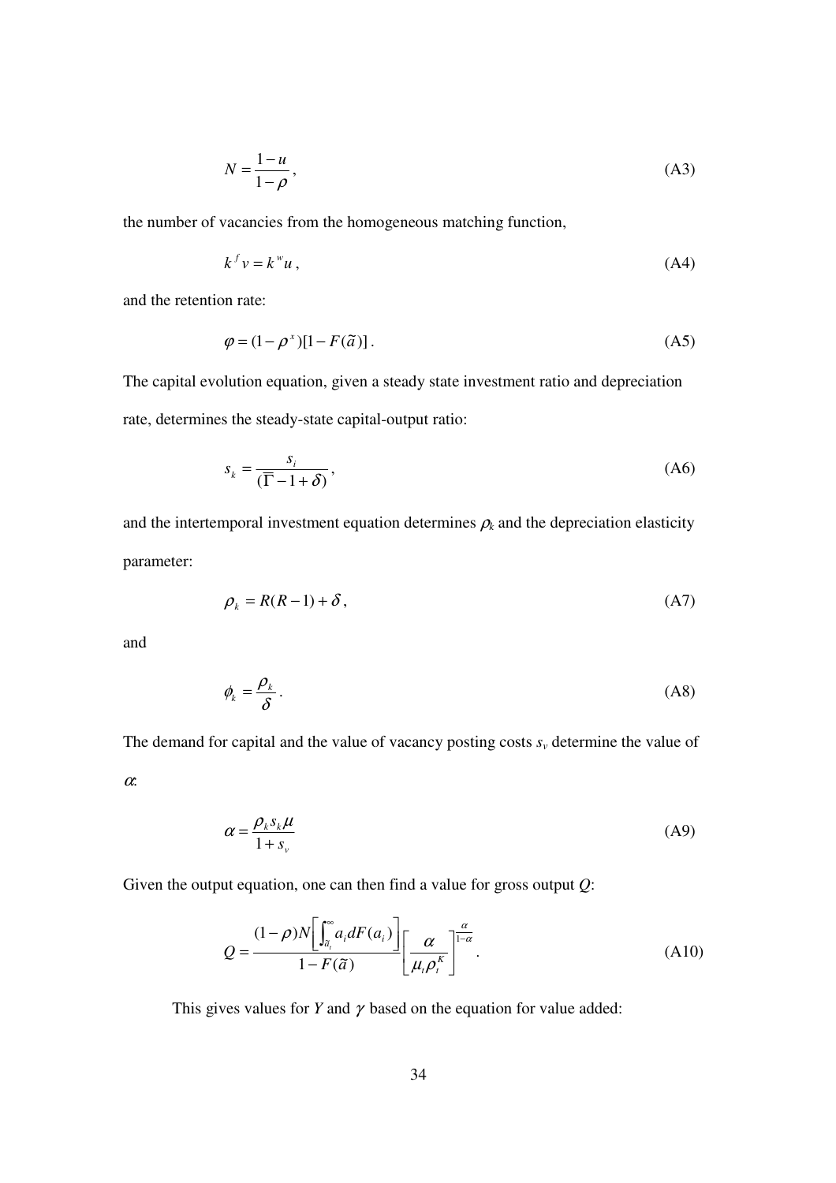$$N = \frac{1-u}{1-\rho}, \tag{A3}$$

the number of vacancies from the homogeneous matching function,

$$k^f v = k^w u, \tag{A4}$$

and the retention rate:

$$\varphi = (1-\rho^x)[1-F(\tilde{a})]. \tag{A5}$$

The capital evolution equation, given a steady state investment ratio and depreciation rate, determines the steady-state capital-output ratio:

$$s_k = \frac{s_i}{(\overline{\Gamma} - 1 + \delta)}, \tag{A6}$$

and the intertemporal investment equation determines $\rho_k$ and the depreciation elasticity parameter:

$$\rho_k = R(R-1) + \delta, \tag{A7}$$

and

$$\phi_k = \frac{\rho_k}{\delta}. \tag{A8}$$

The demand for capital and the value of vacancy posting costs $s_v$ determine the value of $\alpha$:

$$\alpha = \frac{\rho_k s_k \mu}{1+s_v} \tag{A9}$$

Given the output equation, one can then find a value for gross output $Q$:

$$Q = \frac{(1-\rho)N\left[\int_{\tilde{a}_t}^{\infty} a_i dF(a_i)\right]}{1-F(\tilde{a})}\left[\frac{\alpha}{\mu_t \rho_t^K}\right]^{\frac{\alpha}{1-\alpha}}. \tag{A10}$$

This gives values for $Y$ and $\gamma$ based on the equation for value added: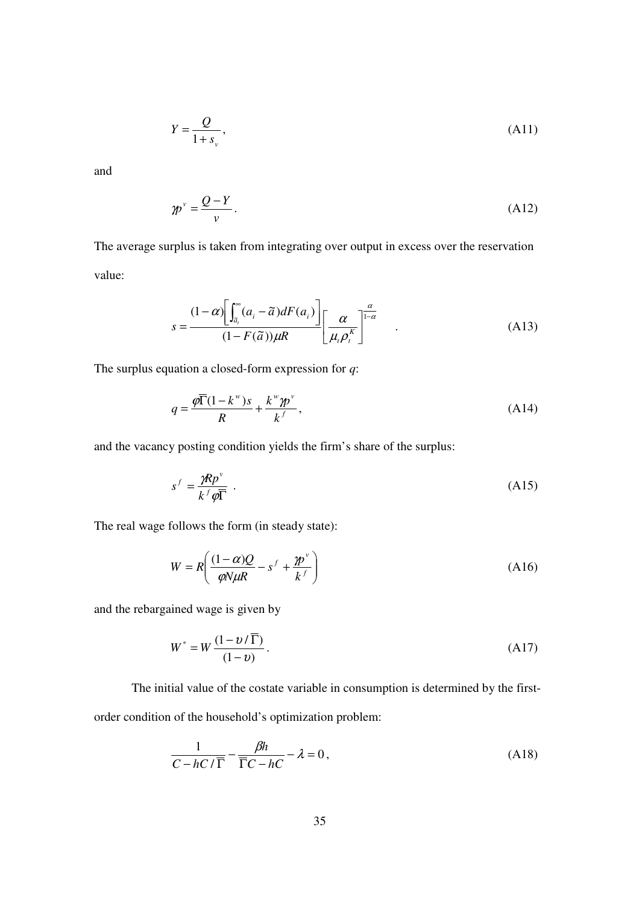$$Y = \frac{Q}{1 + s_v}, \tag{A11}$$

and

$$\gamma p^v = \frac{Q - Y}{v}. \tag{A12}$$

The average surplus is taken from integrating over output in excess over the reservation value:

$$s = \frac{(1-\alpha)\left[\int_{\tilde{a}_t}^{\infty} (a_i - \tilde{a}) dF(a_i)\right]}{(1 - F(\tilde{a}))\mu R} \left[\frac{\alpha}{\mu_t \rho_t^K}\right]^{\frac{\alpha}{1-\alpha}} . \tag{A13}$$

The surplus equation a closed-form expression for *q*:

$$q = \frac{\varphi \overline{\Gamma}(1 - k^w)s}{R} + \frac{k^w \gamma p^v}{k^f}, \tag{A14}$$

and the vacancy posting condition yields the firm's share of the surplus:

$$s^f = \frac{\gamma R p^v}{k^f \varphi \overline{\Gamma}} . \tag{A15}$$

The real wage follows the form (in steady state):

$$W = R\left(\frac{(1-\alpha)Q}{\varphi N \mu R} - s^f + \frac{\gamma p^v}{k^f}\right) \tag{A16}$$

and the rebargained wage is given by

$$W^* = W \frac{(1 - \upsilon / \overline{\Gamma})}{(1 - \upsilon)}. \tag{A17}$$

The initial value of the costate variable in consumption is determined by the first-order condition of the household's optimization problem:

$$\frac{1}{C - hC / \overline{\Gamma}} - \frac{\beta h}{\overline{\Gamma} C - hC} - \lambda = 0, \tag{A18}$$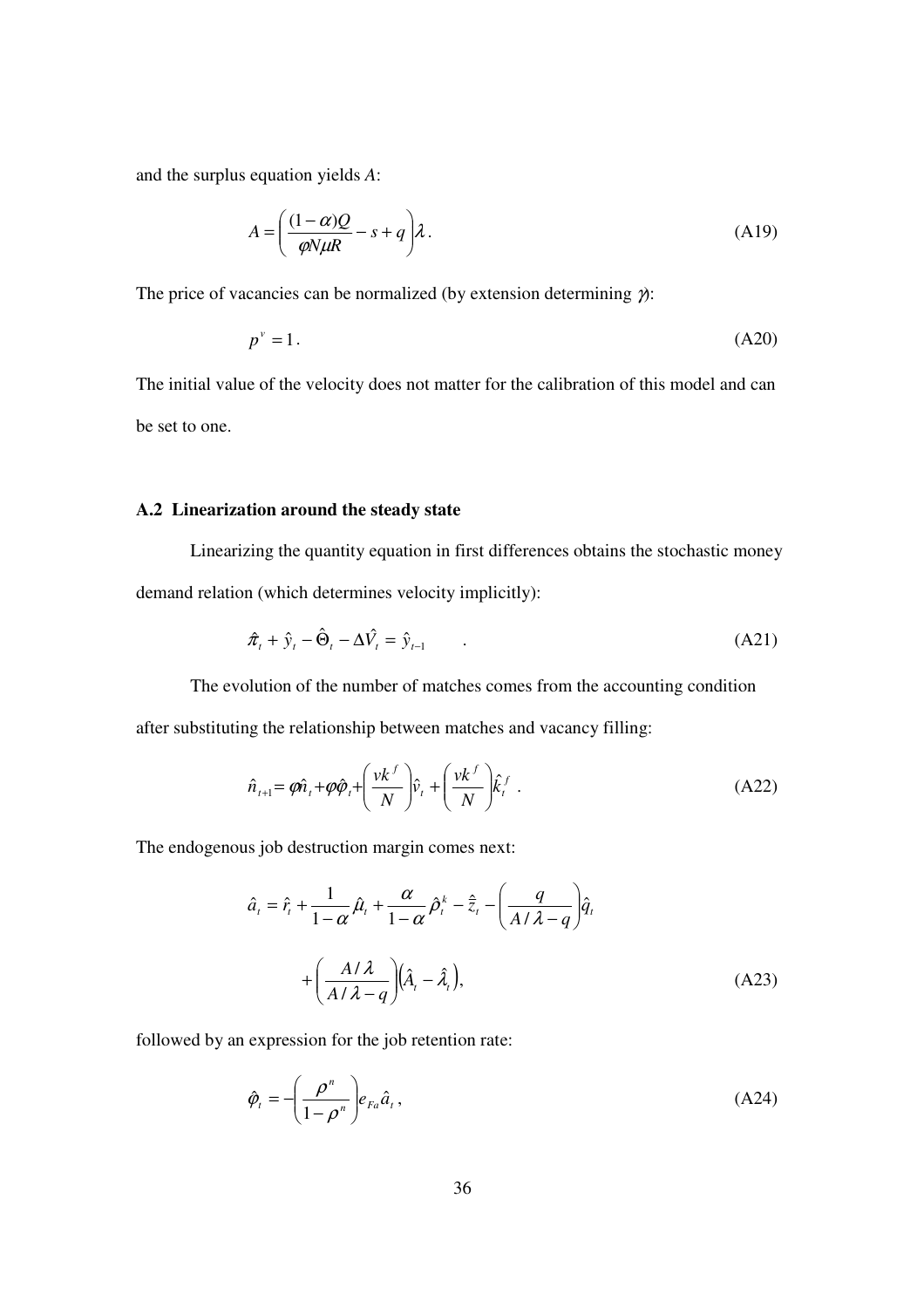and the surplus equation yields $A$:

$$A = \left( \frac{(1-\alpha)Q}{\varphi N \mu R} - s + q \right) \lambda . \tag{A19}$$

The price of vacancies can be normalized (by extension determining $\gamma$):

$$p^{v} = 1 . \tag{A20}$$

The initial value of the velocity does not matter for the calibration of this model and can be set to one.

### A.2 Linearization around the steady state

Linearizing the quantity equation in first differences obtains the stochastic money demand relation (which determines velocity implicitly):

$$\hat{\pi}_t + \hat{y}_t - \hat{\Theta}_t - \Delta \hat{V}_t = \hat{y}_{t-1} \qquad . \tag{A21}$$

The evolution of the number of matches comes from the accounting condition after substituting the relationship between matches and vacancy filling:

$$\hat{n}_{t+1} = \varphi \hat{n}_t + \varphi \hat{\varphi}_t + \left( \frac{v k^{f}}{N} \right) \hat{v}_t + \left( \frac{v k^{f}}{N} \right) \hat{k}_t^{f} \ . \tag{A22}$$

The endogenous job destruction margin comes next:

$$\hat{a}_t = \hat{r}_t + \frac{1}{1-\alpha} \hat{\mu}_t + \frac{\alpha}{1-\alpha} \hat{\rho}_t^{k} - \hat{\bar{z}}_t - \left( \frac{q}{A/\lambda - q} \right) \hat{q}_t$$

$$+ \left( \frac{A/\lambda}{A/\lambda - q} \right) \left( \hat{A}_t - \hat{\lambda}_t \right), \tag{A23}$$

followed by an expression for the job retention rate:

$$\hat{\varphi}_t = - \left( \frac{\rho^{n}}{1-\rho^{n}} \right) e_{Fa} \hat{a}_t , \tag{A24}$$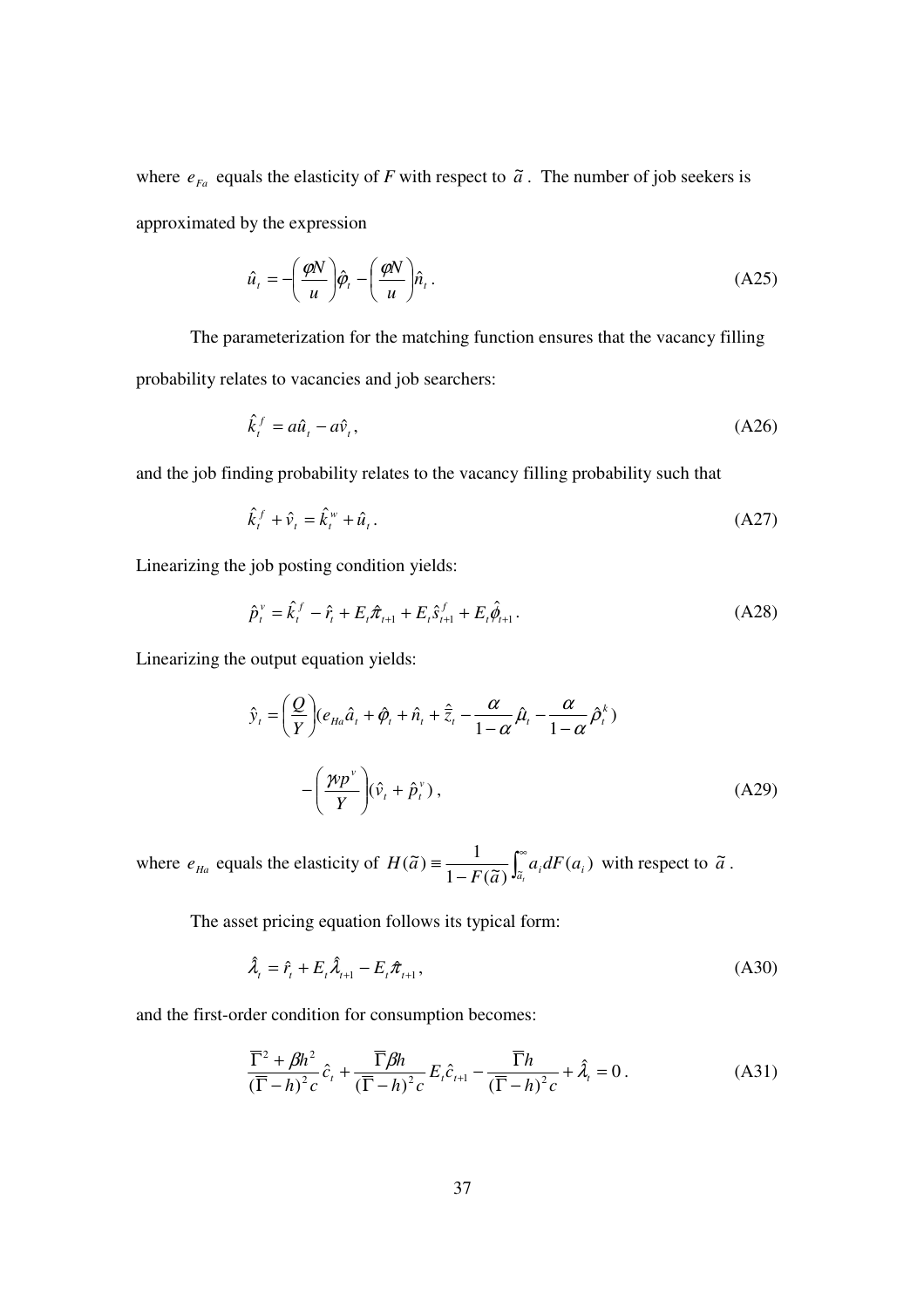where $e_{Fa}$ equals the elasticity of *F* with respect to $\tilde{a}$. The number of job seekers is approximated by the expression

$$\hat{u}_t = -\left(\frac{\varphi N}{u}\right)\hat{\varphi}_t - \left(\frac{\varphi N}{u}\right)\hat{n}_t . \tag{A25}$$

The parameterization for the matching function ensures that the vacancy filling probability relates to vacancies and job searchers:

$$\hat{k}_t^f = a\hat{u}_t - a\hat{v}_t , \tag{A26}$$

and the job finding probability relates to the vacancy filling probability such that

$$\hat{k}_t^f + \hat{v}_t = \hat{k}_t^w + \hat{u}_t . \tag{A27}$$

Linearizing the job posting condition yields:

$$\hat{p}_t^v = \hat{k}_t^f - \hat{r}_t + E_t\hat{\pi}_{t+1} + E_t\hat{s}_{t+1}^f + E_t\hat{\phi}_{t+1} . \tag{A28}$$

Linearizing the output equation yields:

$$\hat{y}_t = \left(\frac{Q}{Y}\right)(e_{Ha}\hat{a}_t + \hat{\varphi}_t + \hat{n}_t + \hat{\bar{z}}_t - \frac{\alpha}{1-\alpha}\hat{\mu}_t - \frac{\alpha}{1-\alpha}\hat{\rho}_t^k)$$

$$- \left(\frac{\gamma v p^v}{Y}\right)(\hat{v}_t + \hat{p}_t^v) , \tag{A29}$$

where $e_{Ha}$ equals the elasticity of $H(\tilde{a}) \equiv \frac{1}{1-F(\tilde{a})}\int_{\tilde{a}_t}^{\infty} a_i dF(a_i)$ with respect to $\tilde{a}$.

The asset pricing equation follows its typical form:

$$\hat{\lambda}_t = \hat{r}_t + E_t\hat{\lambda}_{t+1} - E_t\hat{\pi}_{t+1} , \tag{A30}$$

and the first-order condition for consumption becomes:

$$\frac{\overline{\Gamma}^2 + \beta h^2}{(\overline{\Gamma} - h)^2 c}\hat{c}_t + \frac{\overline{\Gamma}\beta h}{(\overline{\Gamma} - h)^2 c}E_t\hat{c}_{t+1} - \frac{\overline{\Gamma} h}{(\overline{\Gamma} - h)^2 c} + \hat{\lambda}_t = 0 . \tag{A31}$$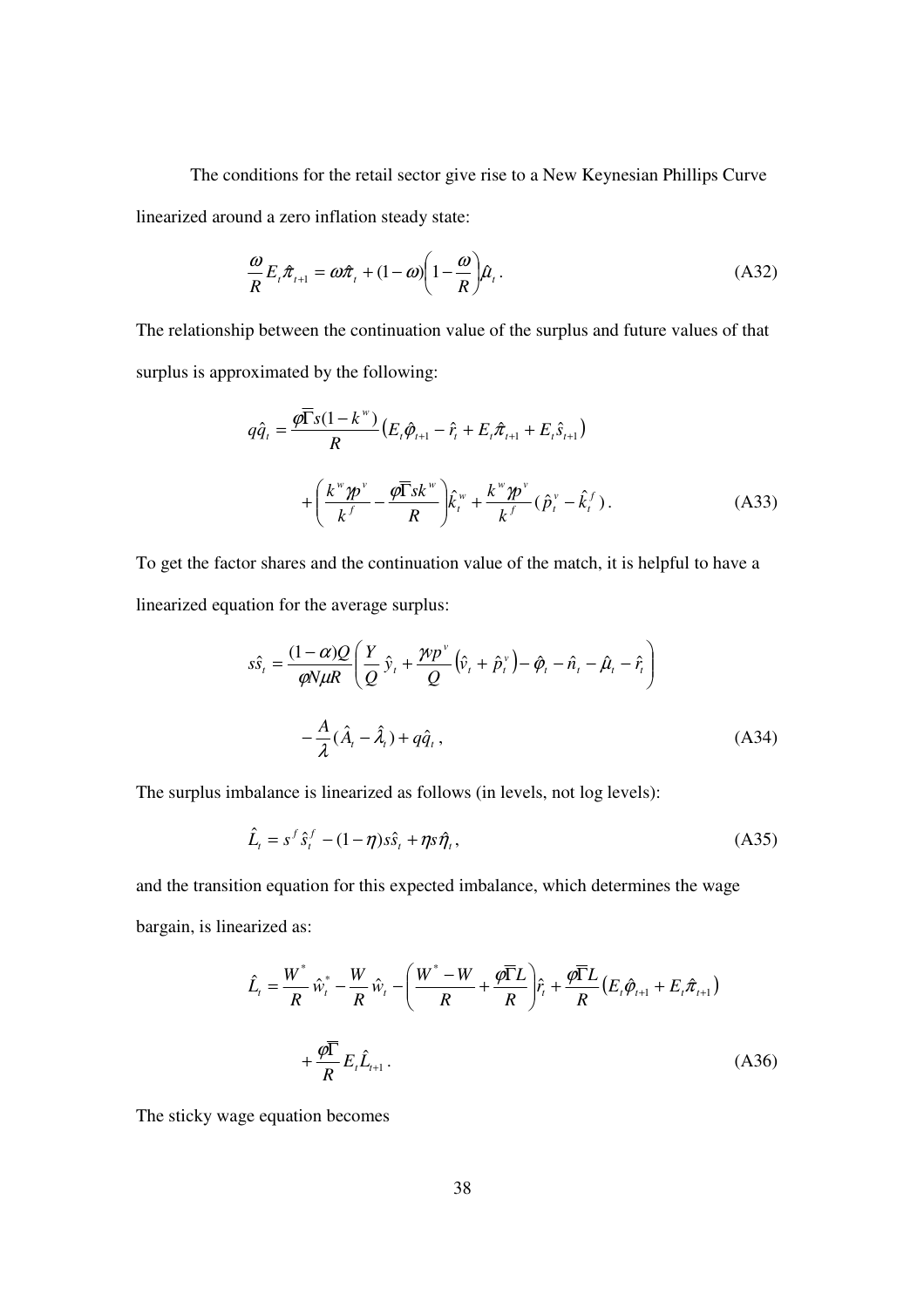The conditions for the retail sector give rise to a New Keynesian Phillips Curve linearized around a zero inflation steady state:

$$\frac{\omega}{R} E_t \hat{\pi}_{t+1} = \omega \hat{\pi}_t + (1-\omega)\left(1 - \frac{\omega}{R}\right)\hat{\mu}_t \,. \tag{A32}$$

The relationship between the continuation value of the surplus and future values of that surplus is approximated by the following:

$$q\hat{q}_t = \frac{\varphi \overline{\Gamma} s (1-k^w)}{R}\left(E_t \hat{\varphi}_{t+1} - \hat{r}_t + E_t \hat{\pi}_{t+1} + E_t \hat{s}_{t+1}\right)$$

$$+ \left(\frac{k^w \gamma p^v}{k^f} - \frac{\varphi \overline{\Gamma} s k^w}{R}\right)\hat{k}_t^w + \frac{k^w \gamma p^v}{k^f}(\hat{p}_t^v - \hat{k}_t^f) \,. \tag{A33}$$

To get the factor shares and the continuation value of the match, it is helpful to have a linearized equation for the average surplus:

$$s\hat{s}_t = \frac{(1-\alpha)Q}{\varphi N \mu R}\left(\frac{Y}{Q}\hat{y}_t + \frac{\gamma v p^v}{Q}\left(\hat{v}_t + \hat{p}_t^v\right) - \hat{\varphi}_t - \hat{n}_t - \hat{\mu}_t - \hat{r}_t\right)$$

$$- \frac{A}{\lambda}(\hat{A}_t - \hat{\lambda}_t) + q\hat{q}_t \,, \tag{A34}$$

The surplus imbalance is linearized as follows (in levels, not log levels):

$$\hat{L}_t = s^f \hat{s}_t^f - (1-\eta)s\hat{s}_t + \eta s \hat{\eta}_t \,, \tag{A35}$$

and the transition equation for this expected imbalance, which determines the wage bargain, is linearized as:

$$\hat{L}_t = \frac{W^*}{R}\hat{w}_t^* - \frac{W}{R}\hat{w}_t - \left(\frac{W^* - W}{R} + \frac{\varphi \overline{\Gamma} L}{R}\right)\hat{r}_t + \frac{\varphi \overline{\Gamma} L}{R}\left(E_t \hat{\varphi}_{t+1} + E_t \hat{\pi}_{t+1}\right)$$

$$+ \frac{\varphi \overline{\Gamma}}{R} E_t \hat{L}_{t+1} \,. \tag{A36}$$

The sticky wage equation becomes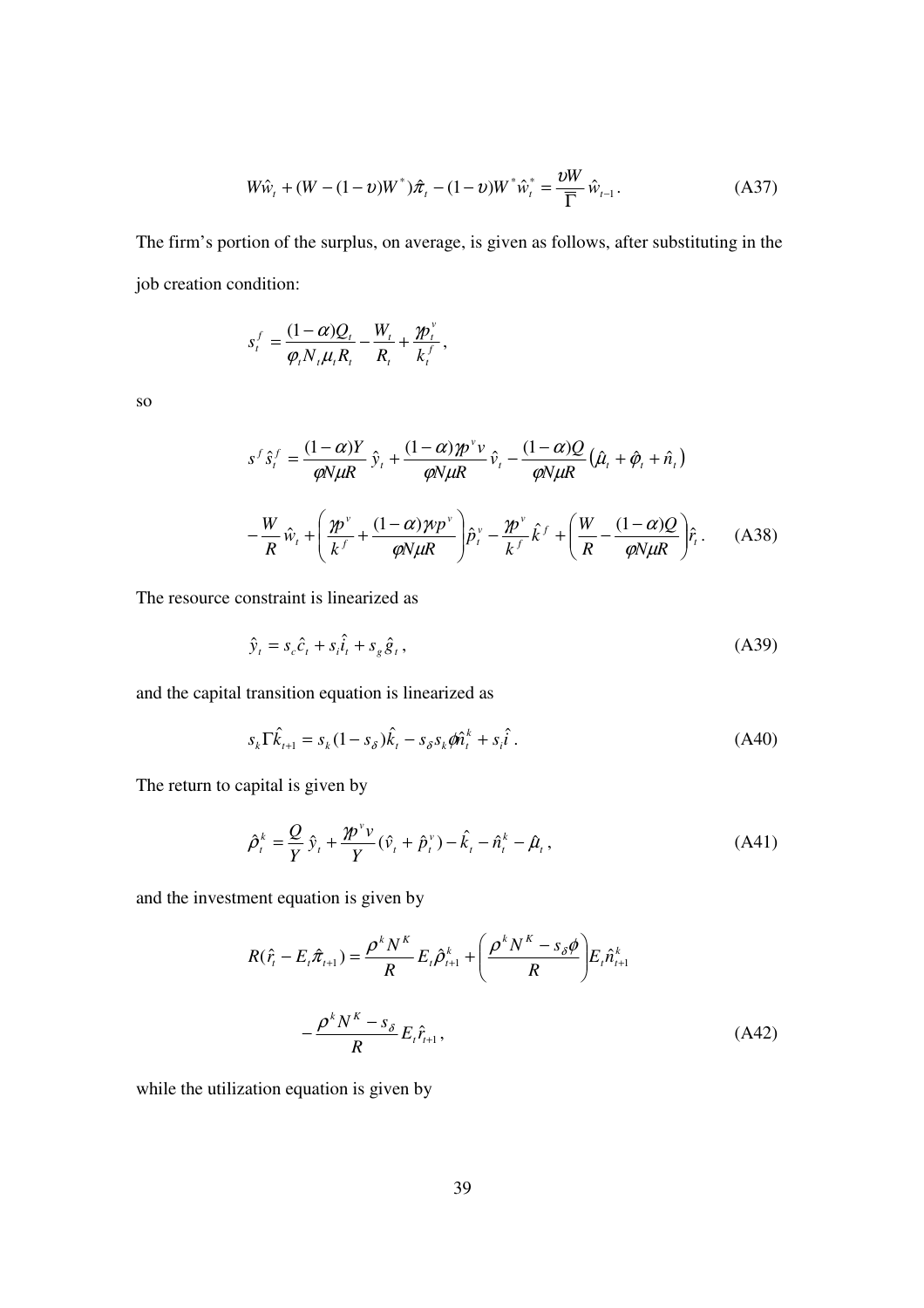$$W\hat{w}_t + (W - (1-\upsilon)W^*)\hat{\pi}_t - (1-\upsilon)W^*\hat{w}_t^* = \frac{\upsilon W}{\overline{\Gamma}}\hat{w}_{t-1}. \tag{A37}$$

The firm's portion of the surplus, on average, is given as follows, after substituting in the job creation condition:

$$s_t^f = \frac{(1-\alpha)Q_t}{\varphi_t N_t \mu_t R_t} - \frac{W_t}{R_t} + \frac{\gamma p_t^v}{k_t^f},$$

so

$$s^f \hat{s}_t^f = \frac{(1-\alpha)Y}{\varphi N \mu R}\hat{y}_t + \frac{(1-\alpha)\gamma p^v v}{\varphi N \mu R}\hat{v}_t - \frac{(1-\alpha)Q}{\varphi N \mu R}\left(\hat{\mu}_t + \hat{\varphi}_t + \hat{n}_t\right)$$

$$-\frac{W}{R}\hat{w}_t + \left(\frac{\gamma p^v}{k^f} + \frac{(1-\alpha)\gamma v p^v}{\varphi N \mu R}\right)\hat{p}_t^v - \frac{\gamma p^v}{k^f}\hat{k}^f + \left(\frac{W}{R} - \frac{(1-\alpha)Q}{\varphi N \mu R}\right)\hat{r}_t. \tag{A38}$$

The resource constraint is linearized as

$$\hat{y}_t = s_c \hat{c}_t + s_i \hat{i}_t + s_g \hat{g}_t, \tag{A39}$$

and the capital transition equation is linearized as

$$s_k \Gamma \hat{k}_{t+1} = s_k (1 - s_\delta)\hat{k}_t - s_\delta s_k \phi \hat{n}_t^k + s_i \hat{i}. \tag{A40}$$

The return to capital is given by

$$\hat{\rho}_t^k = \frac{Q}{Y}\hat{y}_t + \frac{\gamma p^v v}{Y}(\hat{v}_t + \hat{p}_t^v) - \hat{k}_t - \hat{n}_t^k - \hat{\mu}_t, \tag{A41}$$

and the investment equation is given by

$$R(\hat{r}_t - E_t \hat{\pi}_{t+1}) = \frac{\rho^k N^K}{R} E_t \hat{\rho}_{t+1}^k + \left(\frac{\rho^k N^K - s_\delta \phi}{R}\right) E_t \hat{n}_{t+1}^k$$

$$- \frac{\rho^k N^K - s_\delta}{R} E_t \hat{r}_{t+1}, \tag{A42}$$

while the utilization equation is given by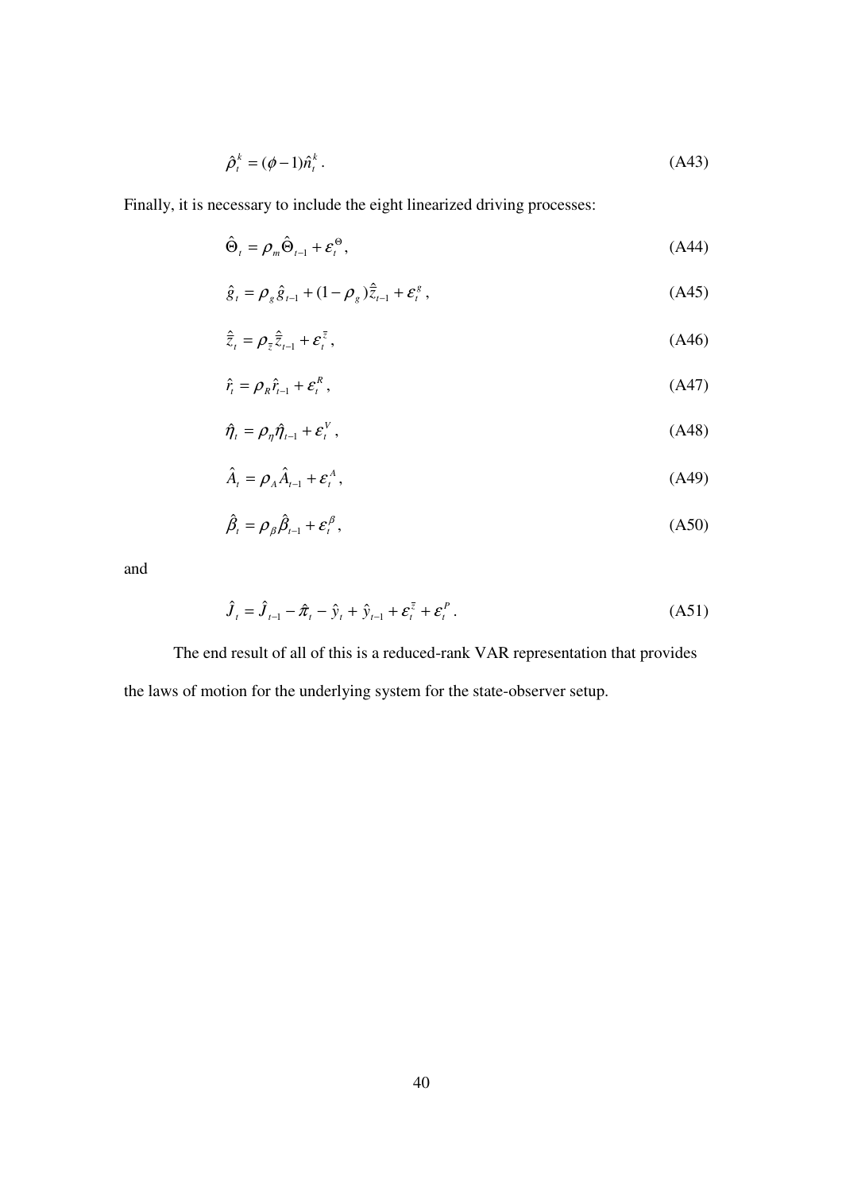$$\hat{\rho}_t^k = (\phi - 1)\hat{n}_t^k . \tag{A43}$$

Finally, it is necessary to include the eight linearized driving processes:

$$\hat{\Theta}_t = \rho_m \hat{\Theta}_{t-1} + \varepsilon_t^{\Theta} , \tag{A44}$$

$$\hat{g}_t = \rho_g \hat{g}_{t-1} + (1 - \rho_g)\hat{\bar{z}}_{t-1} + \varepsilon_t^g , \tag{A45}$$

$$\hat{\bar{z}}_t = \rho_{\bar{z}} \hat{\bar{z}}_{t-1} + \varepsilon_t^{\bar{z}} , \tag{A46}$$

$$\hat{r}_t = \rho_R \hat{r}_{t-1} + \varepsilon_t^R , \tag{A47}$$

$$\hat{\eta}_t = \rho_\eta \hat{\eta}_{t-1} + \varepsilon_t^V , \tag{A48}$$

$$\hat{A}_t = \rho_A \hat{A}_{t-1} + \varepsilon_t^A , \tag{A49}$$

$$\hat{\beta}_t = \rho_\beta \hat{\beta}_{t-1} + \varepsilon_t^\beta , \tag{A50}$$

and

$$\hat{J}_t = \hat{J}_{t-1} - \hat{\pi}_t - \hat{y}_t + \hat{y}_{t-1} + \varepsilon_t^{\bar{z}} + \varepsilon_t^P . \tag{A51}$$

The end result of all of this is a reduced-rank VAR representation that provides the laws of motion for the underlying system for the state-observer setup.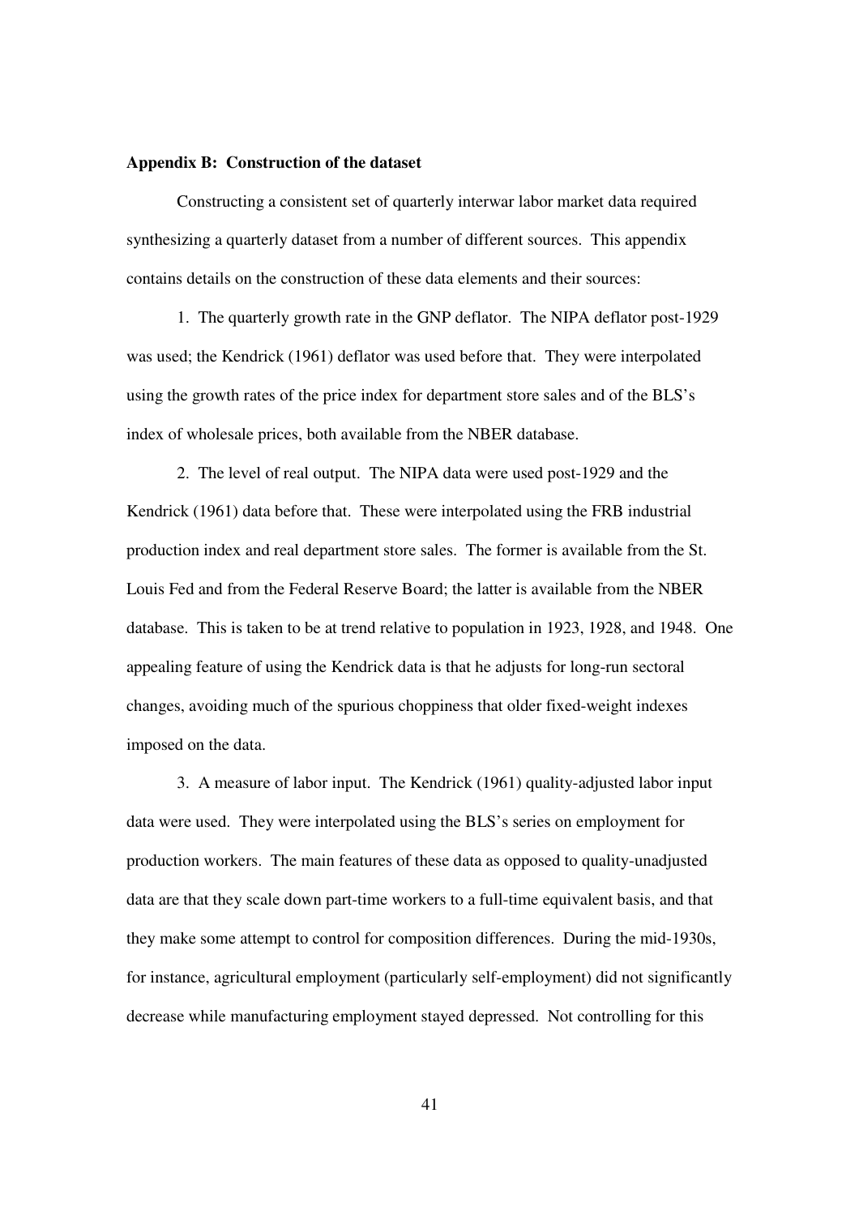**Appendix B: Construction of the dataset**

Constructing a consistent set of quarterly interwar labor market data required synthesizing a quarterly dataset from a number of different sources. This appendix contains details on the construction of these data elements and their sources:

1. The quarterly growth rate in the GNP deflator. The NIPA deflator post-1929 was used; the Kendrick (1961) deflator was used before that. They were interpolated using the growth rates of the price index for department store sales and of the BLS's index of wholesale prices, both available from the NBER database.

2. The level of real output. The NIPA data were used post-1929 and the Kendrick (1961) data before that. These were interpolated using the FRB industrial production index and real department store sales. The former is available from the St. Louis Fed and from the Federal Reserve Board; the latter is available from the NBER database. This is taken to be at trend relative to population in 1923, 1928, and 1948. One appealing feature of using the Kendrick data is that he adjusts for long-run sectoral changes, avoiding much of the spurious choppiness that older fixed-weight indexes imposed on the data.

3. A measure of labor input. The Kendrick (1961) quality-adjusted labor input data were used. They were interpolated using the BLS's series on employment for production workers. The main features of these data as opposed to quality-unadjusted data are that they scale down part-time workers to a full-time equivalent basis, and that they make some attempt to control for composition differences. During the mid-1930s, for instance, agricultural employment (particularly self-employment) did not significantly decrease while manufacturing employment stayed depressed. Not controlling for this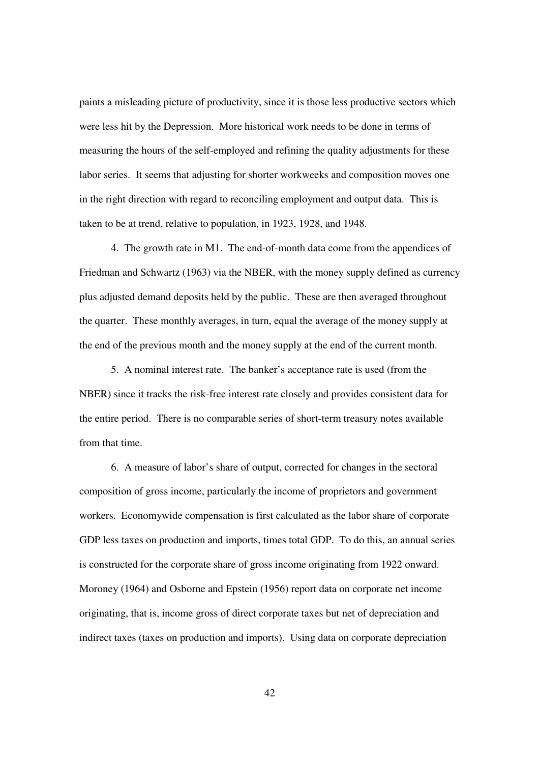paints a misleading picture of productivity, since it is those less productive sectors which were less hit by the Depression. More historical work needs to be done in terms of measuring the hours of the self-employed and refining the quality adjustments for these labor series. It seems that adjusting for shorter workweeks and composition moves one in the right direction with regard to reconciling employment and output data. This is taken to be at trend, relative to population, in 1923, 1928, and 1948.

4. The growth rate in M1. The end-of-month data come from the appendices of Friedman and Schwartz (1963) via the NBER, with the money supply defined as currency plus adjusted demand deposits held by the public. These are then averaged throughout the quarter. These monthly averages, in turn, equal the average of the money supply at the end of the previous month and the money supply at the end of the current month.

5. A nominal interest rate. The banker's acceptance rate is used (from the NBER) since it tracks the risk-free interest rate closely and provides consistent data for the entire period. There is no comparable series of short-term treasury notes available from that time.

6. A measure of labor's share of output, corrected for changes in the sectoral composition of gross income, particularly the income of proprietors and government workers. Economywide compensation is first calculated as the labor share of corporate GDP less taxes on production and imports, times total GDP. To do this, an annual series is constructed for the corporate share of gross income originating from 1922 onward. Moroney (1964) and Osborne and Epstein (1956) report data on corporate net income originating, that is, income gross of direct corporate taxes but net of depreciation and indirect taxes (taxes on production and imports). Using data on corporate depreciation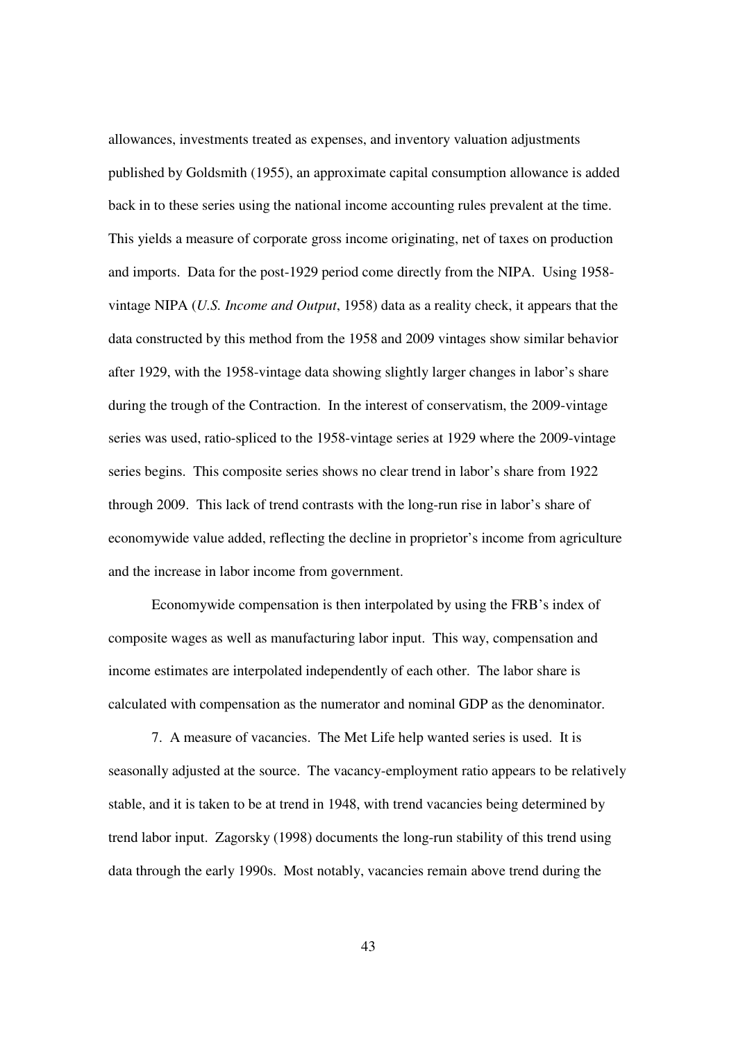allowances, investments treated as expenses, and inventory valuation adjustments published by Goldsmith (1955), an approximate capital consumption allowance is added back in to these series using the national income accounting rules prevalent at the time. This yields a measure of corporate gross income originating, net of taxes on production and imports. Data for the post-1929 period come directly from the NIPA. Using 1958-vintage NIPA (*U.S. Income and Output*, 1958) data as a reality check, it appears that the data constructed by this method from the 1958 and 2009 vintages show similar behavior after 1929, with the 1958-vintage data showing slightly larger changes in labor's share during the trough of the Contraction. In the interest of conservatism, the 2009-vintage series was used, ratio-spliced to the 1958-vintage series at 1929 where the 2009-vintage series begins. This composite series shows no clear trend in labor's share from 1922 through 2009. This lack of trend contrasts with the long-run rise in labor's share of economywide value added, reflecting the decline in proprietor's income from agriculture and the increase in labor income from government.

Economywide compensation is then interpolated by using the FRB's index of composite wages as well as manufacturing labor input. This way, compensation and income estimates are interpolated independently of each other. The labor share is calculated with compensation as the numerator and nominal GDP as the denominator.

7. A measure of vacancies. The Met Life help wanted series is used. It is seasonally adjusted at the source. The vacancy-employment ratio appears to be relatively stable, and it is taken to be at trend in 1948, with trend vacancies being determined by trend labor input. Zagorsky (1998) documents the long-run stability of this trend using data through the early 1990s. Most notably, vacancies remain above trend during the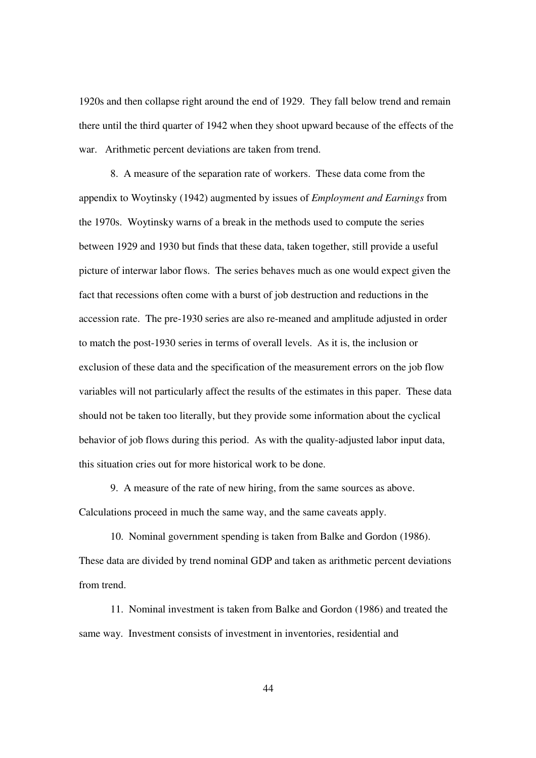1920s and then collapse right around the end of 1929. They fall below trend and remain there until the third quarter of 1942 when they shoot upward because of the effects of the war. Arithmetic percent deviations are taken from trend.

8. A measure of the separation rate of workers. These data come from the appendix to Woytinsky (1942) augmented by issues of *Employment and Earnings* from the 1970s. Woytinsky warns of a break in the methods used to compute the series between 1929 and 1930 but finds that these data, taken together, still provide a useful picture of interwar labor flows. The series behaves much as one would expect given the fact that recessions often come with a burst of job destruction and reductions in the accession rate. The pre-1930 series are also re-meaned and amplitude adjusted in order to match the post-1930 series in terms of overall levels. As it is, the inclusion or exclusion of these data and the specification of the measurement errors on the job flow variables will not particularly affect the results of the estimates in this paper. These data should not be taken too literally, but they provide some information about the cyclical behavior of job flows during this period. As with the quality-adjusted labor input data, this situation cries out for more historical work to be done.

9. A measure of the rate of new hiring, from the same sources as above. Calculations proceed in much the same way, and the same caveats apply.

10. Nominal government spending is taken from Balke and Gordon (1986). These data are divided by trend nominal GDP and taken as arithmetic percent deviations from trend.

11. Nominal investment is taken from Balke and Gordon (1986) and treated the same way. Investment consists of investment in inventories, residential and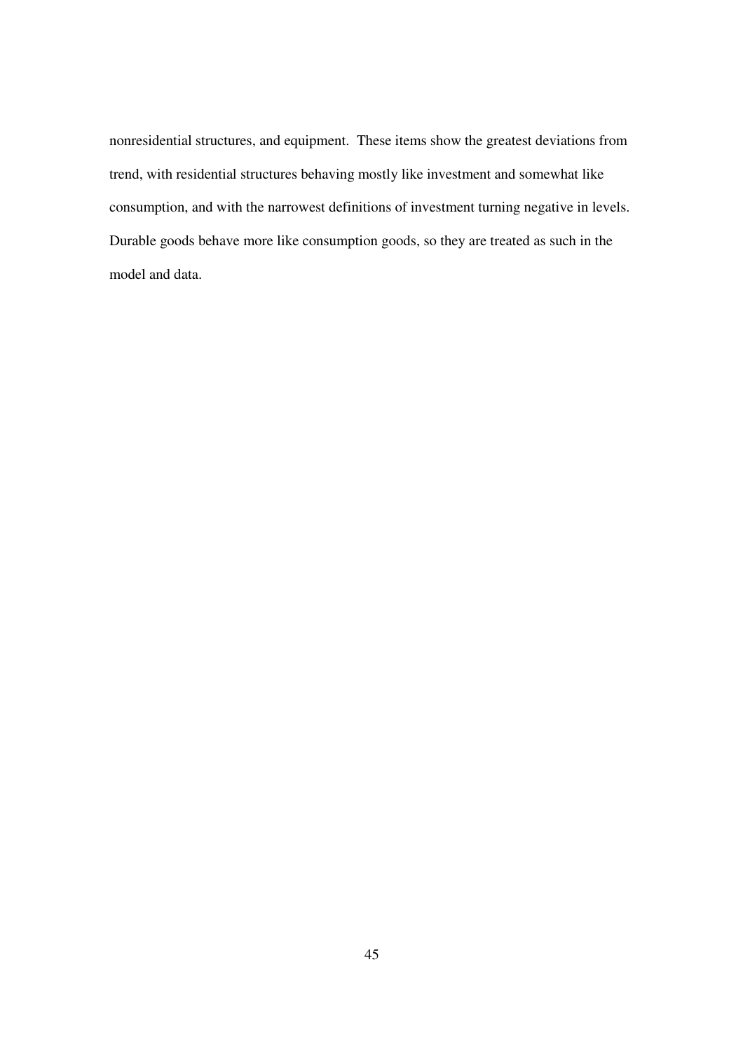nonresidential structures, and equipment. These items show the greatest deviations from trend, with residential structures behaving mostly like investment and somewhat like consumption, and with the narrowest definitions of investment turning negative in levels. Durable goods behave more like consumption goods, so they are treated as such in the model and data.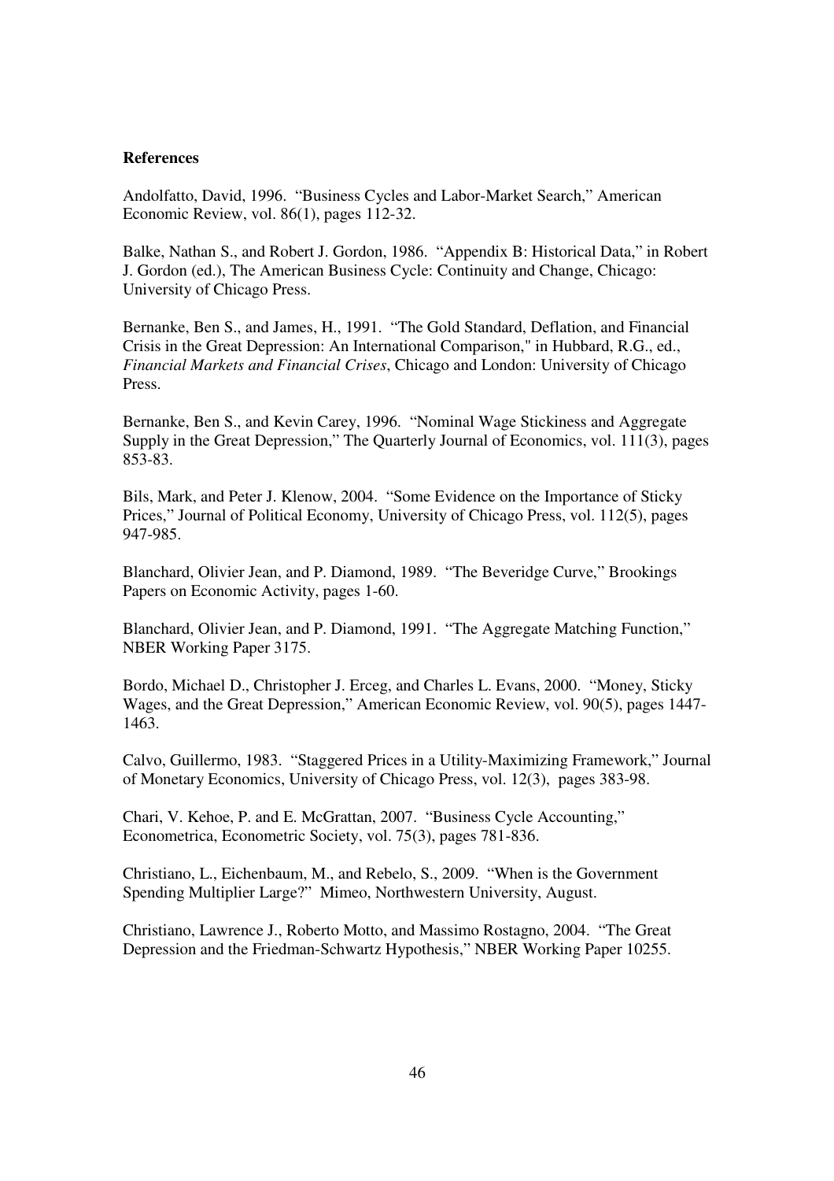**References**

Andolfatto, David, 1996. "Business Cycles and Labor-Market Search," American Economic Review, vol. 86(1), pages 112-32.

Balke, Nathan S., and Robert J. Gordon, 1986. "Appendix B: Historical Data," in Robert J. Gordon (ed.), The American Business Cycle: Continuity and Change, Chicago: University of Chicago Press.

Bernanke, Ben S., and James, H., 1991. "The Gold Standard, Deflation, and Financial Crisis in the Great Depression: An International Comparison," in Hubbard, R.G., ed., *Financial Markets and Financial Crises*, Chicago and London: University of Chicago Press.

Bernanke, Ben S., and Kevin Carey, 1996. "Nominal Wage Stickiness and Aggregate Supply in the Great Depression," The Quarterly Journal of Economics, vol. 111(3), pages 853-83.

Bils, Mark, and Peter J. Klenow, 2004. "Some Evidence on the Importance of Sticky Prices," Journal of Political Economy, University of Chicago Press, vol. 112(5), pages 947-985.

Blanchard, Olivier Jean, and P. Diamond, 1989. "The Beveridge Curve," Brookings Papers on Economic Activity, pages 1-60.

Blanchard, Olivier Jean, and P. Diamond, 1991. "The Aggregate Matching Function," NBER Working Paper 3175.

Bordo, Michael D., Christopher J. Erceg, and Charles L. Evans, 2000. "Money, Sticky Wages, and the Great Depression," American Economic Review, vol. 90(5), pages 1447-1463.

Calvo, Guillermo, 1983. "Staggered Prices in a Utility-Maximizing Framework," Journal of Monetary Economics, University of Chicago Press, vol. 12(3), pages 383-98.

Chari, V. Kehoe, P. and E. McGrattan, 2007. "Business Cycle Accounting," Econometrica, Econometric Society, vol. 75(3), pages 781-836.

Christiano, L., Eichenbaum, M., and Rebelo, S., 2009. "When is the Government Spending Multiplier Large?" Mimeo, Northwestern University, August.

Christiano, Lawrence J., Roberto Motto, and Massimo Rostagno, 2004. "The Great Depression and the Friedman-Schwartz Hypothesis," NBER Working Paper 10255.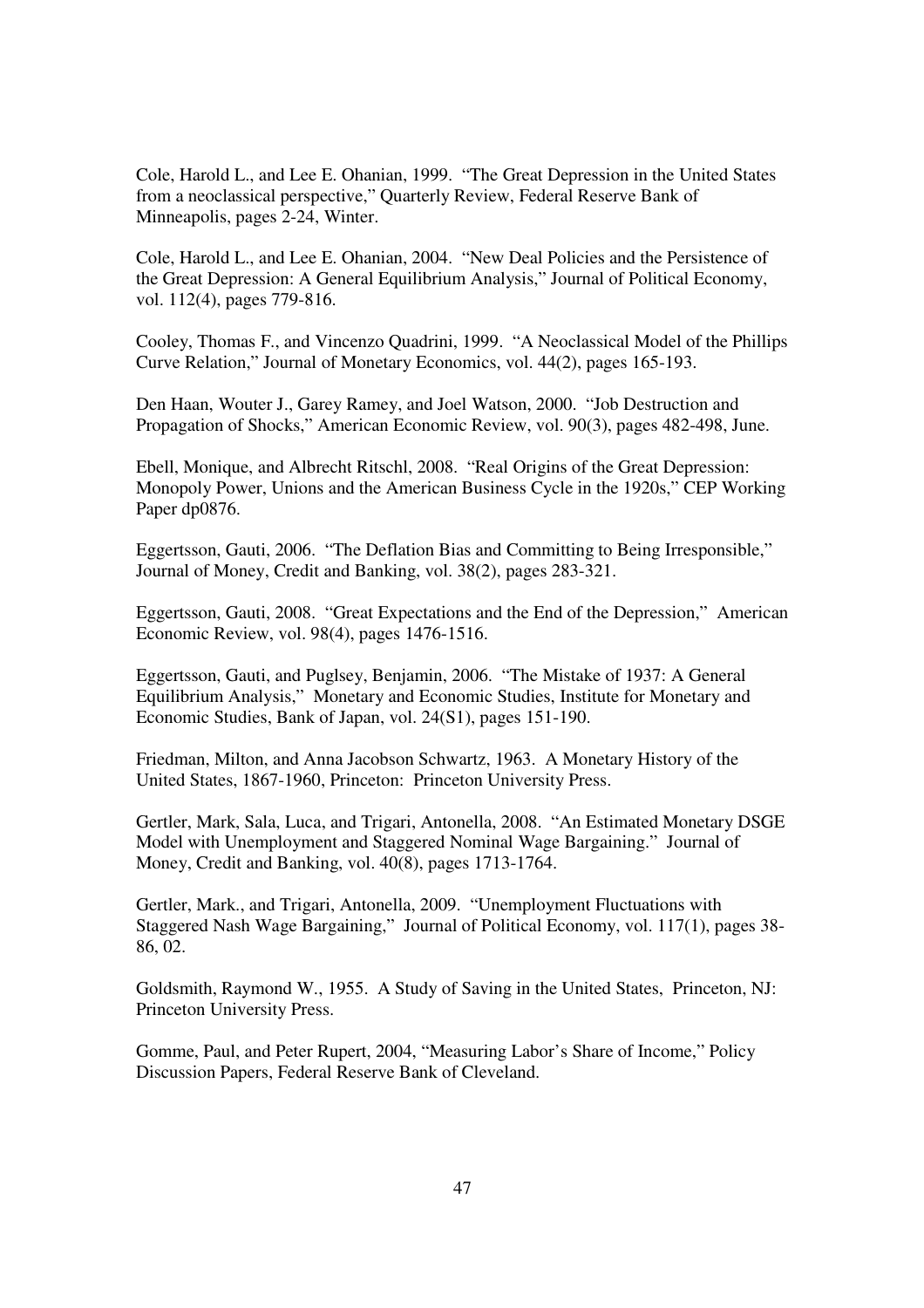Cole, Harold L., and Lee E. Ohanian, 1999. "The Great Depression in the United States from a neoclassical perspective," Quarterly Review, Federal Reserve Bank of Minneapolis, pages 2-24, Winter.

Cole, Harold L., and Lee E. Ohanian, 2004. "New Deal Policies and the Persistence of the Great Depression: A General Equilibrium Analysis," Journal of Political Economy, vol. 112(4), pages 779-816.

Cooley, Thomas F., and Vincenzo Quadrini, 1999. "A Neoclassical Model of the Phillips Curve Relation," Journal of Monetary Economics, vol. 44(2), pages 165-193.

Den Haan, Wouter J., Garey Ramey, and Joel Watson, 2000. "Job Destruction and Propagation of Shocks," American Economic Review, vol. 90(3), pages 482-498, June.

Ebell, Monique, and Albrecht Ritschl, 2008. "Real Origins of the Great Depression: Monopoly Power, Unions and the American Business Cycle in the 1920s," CEP Working Paper dp0876.

Eggertsson, Gauti, 2006. "The Deflation Bias and Committing to Being Irresponsible," Journal of Money, Credit and Banking, vol. 38(2), pages 283-321.

Eggertsson, Gauti, 2008. "Great Expectations and the End of the Depression," American Economic Review, vol. 98(4), pages 1476-1516.

Eggertsson, Gauti, and Puglsey, Benjamin, 2006. "The Mistake of 1937: A General Equilibrium Analysis," Monetary and Economic Studies, Institute for Monetary and Economic Studies, Bank of Japan, vol. 24(S1), pages 151-190.

Friedman, Milton, and Anna Jacobson Schwartz, 1963. A Monetary History of the United States, 1867-1960, Princeton: Princeton University Press.

Gertler, Mark, Sala, Luca, and Trigari, Antonella, 2008. "An Estimated Monetary DSGE Model with Unemployment and Staggered Nominal Wage Bargaining." Journal of Money, Credit and Banking, vol. 40(8), pages 1713-1764.

Gertler, Mark., and Trigari, Antonella, 2009. "Unemployment Fluctuations with Staggered Nash Wage Bargaining," Journal of Political Economy, vol. 117(1), pages 38-86, 02.

Goldsmith, Raymond W., 1955. A Study of Saving in the United States, Princeton, NJ: Princeton University Press.

Gomme, Paul, and Peter Rupert, 2004, "Measuring Labor's Share of Income," Policy Discussion Papers, Federal Reserve Bank of Cleveland.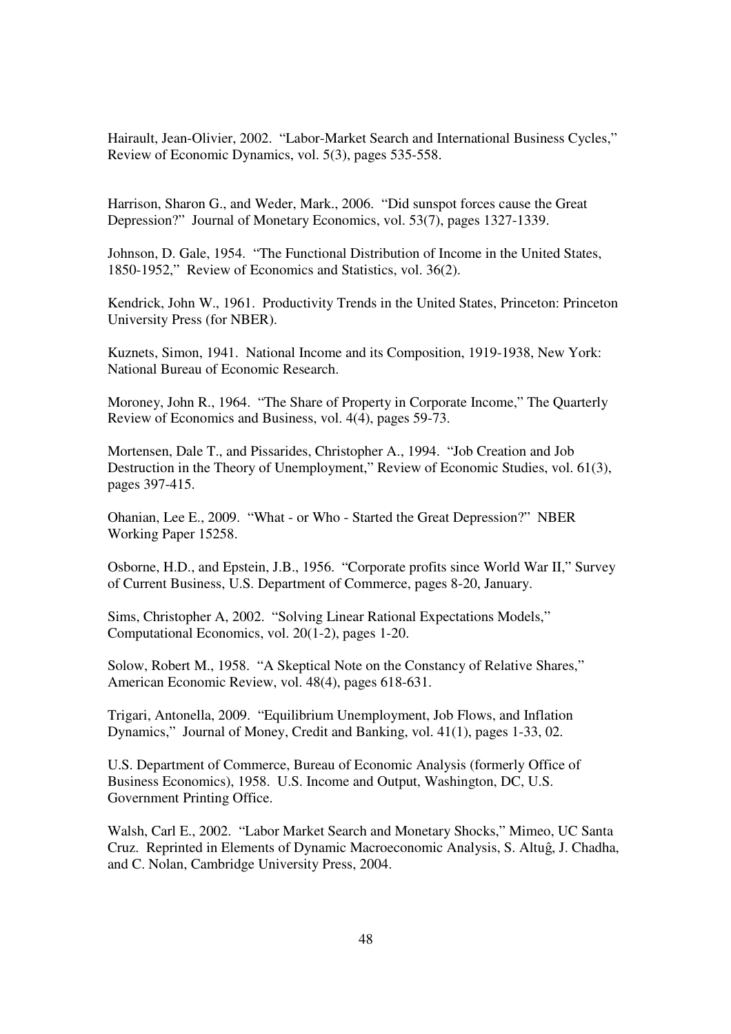Hairault, Jean-Olivier, 2002. "Labor-Market Search and International Business Cycles," Review of Economic Dynamics, vol. 5(3), pages 535-558.

Harrison, Sharon G., and Weder, Mark., 2006. "Did sunspot forces cause the Great Depression?" Journal of Monetary Economics, vol. 53(7), pages 1327-1339.

Johnson, D. Gale, 1954. "The Functional Distribution of Income in the United States, 1850-1952," Review of Economics and Statistics, vol. 36(2).

Kendrick, John W., 1961. Productivity Trends in the United States, Princeton: Princeton University Press (for NBER).

Kuznets, Simon, 1941. National Income and its Composition, 1919-1938, New York: National Bureau of Economic Research.

Moroney, John R., 1964. "The Share of Property in Corporate Income," The Quarterly Review of Economics and Business, vol. 4(4), pages 59-73.

Mortensen, Dale T., and Pissarides, Christopher A., 1994. "Job Creation and Job Destruction in the Theory of Unemployment," Review of Economic Studies, vol. 61(3), pages 397-415.

Ohanian, Lee E., 2009. "What - or Who - Started the Great Depression?" NBER Working Paper 15258.

Osborne, H.D., and Epstein, J.B., 1956. "Corporate profits since World War II," Survey of Current Business, U.S. Department of Commerce, pages 8-20, January.

Sims, Christopher A, 2002. "Solving Linear Rational Expectations Models," Computational Economics, vol. 20(1-2), pages 1-20.

Solow, Robert M., 1958. "A Skeptical Note on the Constancy of Relative Shares," American Economic Review, vol. 48(4), pages 618-631.

Trigari, Antonella, 2009. "Equilibrium Unemployment, Job Flows, and Inflation Dynamics," Journal of Money, Credit and Banking, vol. 41(1), pages 1-33, 02.

U.S. Department of Commerce, Bureau of Economic Analysis (formerly Office of Business Economics), 1958. U.S. Income and Output, Washington, DC, U.S. Government Printing Office.

Walsh, Carl E., 2002. "Labor Market Search and Monetary Shocks," Mimeo, UC Santa Cruz. Reprinted in Elements of Dynamic Macroeconomic Analysis, S. Altuĝ, J. Chadha, and C. Nolan, Cambridge University Press, 2004.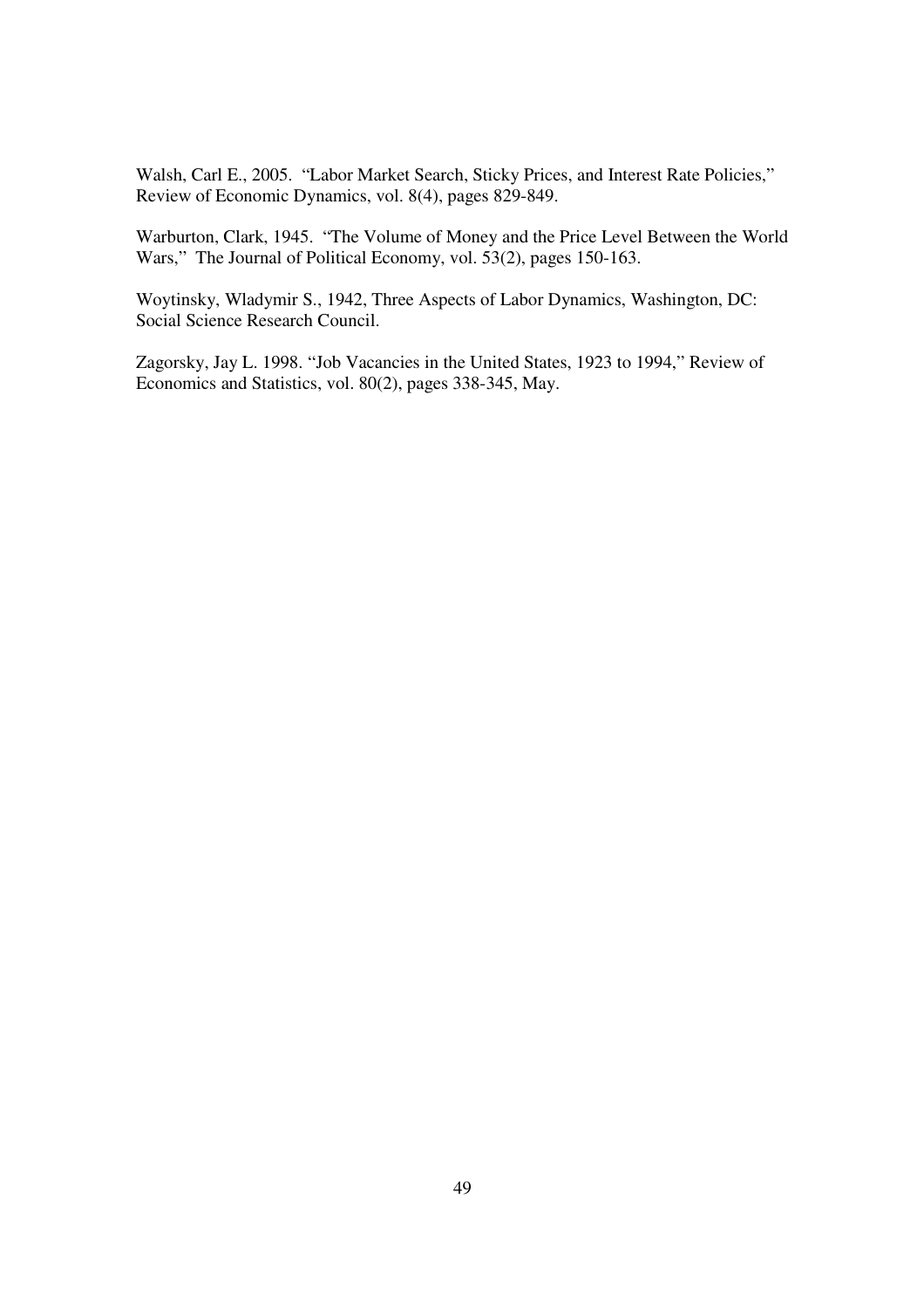Walsh, Carl E., 2005. "Labor Market Search, Sticky Prices, and Interest Rate Policies," Review of Economic Dynamics, vol. 8(4), pages 829-849.

Warburton, Clark, 1945. "The Volume of Money and the Price Level Between the World Wars," The Journal of Political Economy, vol. 53(2), pages 150-163.

Woytinsky, Wladymir S., 1942, Three Aspects of Labor Dynamics, Washington, DC: Social Science Research Council.

Zagorsky, Jay L. 1998. "Job Vacancies in the United States, 1923 to 1994," Review of Economics and Statistics, vol. 80(2), pages 338-345, May.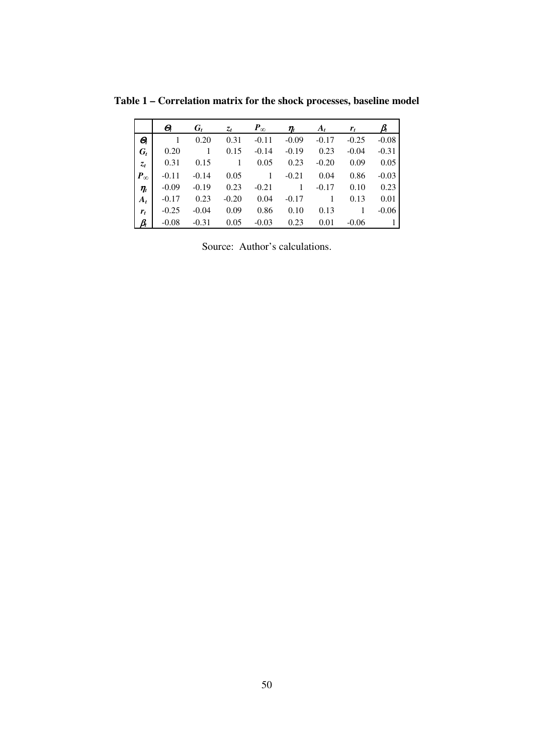**Table 1 – Correlation matrix for the shock processes, baseline model**

| | $\Theta_t$ | $G_t$ | $z_t$ | $P_\infty$ | $\eta_t$ | $A_t$ | $r_t$ | $\beta_t$ |
|---|---|---|---|---|---|---|---|---|
| $\Theta_t$ | 1 | 0.20 | 0.31 | -0.11 | -0.09 | -0.17 | -0.25 | -0.08 |
| $G_t$ | 0.20 | 1 | 0.15 | -0.14 | -0.19 | 0.23 | -0.04 | -0.31 |
| $z_t$ | 0.31 | 0.15 | 1 | 0.05 | 0.23 | -0.20 | 0.09 | 0.05 |
| $P_\infty$ | -0.11 | -0.14 | 0.05 | 1 | -0.21 | 0.04 | 0.86 | -0.03 |
| $\eta_t$ | -0.09 | -0.19 | 0.23 | -0.21 | 1 | -0.17 | 0.10 | 0.23 |
| $A_t$ | -0.17 | 0.23 | -0.20 | 0.04 | -0.17 | 1 | 0.13 | 0.01 |
| $r_t$ | -0.25 | -0.04 | 0.09 | 0.86 | 0.10 | 0.13 | 1 | -0.06 |
| $\beta_t$ | -0.08 | -0.31 | 0.05 | -0.03 | 0.23 | 0.01 | -0.06 | 1 |

Source: Author's calculations.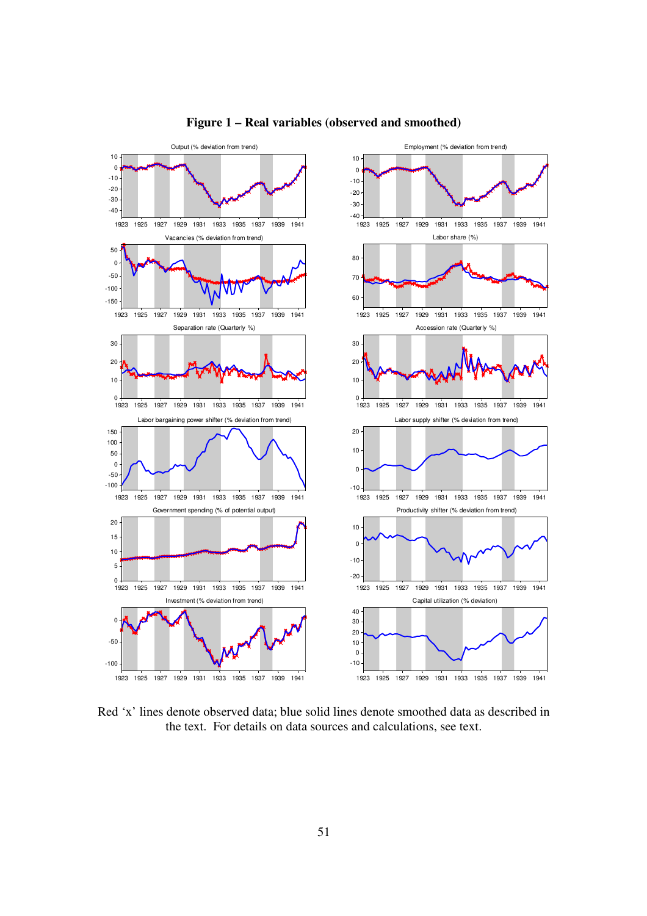**Figure 1 – Real variables (observed and smoothed)**

Red 'x' lines denote observed data; blue solid lines denote smoothed data as described in the text. For details on data sources and calculations, see text.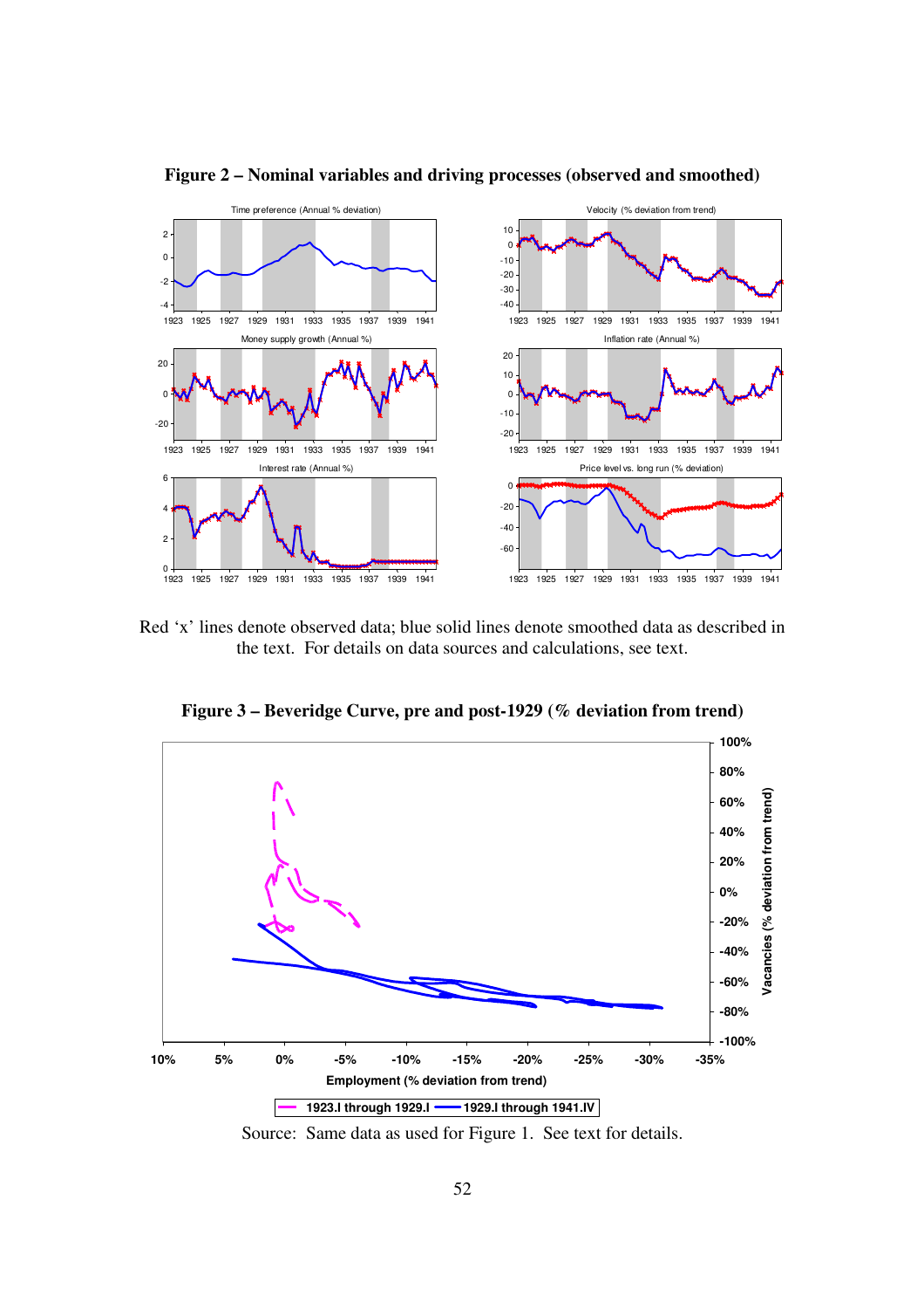**Figure 2 – Nominal variables and driving processes (observed and smoothed)**

Red 'x' lines denote observed data; blue solid lines denote smoothed data as described in the text. For details on data sources and calculations, see text.

**Figure 3 – Beveridge Curve, pre and post-1929 (% deviation from trend)**

Source: Same data as used for Figure 1. See text for details.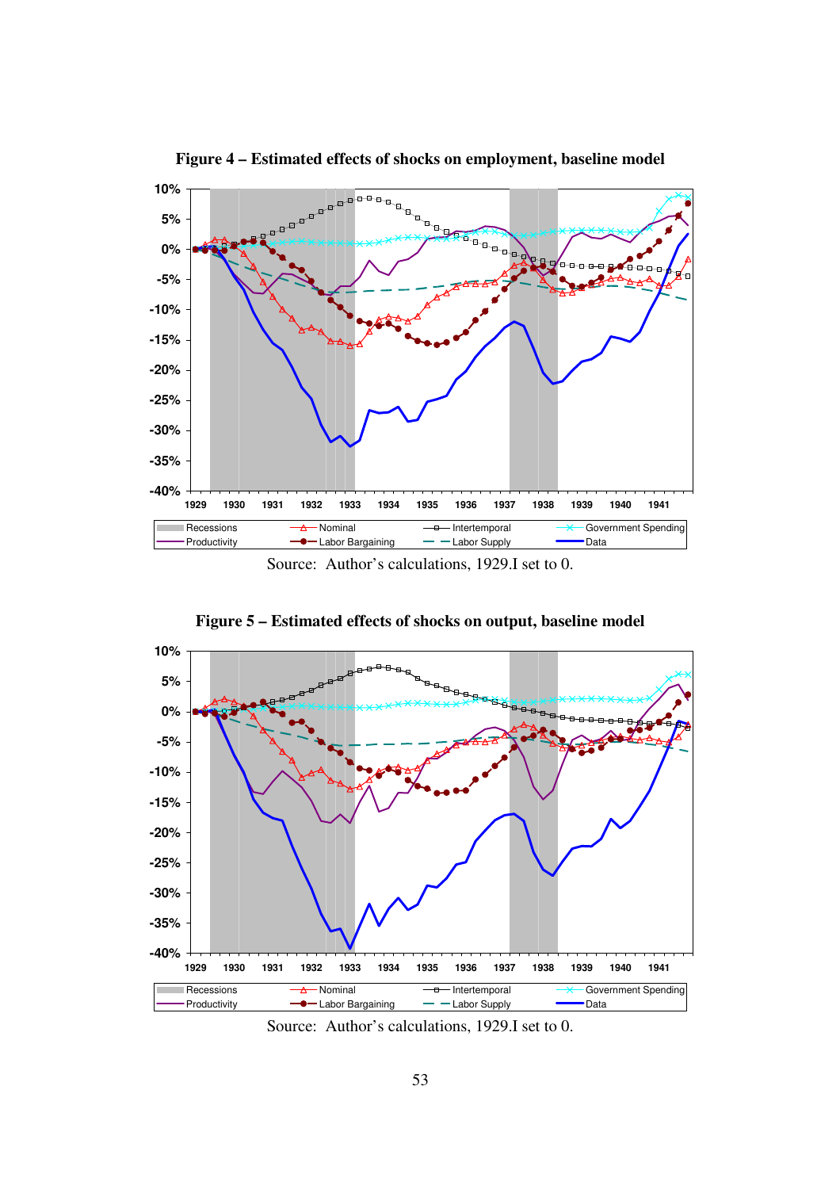**Figure 4 – Estimated effects of shocks on employment, baseline model**

Source: Author's calculations, 1929.I set to 0.

**Figure 5 – Estimated effects of shocks on output, baseline model**

Source: Author's calculations, 1929.I set to 0.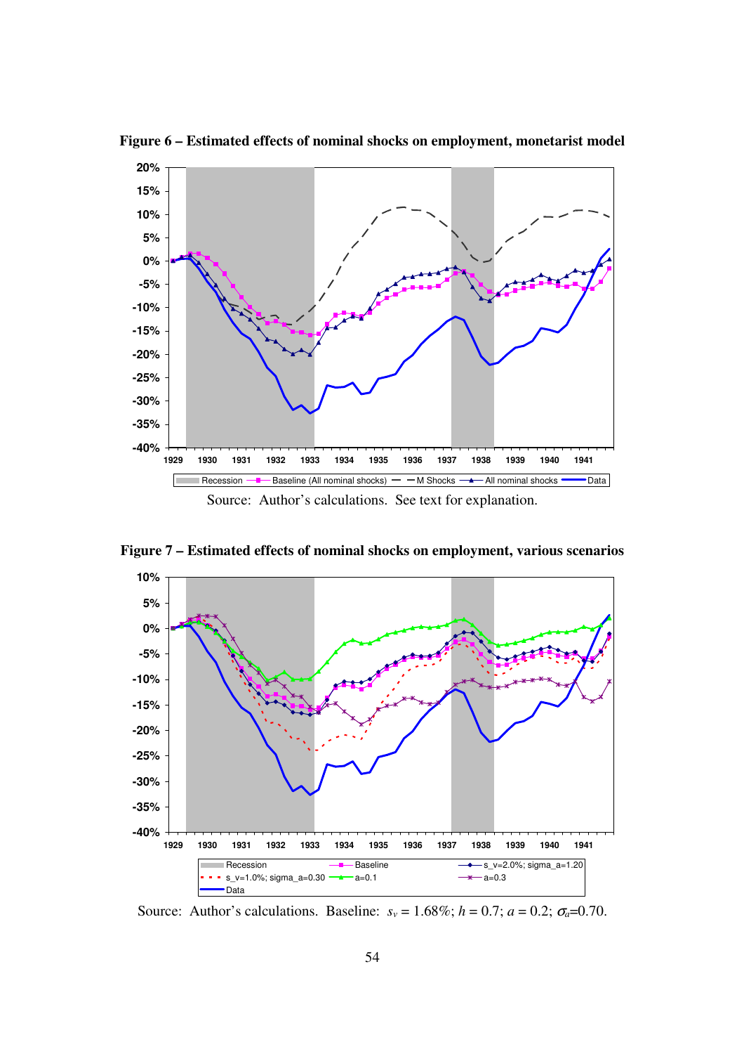**Figure 6 – Estimated effects of nominal shocks on employment, monetarist model**

Source: Author's calculations. See text for explanation.

**Figure 7 – Estimated effects of nominal shocks on employment, various scenarios**

Source: Author's calculations. Baseline: $s_v = 1.68\%$; $h = 0.7$; $a = 0.2$; $\sigma_a$=0.70.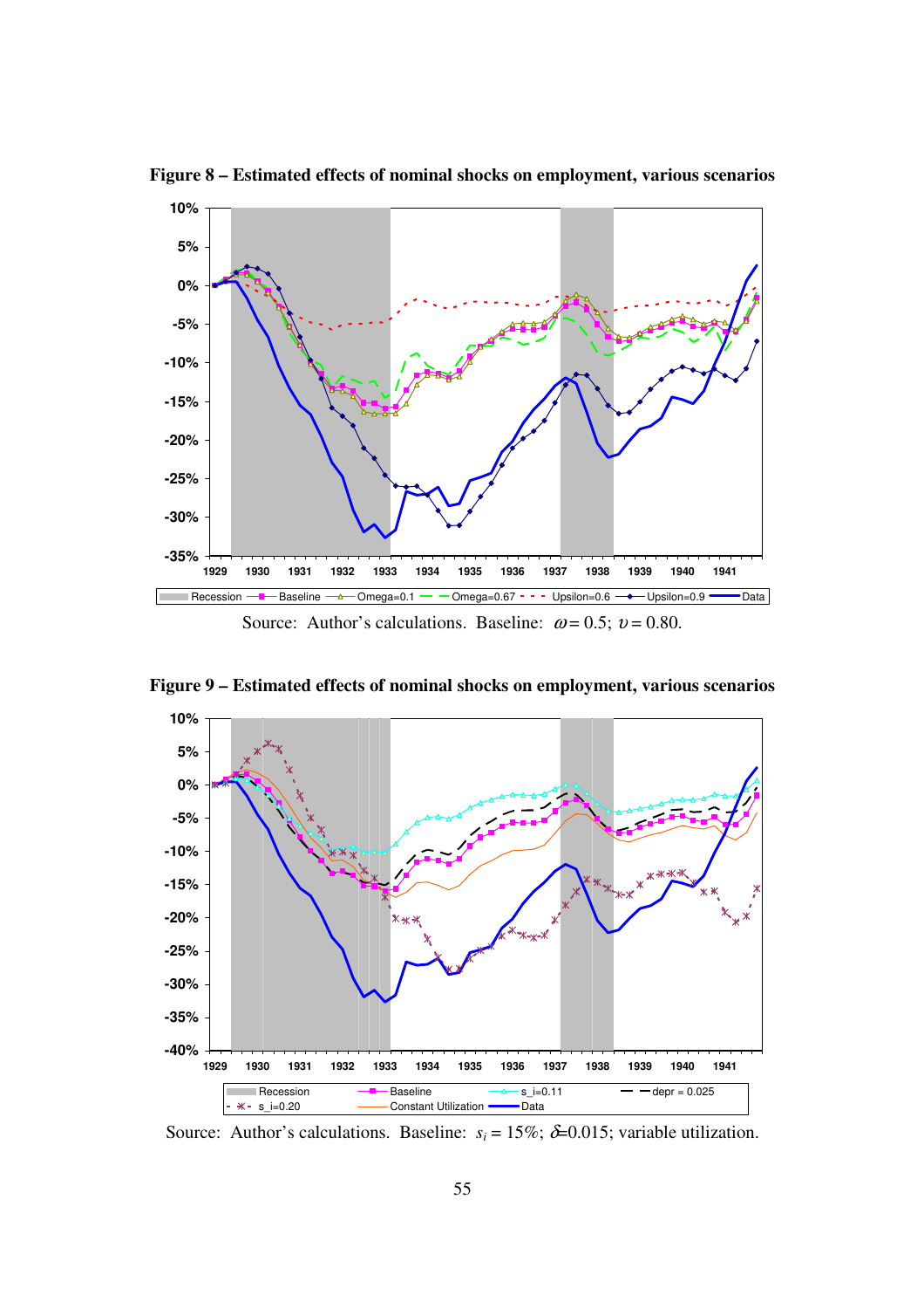**Figure 8 – Estimated effects of nominal shocks on employment, various scenarios**

Source: Author's calculations. Baseline: $\omega = 0.5$; $\upsilon = 0.80$.

**Figure 9 – Estimated effects of nominal shocks on employment, various scenarios**

Source: Author's calculations. Baseline: $s_i = 15\%$; $\delta$=0.015; variable utilization.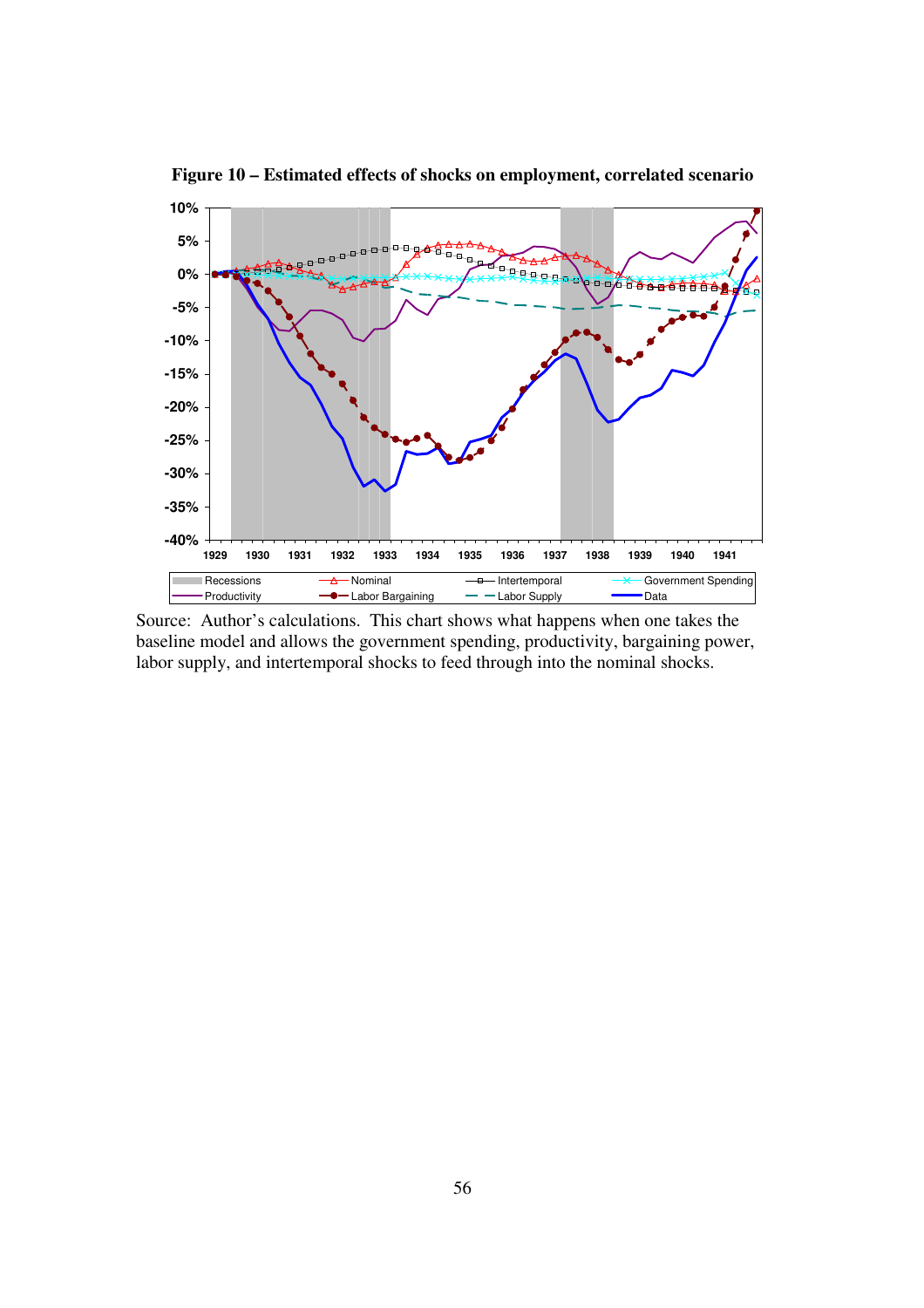**Figure 10 – Estimated effects of shocks on employment, correlated scenario**

10%
5%
0%
-5%
-10%
-15%
-20%
-25%
-30%
-35%
-40%

1929 1930 1931 1932 1933 1934 1935 1936 1937 1938 1939 1940 1941

Recessions
Nominal
Intertemporal
Government Spending
Productivity
Labor Bargaining
Labor Supply
Data

Source: Author's calculations. This chart shows what happens when one takes the baseline model and allows the government spending, productivity, bargaining power, labor supply, and intertemporal shocks to feed through into the nominal shocks.